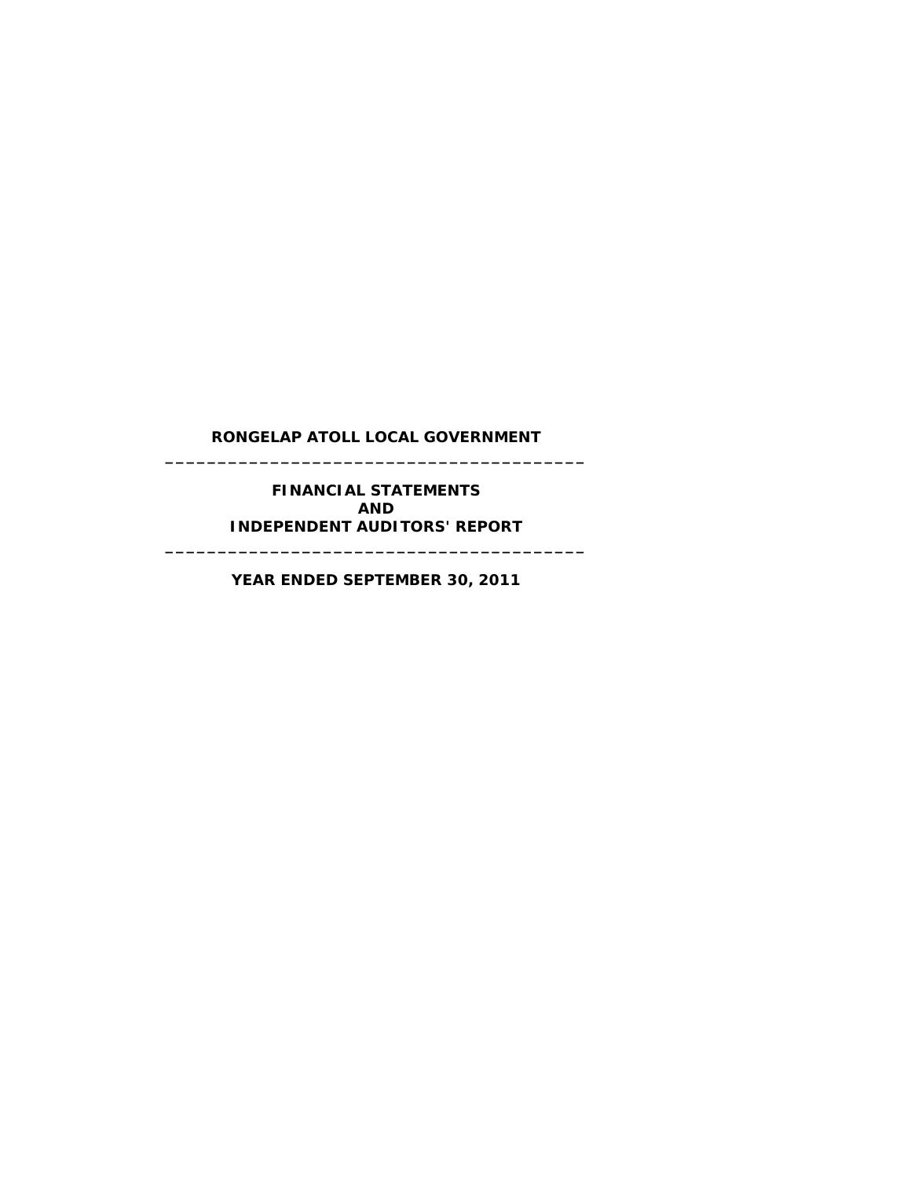# RONGELAP ATOLL LOCAL GOVERNMENT

---

## FINANCIAL STATEMENTS
## AND
## INDEPENDENT AUDITORS' REPORT

---

### YEAR ENDED SEPTEMBER 30, 2011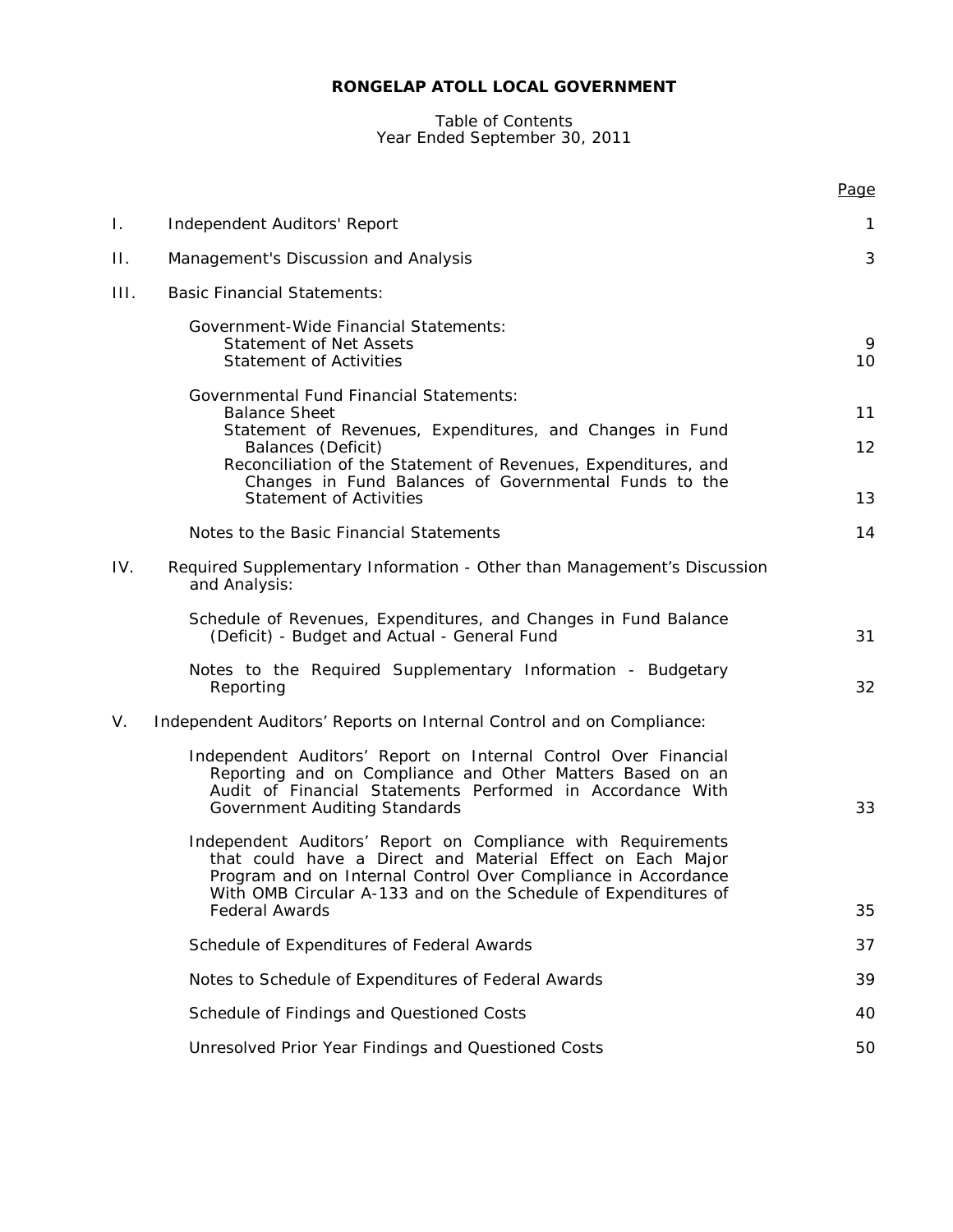# RONGELAP ATOLL LOCAL GOVERNMENT

Table of Contents
Year Ended September 30, 2011

| | | Page |
|---|---|---|
| I. | Independent Auditors' Report | 1 |
| II. | Management's Discussion and Analysis | 3 |
| III. | Basic Financial Statements: | |
| | Government-Wide Financial Statements: | |
| | Statement of Net Assets | 9 |
| | Statement of Activities | 10 |
| | Governmental Fund Financial Statements: | |
| | Balance Sheet | 11 |
| | Statement of Revenues, Expenditures, and Changes in Fund Balances (Deficit) | 12 |
| | Reconciliation of the Statement of Revenues, Expenditures, and Changes in Fund Balances of Governmental Funds to the Statement of Activities | 13 |
| | Notes to the Basic Financial Statements | 14 |
| IV. | Required Supplementary Information - Other than Management's Discussion and Analysis: | |
| | Schedule of Revenues, Expenditures, and Changes in Fund Balance (Deficit) - Budget and Actual - General Fund | 31 |
| | Notes to the Required Supplementary Information - Budgetary Reporting | 32 |
| V. | Independent Auditors' Reports on Internal Control and on Compliance: | |
| | Independent Auditors' Report on Internal Control Over Financial Reporting and on Compliance and Other Matters Based on an Audit of Financial Statements Performed in Accordance With Government Auditing Standards | 33 |
| | Independent Auditors' Report on Compliance with Requirements that could have a Direct and Material Effect on Each Major Program and on Internal Control Over Compliance in Accordance With OMB Circular A-133 and on the Schedule of Expenditures of Federal Awards | 35 |
| | Schedule of Expenditures of Federal Awards | 37 |
| | Notes to Schedule of Expenditures of Federal Awards | 39 |
| | Schedule of Findings and Questioned Costs | 40 |
| | Unresolved Prior Year Findings and Questioned Costs | 50 |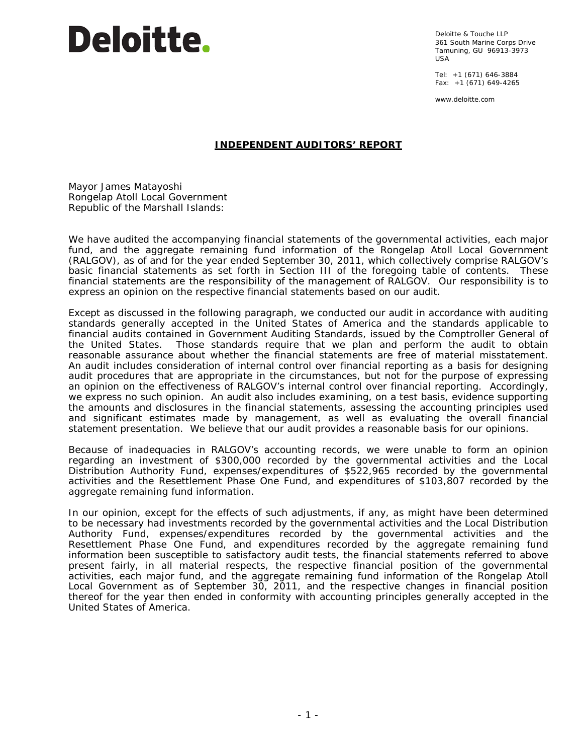Deloitte.

Deloitte & Touche LLP
361 South Marine Corps Drive
Tamuning, GU 96913-3973
USA

Tel: +1 (671) 646-3884
Fax: +1 (671) 649-4265

www.deloitte.com

## INDEPENDENT AUDITORS' REPORT

Mayor James Matayoshi
Rongelap Atoll Local Government
Republic of the Marshall Islands:

We have audited the accompanying financial statements of the governmental activities, each major fund, and the aggregate remaining fund information of the Rongelap Atoll Local Government (RALGOV), as of and for the year ended September 30, 2011, which collectively comprise RALGOV's basic financial statements as set forth in Section III of the foregoing table of contents. These financial statements are the responsibility of the management of RALGOV. Our responsibility is to express an opinion on the respective financial statements based on our audit.

Except as discussed in the following paragraph, we conducted our audit in accordance with auditing standards generally accepted in the United States of America and the standards applicable to financial audits contained in Government Auditing Standards, issued by the Comptroller General of the United States. Those standards require that we plan and perform the audit to obtain reasonable assurance about whether the financial statements are free of material misstatement. An audit includes consideration of internal control over financial reporting as a basis for designing audit procedures that are appropriate in the circumstances, but not for the purpose of expressing an opinion on the effectiveness of RALGOV's internal control over financial reporting. Accordingly, we express no such opinion. An audit also includes examining, on a test basis, evidence supporting the amounts and disclosures in the financial statements, assessing the accounting principles used and significant estimates made by management, as well as evaluating the overall financial statement presentation. We believe that our audit provides a reasonable basis for our opinions.

Because of inadequacies in RALGOV's accounting records, we were unable to form an opinion regarding an investment of $300,000 recorded by the governmental activities and the Local Distribution Authority Fund, expenses/expenditures of $522,965 recorded by the governmental activities and the Resettlement Phase One Fund, and expenditures of $103,807 recorded by the aggregate remaining fund information.

In our opinion, except for the effects of such adjustments, if any, as might have been determined to be necessary had investments recorded by the governmental activities and the Local Distribution Authority Fund, expenses/expenditures recorded by the governmental activities and the Resettlement Phase One Fund, and expenditures recorded by the aggregate remaining fund information been susceptible to satisfactory audit tests, the financial statements referred to above present fairly, in all material respects, the respective financial position of the governmental activities, each major fund, and the aggregate remaining fund information of the Rongelap Atoll Local Government as of September 30, 2011, and the respective changes in financial position thereof for the year then ended in conformity with accounting principles generally accepted in the United States of America.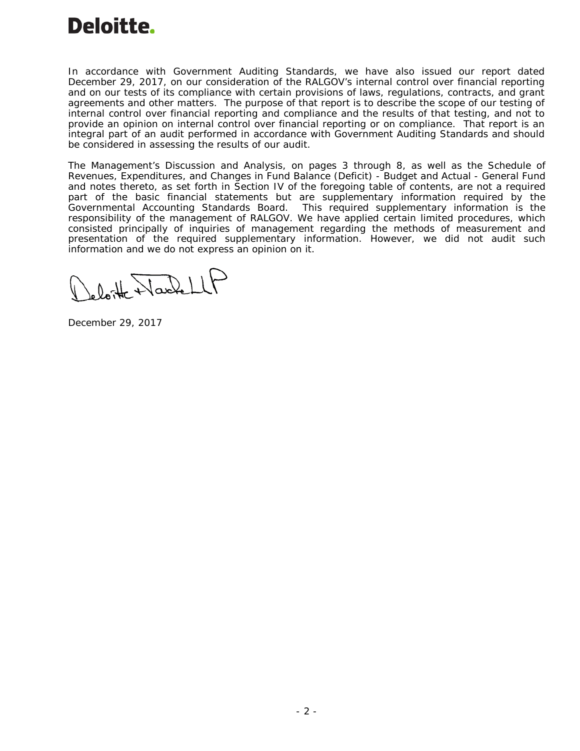# Deloitte.

In accordance with Government Auditing Standards, we have also issued our report dated December 29, 2017, on our consideration of the RALGOV's internal control over financial reporting and on our tests of its compliance with certain provisions of laws, regulations, contracts, and grant agreements and other matters. The purpose of that report is to describe the scope of our testing of internal control over financial reporting and compliance and the results of that testing, and not to provide an opinion on internal control over financial reporting or on compliance. That report is an integral part of an audit performed in accordance with Government Auditing Standards and should be considered in assessing the results of our audit.

The Management's Discussion and Analysis, on pages 3 through 8, as well as the Schedule of Revenues, Expenditures, and Changes in Fund Balance (Deficit) - Budget and Actual - General Fund and notes thereto, as set forth in Section IV of the foregoing table of contents, are not a required part of the basic financial statements but are supplementary information required by the Governmental Accounting Standards Board. This required supplementary information is the responsibility of the management of RALGOV. We have applied certain limited procedures, which consisted principally of inquiries of management regarding the methods of measurement and presentation of the required supplementary information. However, we did not audit such information and we do not express an opinion on it.

Deloitte & Touche LLP

December 29, 2017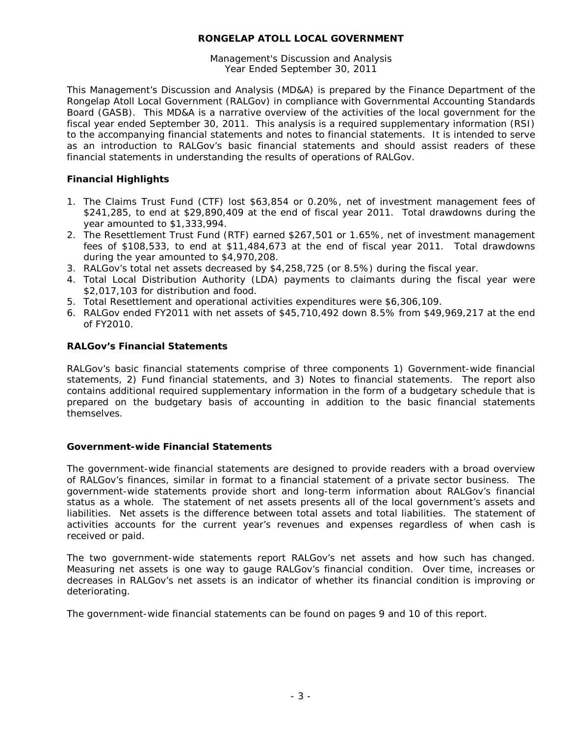# RONGELAP ATOLL LOCAL GOVERNMENT

Management's Discussion and Analysis
Year Ended September 30, 2011

This Management's Discussion and Analysis (MD&A) is prepared by the Finance Department of the Rongelap Atoll Local Government (RALGov) in compliance with Governmental Accounting Standards Board (GASB). This MD&A is a narrative overview of the activities of the local government for the fiscal year ended September 30, 2011. This analysis is a required supplementary information (RSI) to the accompanying financial statements and notes to financial statements. It is intended to serve as an introduction to RALGov's basic financial statements and should assist readers of these financial statements in understanding the results of operations of RALGov.

## Financial Highlights

1. The Claims Trust Fund (CTF) lost $63,854 or 0.20%, net of investment management fees of $241,285, to end at $29,890,409 at the end of fiscal year 2011. Total drawdowns during the year amounted to $1,333,994.
2. The Resettlement Trust Fund (RTF) earned $267,501 or 1.65%, net of investment management fees of $108,533, to end at $11,484,673 at the end of fiscal year 2011. Total drawdowns during the year amounted to $4,970,208.
3. RALGov's total net assets decreased by $4,258,725 (or 8.5%) during the fiscal year.
4. Total Local Distribution Authority (LDA) payments to claimants during the fiscal year were $2,017,103 for distribution and food.
5. Total Resettlement and operational activities expenditures were $6,306,109.
6. RALGov ended FY2011 with net assets of $45,710,492 down 8.5% from $49,969,217 at the end of FY2010.

## RALGov's Financial Statements

RALGov's basic financial statements comprise of three components 1) Government-wide financial statements, 2) Fund financial statements, and 3) Notes to financial statements. The report also contains additional required supplementary information in the form of a budgetary schedule that is prepared on the budgetary basis of accounting in addition to the basic financial statements themselves.

## Government-wide Financial Statements

The government-wide financial statements are designed to provide readers with a broad overview of RALGov's finances, similar in format to a financial statement of a private sector business. The government-wide statements provide short and long-term information about RALGov's financial status as a whole. The statement of net assets presents all of the local government's assets and liabilities. Net assets is the difference between total assets and total liabilities. The statement of activities accounts for the current year's revenues and expenses regardless of when cash is received or paid.

The two government-wide statements report RALGov's net assets and how such has changed. Measuring net assets is one way to gauge RALGov's financial condition. Over time, increases or decreases in RALGov's net assets is an indicator of whether its financial condition is improving or deteriorating.

The government-wide financial statements can be found on pages 9 and 10 of this report.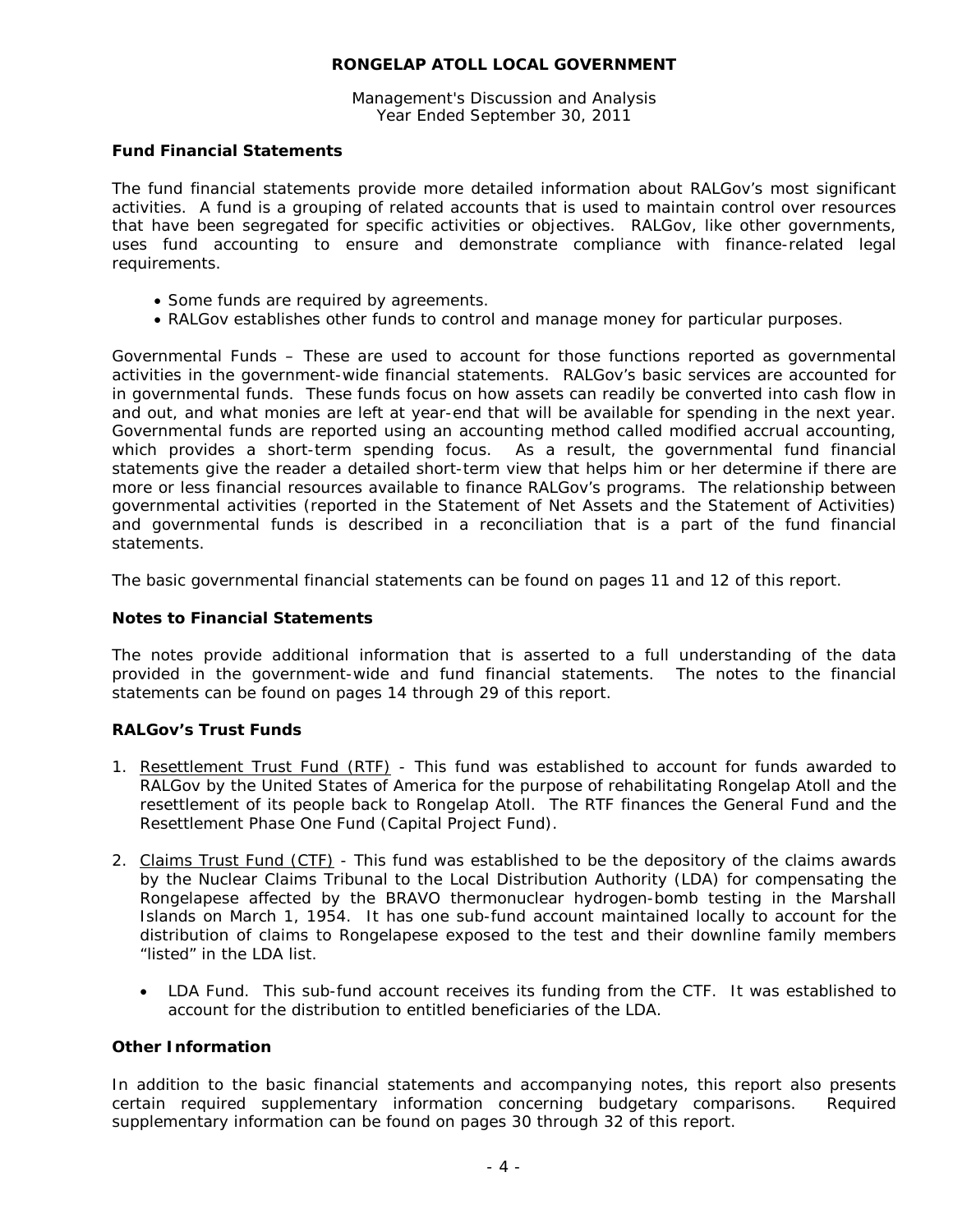## Fund Financial Statements

The fund financial statements provide more detailed information about RALGov's most significant activities. A fund is a grouping of related accounts that is used to maintain control over resources that have been segregated for specific activities or objectives. RALGov, like other governments, uses fund accounting to ensure and demonstrate compliance with finance-related legal requirements.

- Some funds are required by agreements.
- RALGov establishes other funds to control and manage money for particular purposes.

Governmental Funds – These are used to account for those functions reported as governmental activities in the government-wide financial statements. RALGov's basic services are accounted for in governmental funds. These funds focus on how assets can readily be converted into cash flow in and out, and what monies are left at year-end that will be available for spending in the next year. Governmental funds are reported using an accounting method called modified accrual accounting, which provides a short-term spending focus. As a result, the governmental fund financial statements give the reader a detailed short-term view that helps him or her determine if there are more or less financial resources available to finance RALGov's programs. The relationship between governmental activities (reported in the Statement of Net Assets and the Statement of Activities) and governmental funds is described in a reconciliation that is a part of the fund financial statements.

The basic governmental financial statements can be found on pages 11 and 12 of this report.

## Notes to Financial Statements

The notes provide additional information that is asserted to a full understanding of the data provided in the government-wide and fund financial statements. The notes to the financial statements can be found on pages 14 through 29 of this report.

## RALGov's Trust Funds

1. Resettlement Trust Fund (RTF) - This fund was established to account for funds awarded to RALGov by the United States of America for the purpose of rehabilitating Rongelap Atoll and the resettlement of its people back to Rongelap Atoll. The RTF finances the General Fund and the Resettlement Phase One Fund (Capital Project Fund).

2. Claims Trust Fund (CTF) - This fund was established to be the depository of the claims awards by the Nuclear Claims Tribunal to the Local Distribution Authority (LDA) for compensating the Rongelapese affected by the BRAVO thermonuclear hydrogen-bomb testing in the Marshall Islands on March 1, 1954. It has one sub-fund account maintained locally to account for the distribution of claims to Rongelapese exposed to the test and their downline family members "listed" in the LDA list.

   - LDA Fund. This sub-fund account receives its funding from the CTF. It was established to account for the distribution to entitled beneficiaries of the LDA.

## Other Information

In addition to the basic financial statements and accompanying notes, this report also presents certain required supplementary information concerning budgetary comparisons. Required supplementary information can be found on pages 30 through 32 of this report.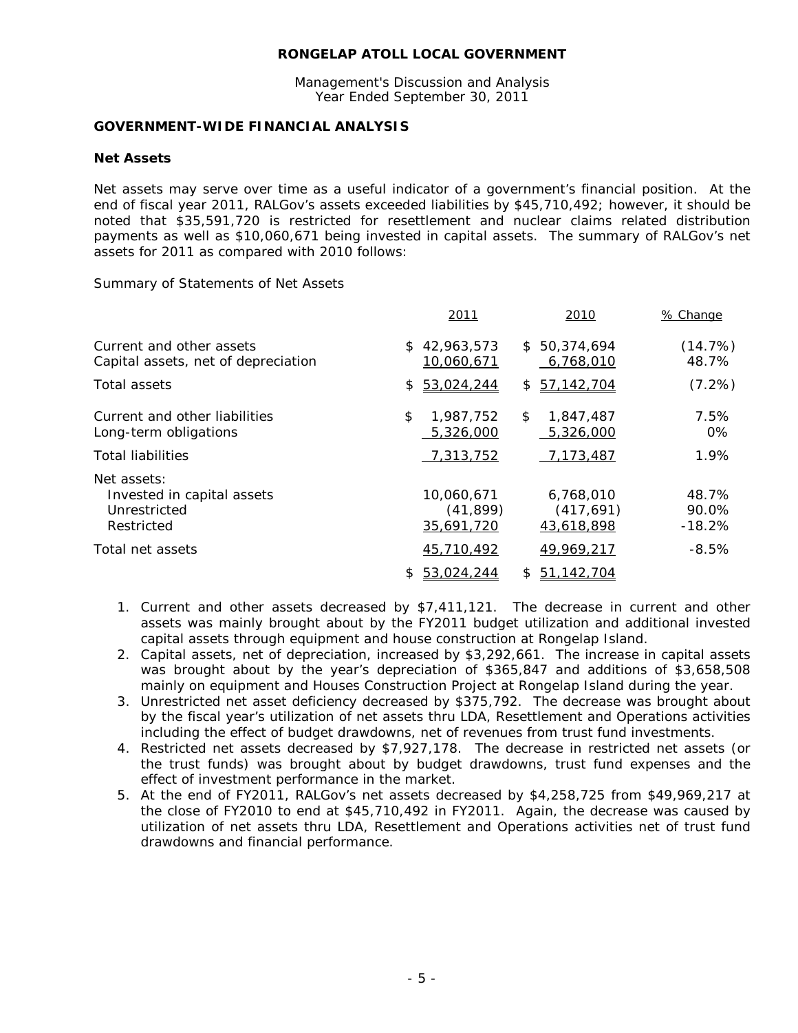**RONGELAP ATOLL LOCAL GOVERNMENT**

Management's Discussion and Analysis
Year Ended September 30, 2011

## GOVERNMENT-WIDE FINANCIAL ANALYSIS

### Net Assets

Net assets may serve over time as a useful indicator of a government's financial position. At the end of fiscal year 2011, RALGov's assets exceeded liabilities by $45,710,492; however, it should be noted that $35,591,720 is restricted for resettlement and nuclear claims related distribution payments as well as $10,060,671 being invested in capital assets. The summary of RALGov's net assets for 2011 as compared with 2010 follows:

Summary of Statements of Net Assets

| | 2011 | 2010 | % Change |
|---|---|---|---|
| Current and other assets | $ 42,963,573 | $ 50,374,694 | (14.7%) |
| Capital assets, net of depreciation | 10,060,671 | 6,768,010 | 48.7% |
| Total assets | $ 53,024,244 | $ 57,142,704 | (7.2%) |
| Current and other liabilities | $ 1,987,752 | $ 1,847,487 | 7.5% |
| Long-term obligations | 5,326,000 | 5,326,000 | 0% |
| Total liabilities | 7,313,752 | 7,173,487 | 1.9% |
| Net assets: | | | |
| Invested in capital assets | 10,060,671 | 6,768,010 | 48.7% |
| Unrestricted | (41,899) | (417,691) | 90.0% |
| Restricted | 35,691,720 | 43,618,898 | -18.2% |
| Total net assets | 45,710,492 | 49,969,217 | -8.5% |
| | $ 53,024,244 | $ 51,142,704 | |

1. Current and other assets decreased by $7,411,121. The decrease in current and other assets was mainly brought about by the FY2011 budget utilization and additional invested capital assets through equipment and house construction at Rongelap Island.
2. Capital assets, net of depreciation, increased by $3,292,661. The increase in capital assets was brought about by the year's depreciation of $365,847 and additions of $3,658,508 mainly on equipment and Houses Construction Project at Rongelap Island during the year.
3. Unrestricted net asset deficiency decreased by $375,792. The decrease was brought about by the fiscal year's utilization of net assets thru LDA, Resettlement and Operations activities including the effect of budget drawdowns, net of revenues from trust fund investments.
4. Restricted net assets decreased by $7,927,178. The decrease in restricted net assets (or the trust funds) was brought about by budget drawdowns, trust fund expenses and the effect of investment performance in the market.
5. At the end of FY2011, RALGov's net assets decreased by $4,258,725 from $49,969,217 at the close of FY2010 to end at $45,710,492 in FY2011. Again, the decrease was caused by utilization of net assets thru LDA, Resettlement and Operations activities net of trust fund drawdowns and financial performance.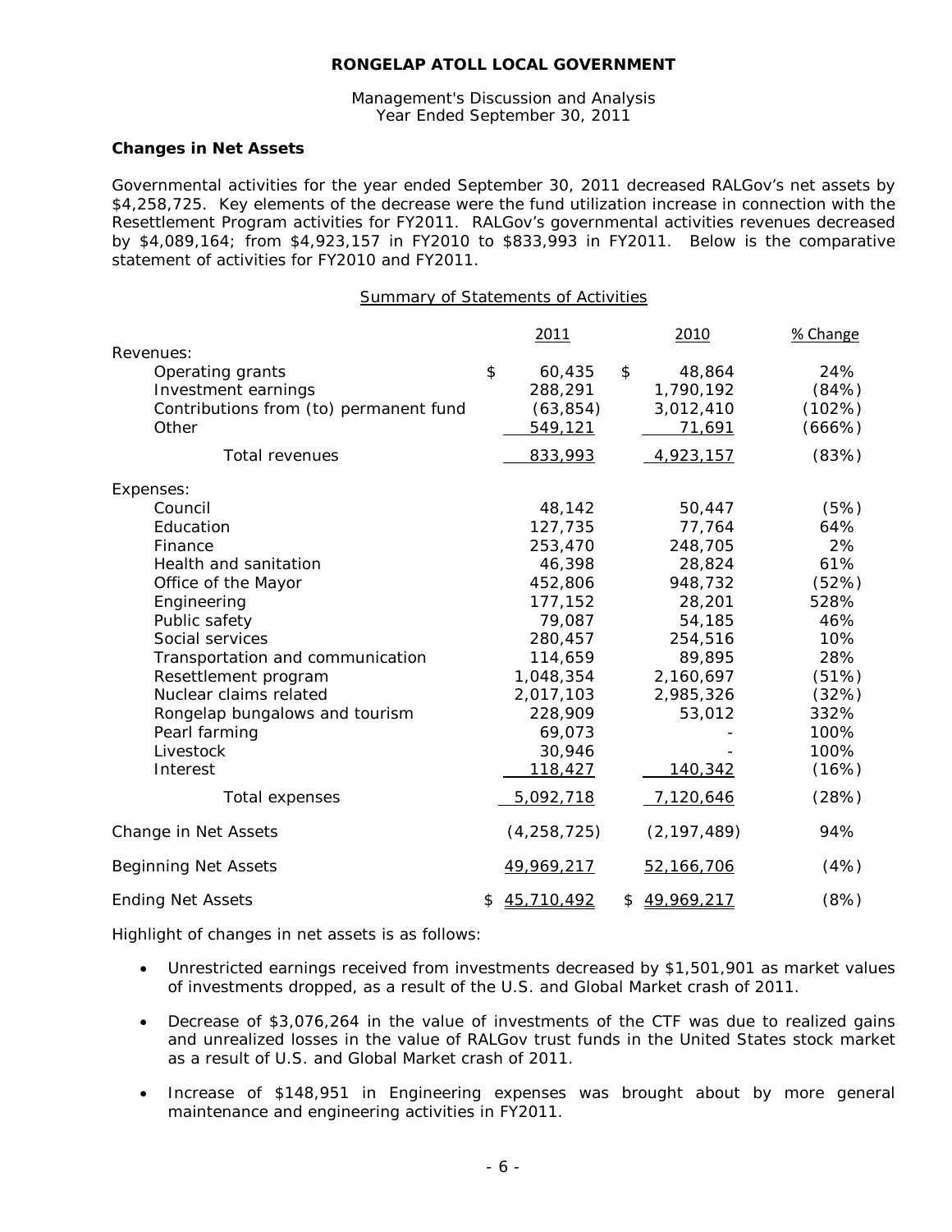## RONGELAP ATOLL LOCAL GOVERNMENT

Management's Discussion and Analysis
Year Ended September 30, 2011

### Changes in Net Assets

Governmental activities for the year ended September 30, 2011 decreased RALGov's net assets by $4,258,725. Key elements of the decrease were the fund utilization increase in connection with the Resettlement Program activities for FY2011. RALGov's governmental activities revenues decreased by $4,089,164; from $4,923,157 in FY2010 to $833,993 in FY2011. Below is the comparative statement of activities for FY2010 and FY2011.

Summary of Statements of Activities

| | 2011 | 2010 | % Change |
|---|---|---|---|
| Revenues: | | | |
| Operating grants | $ 60,435 | $ 48,864 | 24% |
| Investment earnings | 288,291 | 1,790,192 | (84%) |
| Contributions from (to) permanent fund | (63,854) | 3,012,410 | (102%) |
| Other | 549,121 | 71,691 | (666%) |
| Total revenues | 833,993 | 4,923,157 | (83%) |
| Expenses: | | | |
| Council | 48,142 | 50,447 | (5%) |
| Education | 127,735 | 77,764 | 64% |
| Finance | 253,470 | 248,705 | 2% |
| Health and sanitation | 46,398 | 28,824 | 61% |
| Office of the Mayor | 452,806 | 948,732 | (52%) |
| Engineering | 177,152 | 28,201 | 528% |
| Public safety | 79,087 | 54,185 | 46% |
| Social services | 280,457 | 254,516 | 10% |
| Transportation and communication | 114,659 | 89,895 | 28% |
| Resettlement program | 1,048,354 | 2,160,697 | (51%) |
| Nuclear claims related | 2,017,103 | 2,985,326 | (32%) |
| Rongelap bungalows and tourism | 228,909 | 53,012 | 332% |
| Pearl farming | 69,073 | - | 100% |
| Livestock | 30,946 | - | 100% |
| Interest | 118,427 | 140,342 | (16%) |
| Total expenses | 5,092,718 | 7,120,646 | (28%) |
| Change in Net Assets | (4,258,725) | (2,197,489) | 94% |
| Beginning Net Assets | 49,969,217 | 52,166,706 | (4%) |
| Ending Net Assets | $ 45,710,492 | $ 49,969,217 | (8%) |

Highlight of changes in net assets is as follows:

- Unrestricted earnings received from investments decreased by $1,501,901 as market values of investments dropped, as a result of the U.S. and Global Market crash of 2011.
- Decrease of $3,076,264 in the value of investments of the CTF was due to realized gains and unrealized losses in the value of RALGov trust funds in the United States stock market as a result of U.S. and Global Market crash of 2011.
- Increase of $148,951 in Engineering expenses was brought about by more general maintenance and engineering activities in FY2011.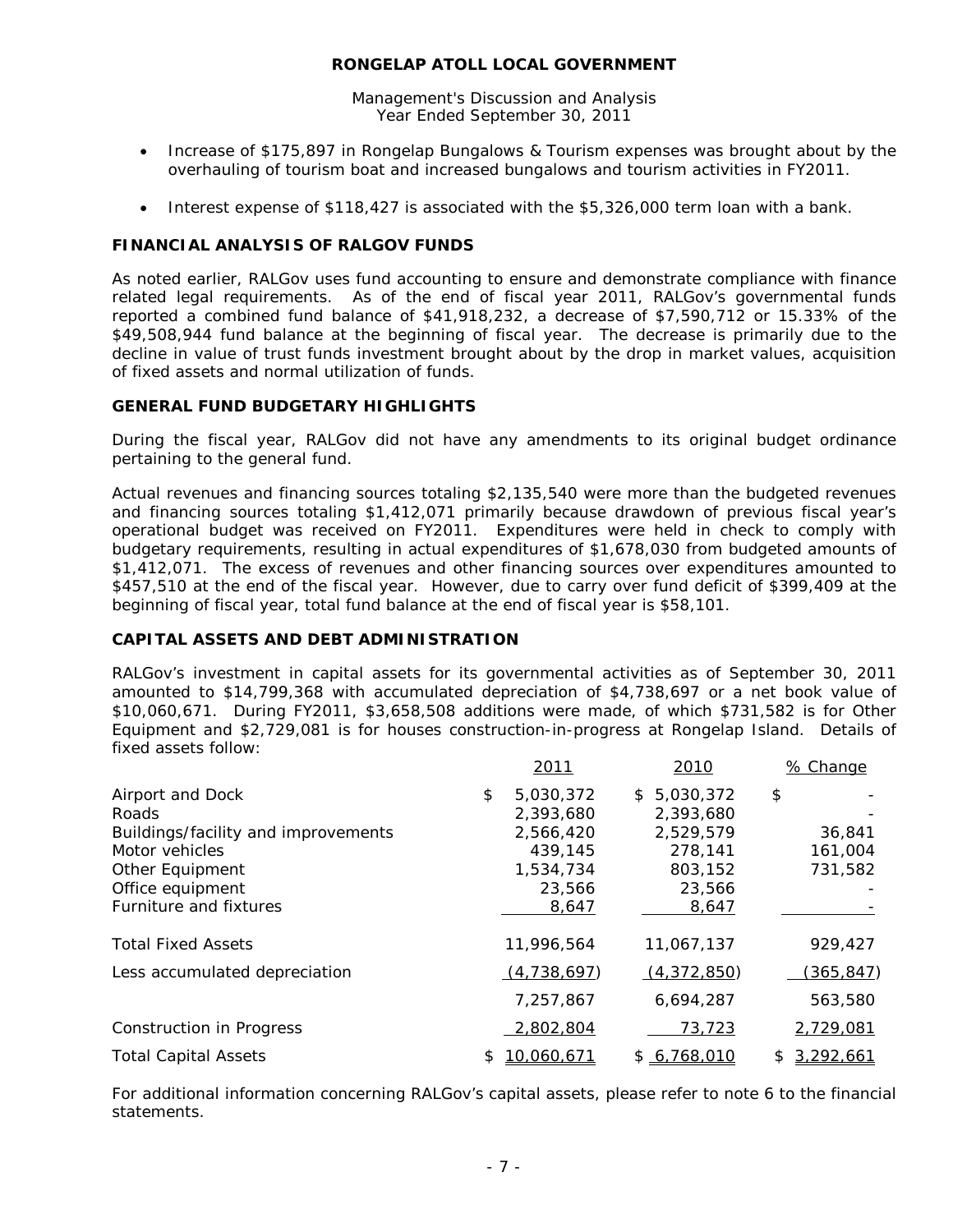**RONGELAP ATOLL LOCAL GOVERNMENT**

Management's Discussion and Analysis
Year Ended September 30, 2011

- Increase of $175,897 in Rongelap Bungalows & Tourism expenses was brought about by the overhauling of tourism boat and increased bungalows and tourism activities in FY2011.
- Interest expense of $118,427 is associated with the $5,326,000 term loan with a bank.

## FINANCIAL ANALYSIS OF RALGOV FUNDS

As noted earlier, RALGov uses fund accounting to ensure and demonstrate compliance with finance related legal requirements. As of the end of fiscal year 2011, RALGov's governmental funds reported a combined fund balance of $41,918,232, a decrease of $7,590,712 or 15.33% of the $49,508,944 fund balance at the beginning of fiscal year. The decrease is primarily due to the decline in value of trust funds investment brought about by the drop in market values, acquisition of fixed assets and normal utilization of funds.

## GENERAL FUND BUDGETARY HIGHLIGHTS

During the fiscal year, RALGov did not have any amendments to its original budget ordinance pertaining to the general fund.

Actual revenues and financing sources totaling $2,135,540 were more than the budgeted revenues and financing sources totaling $1,412,071 primarily because drawdown of previous fiscal year's operational budget was received on FY2011. Expenditures were held in check to comply with budgetary requirements, resulting in actual expenditures of $1,678,030 from budgeted amounts of $1,412,071. The excess of revenues and other financing sources over expenditures amounted to $457,510 at the end of the fiscal year. However, due to carry over fund deficit of $399,409 at the beginning of fiscal year, total fund balance at the end of fiscal year is $58,101.

## CAPITAL ASSETS AND DEBT ADMINISTRATION

RALGov's investment in capital assets for its governmental activities as of September 30, 2011 amounted to $14,799,368 with accumulated depreciation of $4,738,697 or a net book value of $10,060,671. During FY2011, $3,658,508 additions were made, of which $731,582 is for Other Equipment and $2,729,081 is for houses construction-in-progress at Rongelap Island. Details of fixed assets follow:

| | 2011 | 2010 | % Change |
|---|---|---|---|
| Airport and Dock | $ 5,030,372 | $ 5,030,372 | $ - |
| Roads | 2,393,680 | 2,393,680 | - |
| Buildings/facility and improvements | 2,566,420 | 2,529,579 | 36,841 |
| Motor vehicles | 439,145 | 278,141 | 161,004 |
| Other Equipment | 1,534,734 | 803,152 | 731,582 |
| Office equipment | 23,566 | 23,566 | - |
| Furniture and fixtures | 8,647 | 8,647 | - |
| Total Fixed Assets | 11,996,564 | 11,067,137 | 929,427 |
| Less accumulated depreciation | (4,738,697) | (4,372,850) | (365,847) |
| | 7,257,867 | 6,694,287 | 563,580 |
| Construction in Progress | 2,802,804 | 73,723 | 2,729,081 |
| Total Capital Assets | $ 10,060,671 | $ 6,768,010 | $ 3,292,661 |

For additional information concerning RALGov's capital assets, please refer to note 6 to the financial statements.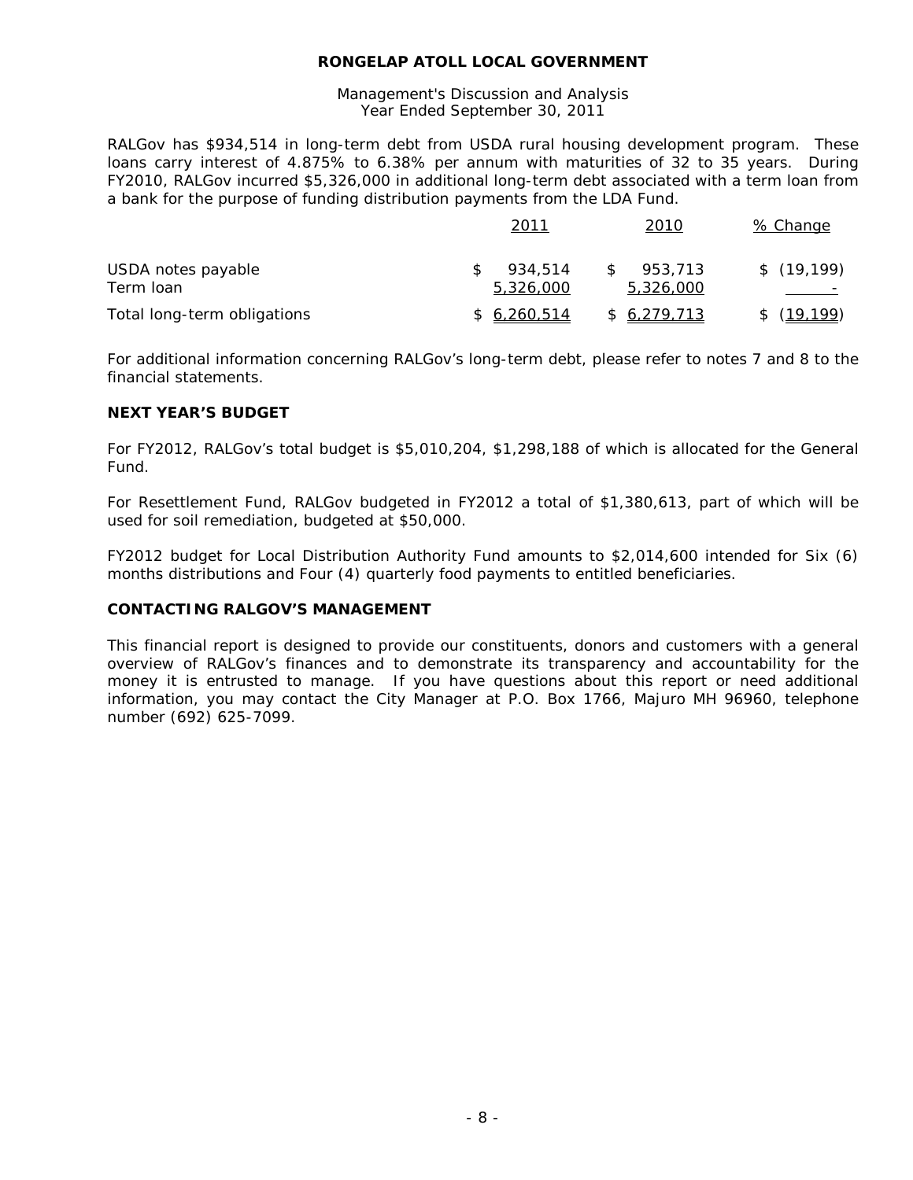RALGov has $934,514 in long-term debt from USDA rural housing development program. These loans carry interest of 4.875% to 6.38% per annum with maturities of 32 to 35 years. During FY2010, RALGov incurred $5,326,000 in additional long-term debt associated with a term loan from a bank for the purpose of funding distribution payments from the LDA Fund.

| | 2011 | 2010 | % Change |
|---|---|---|---|
| USDA notes payable | $ 934,514 | $ 953,713 | $ (19,199) |
| Term loan | 5,326,000 | 5,326,000 | - |
| Total long-term obligations | $ 6,260,514 | $ 6,279,713 | $ (19,199) |

For additional information concerning RALGov's long-term debt, please refer to notes 7 and 8 to the financial statements.

## NEXT YEAR'S BUDGET

For FY2012, RALGov's total budget is $5,010,204, $1,298,188 of which is allocated for the General Fund.

For Resettlement Fund, RALGov budgeted in FY2012 a total of $1,380,613, part of which will be used for soil remediation, budgeted at $50,000.

FY2012 budget for Local Distribution Authority Fund amounts to $2,014,600 intended for Six (6) months distributions and Four (4) quarterly food payments to entitled beneficiaries.

## CONTACTING RALGOV'S MANAGEMENT

This financial report is designed to provide our constituents, donors and customers with a general overview of RALGov's finances and to demonstrate its transparency and accountability for the money it is entrusted to manage. If you have questions about this report or need additional information, you may contact the City Manager at P.O. Box 1766, Majuro MH 96960, telephone number (692) 625-7099.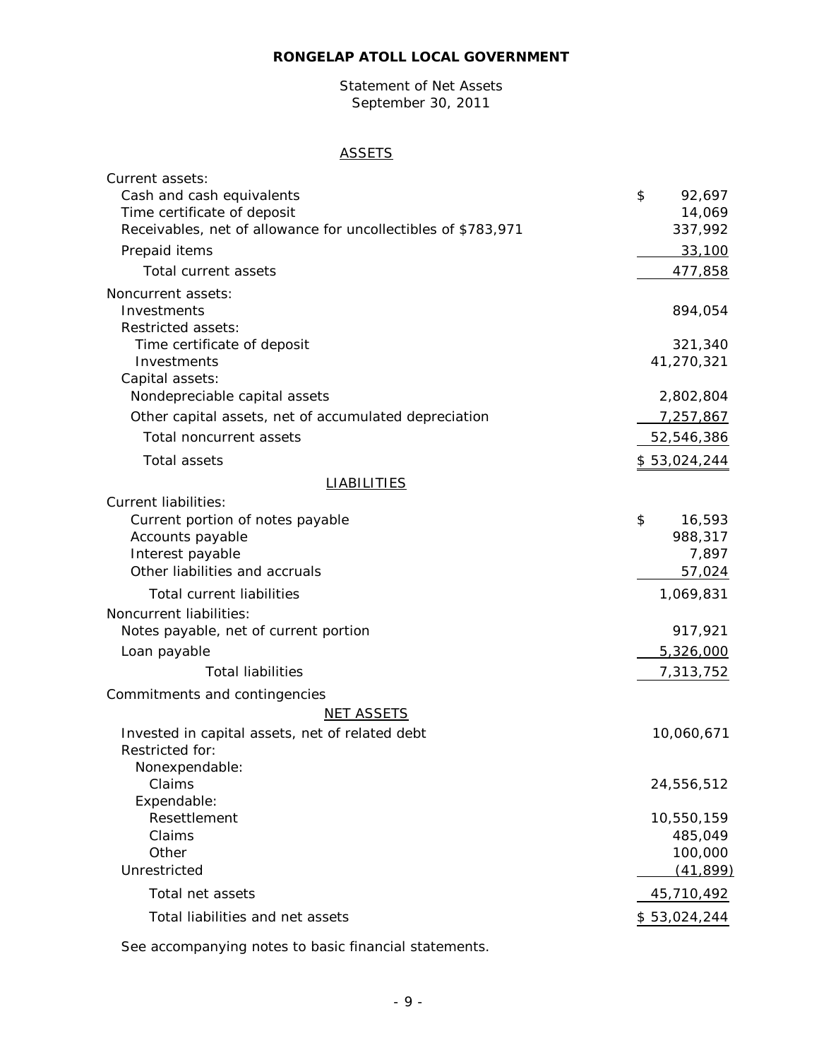# RONGELAP ATOLL LOCAL GOVERNMENT

Statement of Net Assets
September 30, 2011

## ASSETS

| | |
|---|---|
| Current assets: | |
| Cash and cash equivalents | $ 92,697 |
| Time certificate of deposit | 14,069 |
| Receivables, net of allowance for uncollectibles of $783,971 | 337,992 |
| Prepaid items | 33,100 |
| Total current assets | 477,858 |
| Noncurrent assets: | |
| Investments | 894,054 |
| Restricted assets: | |
| Time certificate of deposit | 321,340 |
| Investments | 41,270,321 |
| Capital assets: | |
| Nondepreciable capital assets | 2,802,804 |
| Other capital assets, net of accumulated depreciation | 7,257,867 |
| Total noncurrent assets | 52,546,386 |
| Total assets | $ 53,024,244 |

## LIABILITIES

| | |
|---|---|
| Current liabilities: | |
| Current portion of notes payable | $ 16,593 |
| Accounts payable | 988,317 |
| Interest payable | 7,897 |
| Other liabilities and accruals | 57,024 |
| Total current liabilities | 1,069,831 |
| Noncurrent liabilities: | |
| Notes payable, net of current portion | 917,921 |
| Loan payable | 5,326,000 |
| Total liabilities | 7,313,752 |
| Commitments and contingencies | |

## NET ASSETS

| | |
|---|---|
| Invested in capital assets, net of related debt | 10,060,671 |
| Restricted for: | |
| Nonexpendable: | |
| Claims | 24,556,512 |
| Expendable: | |
| Resettlement | 10,550,159 |
| Claims | 485,049 |
| Other | 100,000 |
| Unrestricted | (41,899) |
| Total net assets | 45,710,492 |
| Total liabilities and net assets | $ 53,024,244 |

See accompanying notes to basic financial statements.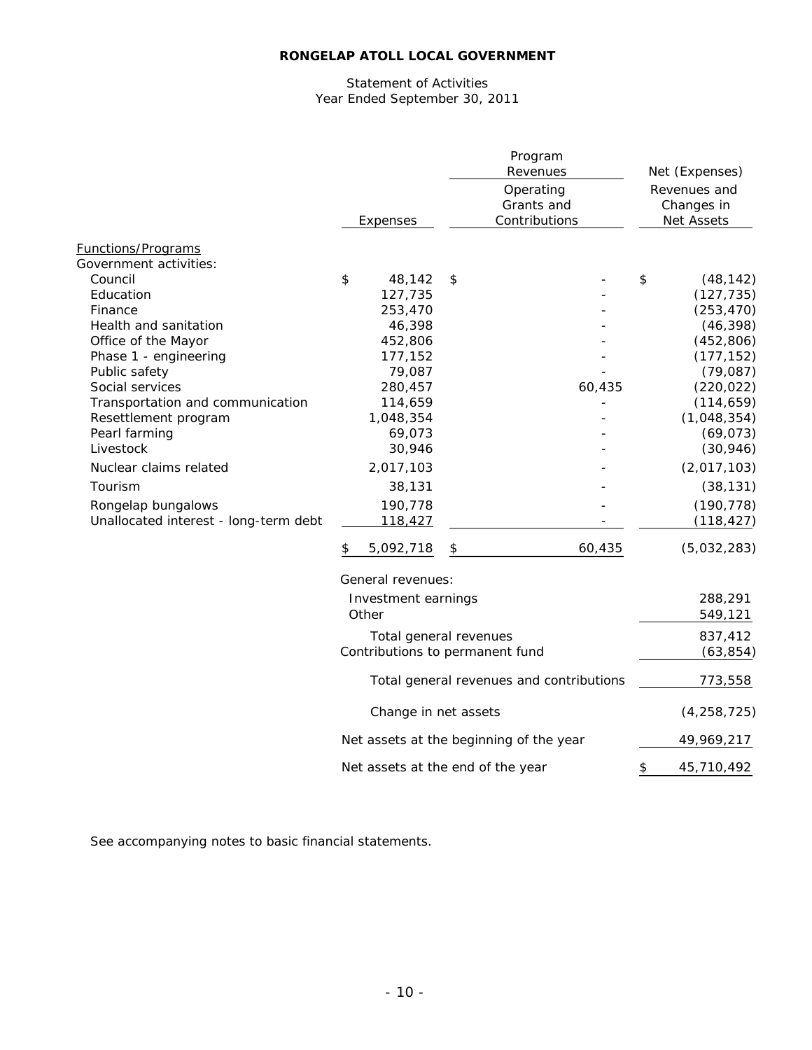# RONGELAP ATOLL LOCAL GOVERNMENT

Statement of Activities
Year Ended September 30, 2011

| | Expenses | Program Revenues: Operating Grants and Contributions | Net (Expenses) Revenues and Changes in Net Assets |
|---|---|---|---|
| Functions/Programs | | | |
| Government activities: | | | |
| Council | $ 48,142 | $ - | $ (48,142) |
| Education | 127,735 | - | (127,735) |
| Finance | 253,470 | - | (253,470) |
| Health and sanitation | 46,398 | - | (46,398) |
| Office of the Mayor | 452,806 | - | (452,806) |
| Phase 1 - engineering | 177,152 | - | (177,152) |
| Public safety | 79,087 | - | (79,087) |
| Social services | 280,457 | 60,435 | (220,022) |
| Transportation and communication | 114,659 | - | (114,659) |
| Resettlement program | 1,048,354 | - | (1,048,354) |
| Pearl farming | 69,073 | - | (69,073) |
| Livestock | 30,946 | - | (30,946) |
| Nuclear claims related | 2,017,103 | - | (2,017,103) |
| Tourism | 38,131 | - | (38,131) |
| Rongelap bungalows | 190,778 | - | (190,778) |
| Unallocated interest - long-term debt | 118,427 | - | (118,427) |
| | $ 5,092,718 | $ 60,435 | (5,032,283) |
| General revenues: | | | |
| Investment earnings | | | 288,291 |
| Other | | | 549,121 |
| Total general revenues | | | 837,412 |
| Contributions to permanent fund | | | (63,854) |
| Total general revenues and contributions | | | 773,558 |
| Change in net assets | | | (4,258,725) |
| Net assets at the beginning of the year | | | 49,969,217 |
| Net assets at the end of the year | | | $ 45,710,492 |

See accompanying notes to basic financial statements.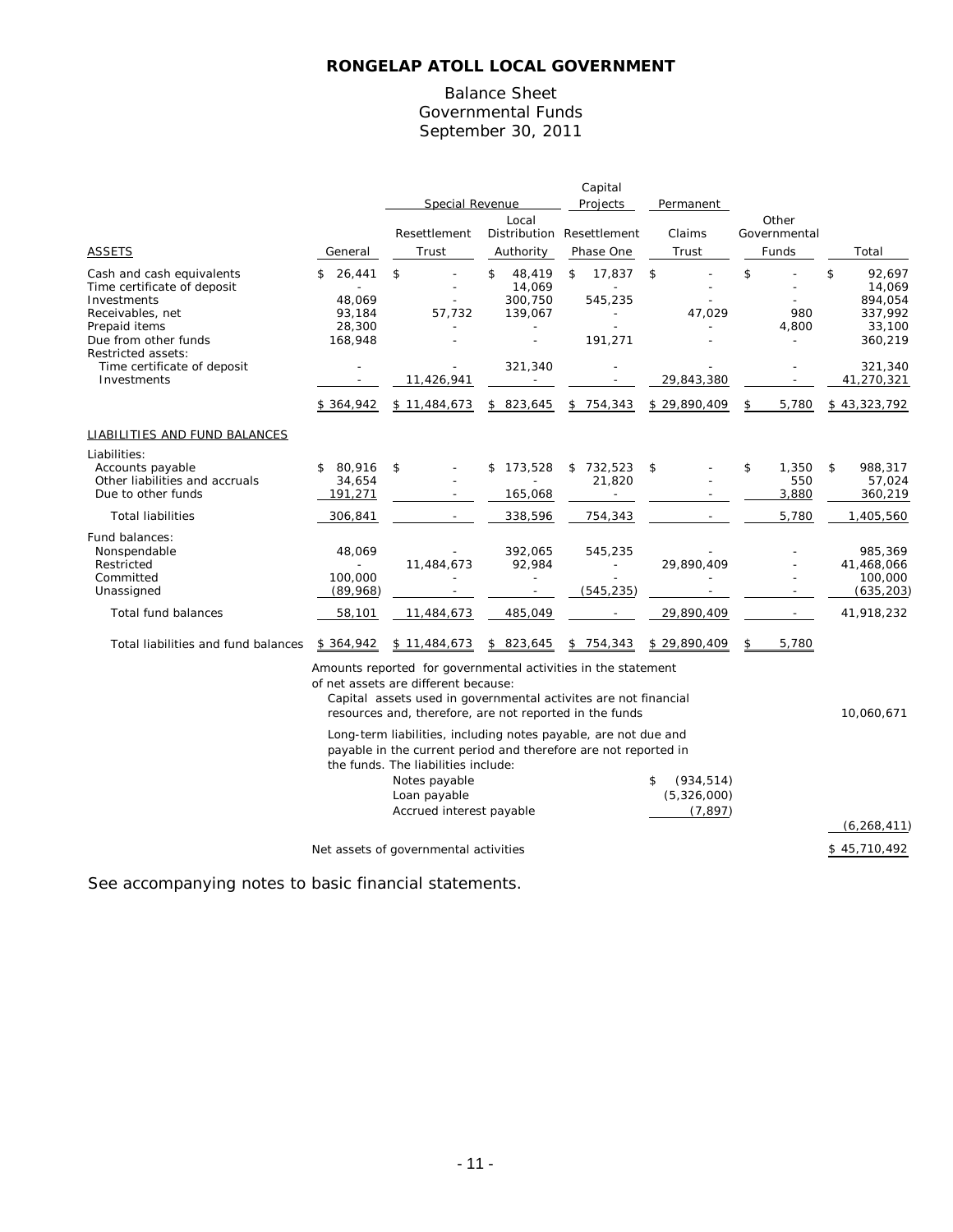# RONGELAP ATOLL LOCAL GOVERNMENT

## Balance Sheet
## Governmental Funds
## September 30, 2011

| | | Special Revenue | | Capital Projects | Permanent | | |
|---|---|---|---|---|---|---|---|
| **ASSETS** | General | Resettlement Trust | Local Distribution Authority | Resettlement Phase One | Claims Trust | Other Governmental Funds | Total |
| Cash and cash equivalents | $ 26,441 | $ - | $ 48,419 | $ 17,837 | $ - | $ - | $ 92,697 |
| Time certificate of deposit | - | - | 14,069 | - | - | - | 14,069 |
| Investments | 48,069 | - | 300,750 | 545,235 | - | - | 894,054 |
| Receivables, net | 93,184 | 57,732 | 139,067 | - | 47,029 | 980 | 337,992 |
| Prepaid items | 28,300 | - | - | - | - | 4,800 | 33,100 |
| Due from other funds | 168,948 | - | - | 191,271 | - | - | 360,219 |
| Restricted assets: | | | | | | | |
| Time certificate of deposit | - | - | 321,340 | - | - | - | 321,340 |
| Investments | - | 11,426,941 | - | - | 29,843,380 | - | 41,270,321 |
| | $ 364,942 | $ 11,484,673 | $ 823,645 | $ 754,343 | $ 29,890,409 | $ 5,780 | $ 43,323,792 |
| **LIABILITIES AND FUND BALANCES** | | | | | | | |
| Liabilities: | | | | | | | |
| Accounts payable | $ 80,916 | $ - | $ 173,528 | $ 732,523 | $ - | $ 1,350 | $ 988,317 |
| Other liabilities and accruals | 34,654 | - | - | 21,820 | - | 550 | 57,024 |
| Due to other funds | 191,271 | - | 165,068 | - | - | 3,880 | 360,219 |
| Total liabilities | 306,841 | - | 338,596 | 754,343 | - | 5,780 | 1,405,560 |
| Fund balances: | | | | | | | |
| Nonspendable | 48,069 | - | 392,065 | 545,235 | - | - | 985,369 |
| Restricted | - | 11,484,673 | 92,984 | - | 29,890,409 | - | 41,468,066 |
| Committed | 100,000 | - | - | - | - | - | 100,000 |
| Unassigned | (89,968) | - | - | (545,235) | - | - | (635,203) |
| Total fund balances | 58,101 | 11,484,673 | 485,049 | - | 29,890,409 | - | 41,918,232 |
| Total liabilities and fund balances | $ 364,942 | $ 11,484,673 | $ 823,645 | $ 754,343 | $ 29,890,409 | $ 5,780 | |

Amounts reported for governmental activities in the statement of net assets are different because:

| | | |
|---|---|---|
| Capital assets used in governmental activites are not financial resources and, therefore, are not reported in the funds | | 10,060,671 |
| Long-term liabilities, including notes payable, are not due and payable in the current period and therefore are not reported in the funds. The liabilities include: | | |
| Notes payable | $ (934,514) | |
| Loan payable | (5,326,000) | |
| Accrued interest payable | (7,897) | |
| | | (6,268,411) |
| Net assets of governmental activities | | $ 45,710,492 |

See accompanying notes to basic financial statements.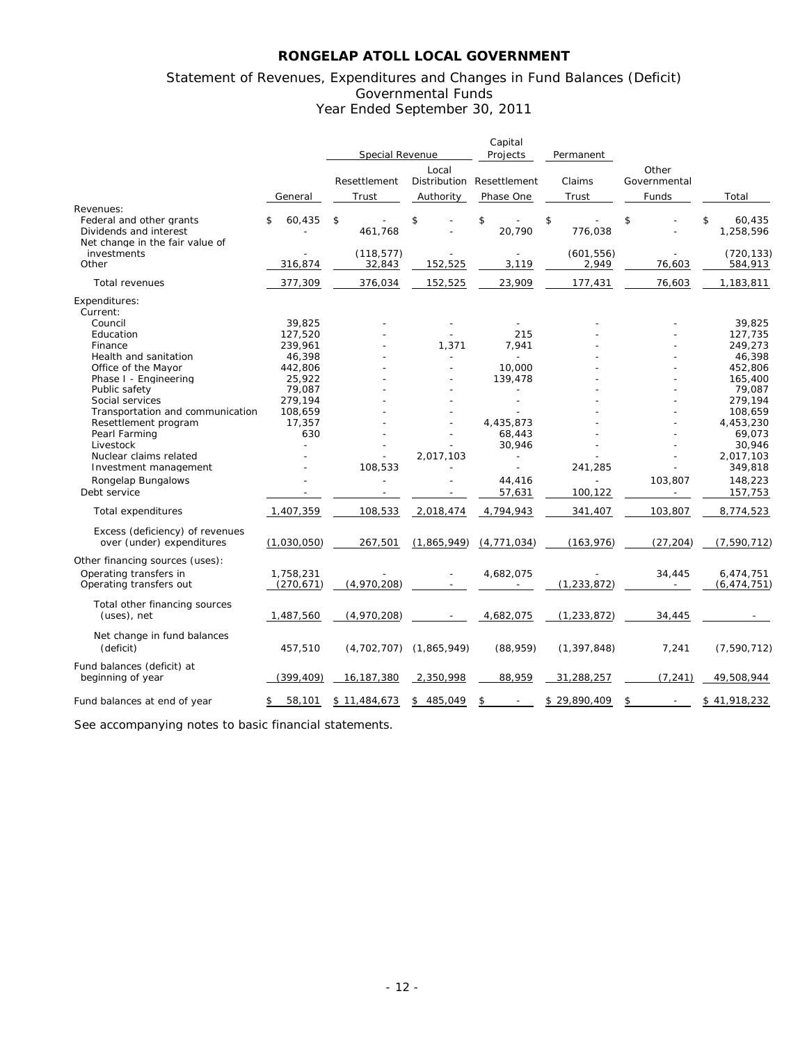# RONGELAP ATOLL LOCAL GOVERNMENT

## Statement of Revenues, Expenditures and Changes in Fund Balances (Deficit)
## Governmental Funds
## Year Ended September 30, 2011

| | | Special Revenue | | Capital Projects | Permanent | | |
|---|---|---|---|---|---|---|---|
| | General | Resettlement Trust | Local Distribution Authority | Resettlement Phase One | Claims Trust | Other Governmental Funds | Total |
| Revenues: | | | | | | | |
| Federal and other grants | $ 60,435 | $ - | $ - | $ - | $ - | $ - | $ 60,435 |
| Dividends and interest | - | 461,768 | - | 20,790 | 776,038 | - | 1,258,596 |
| Net change in the fair value of investments | - | (118,577) | - | - | (601,556) | - | (720,133) |
| Other | 316,874 | 32,843 | 152,525 | 3,119 | 2,949 | 76,603 | 584,913 |
| Total revenues | 377,309 | 376,034 | 152,525 | 23,909 | 177,431 | 76,603 | 1,183,811 |
| Expenditures: | | | | | | | |
| Current: | | | | | | | |
| Council | 39,825 | - | - | - | - | - | 39,825 |
| Education | 127,520 | - | - | 215 | - | - | 127,735 |
| Finance | 239,961 | - | 1,371 | 7,941 | - | - | 249,273 |
| Health and sanitation | 46,398 | - | - | - | - | - | 46,398 |
| Office of the Mayor | 442,806 | - | - | 10,000 | - | - | 452,806 |
| Phase I - Engineering | 25,922 | - | - | 139,478 | - | - | 165,400 |
| Public safety | 79,087 | - | - | - | - | - | 79,087 |
| Social services | 279,194 | - | - | - | - | - | 279,194 |
| Transportation and communication | 108,659 | - | - | - | - | - | 108,659 |
| Resettlement program | 17,357 | - | - | 4,435,873 | - | - | 4,453,230 |
| Pearl Farming | 630 | - | - | 68,443 | - | - | 69,073 |
| Livestock | - | - | - | 30,946 | - | - | 30,946 |
| Nuclear claims related | - | - | 2,017,103 | - | - | - | 2,017,103 |
| Investment management | - | 108,533 | - | - | 241,285 | - | 349,818 |
| Rongelap Bungalows | - | - | - | 44,416 | - | 103,807 | 148,223 |
| Debt service | - | - | - | 57,631 | 100,122 | - | 157,753 |
| Total expenditures | 1,407,359 | 108,533 | 2,018,474 | 4,794,943 | 341,407 | 103,807 | 8,774,523 |
| Excess (deficiency) of revenues over (under) expenditures | (1,030,050) | 267,501 | (1,865,949) | (4,771,034) | (163,976) | (27,204) | (7,590,712) |
| Other financing sources (uses): | | | | | | | |
| Operating transfers in | 1,758,231 | - | - | 4,682,075 | - | 34,445 | 6,474,751 |
| Operating transfers out | (270,671) | (4,970,208) | - | - | (1,233,872) | - | (6,474,751) |
| Total other financing sources (uses), net | 1,487,560 | (4,970,208) | - | 4,682,075 | (1,233,872) | 34,445 | - |
| Net change in fund balances (deficit) | 457,510 | (4,702,707) | (1,865,949) | (88,959) | (1,397,848) | 7,241 | (7,590,712) |
| Fund balances (deficit) at beginning of year | (399,409) | 16,187,380 | 2,350,998 | 88,959 | 31,288,257 | (7,241) | 49,508,944 |
| Fund balances at end of year | $ 58,101 | $ 11,484,673 | $ 485,049 | $ - | $ 29,890,409 | $ - | $ 41,918,232 |

See accompanying notes to basic financial statements.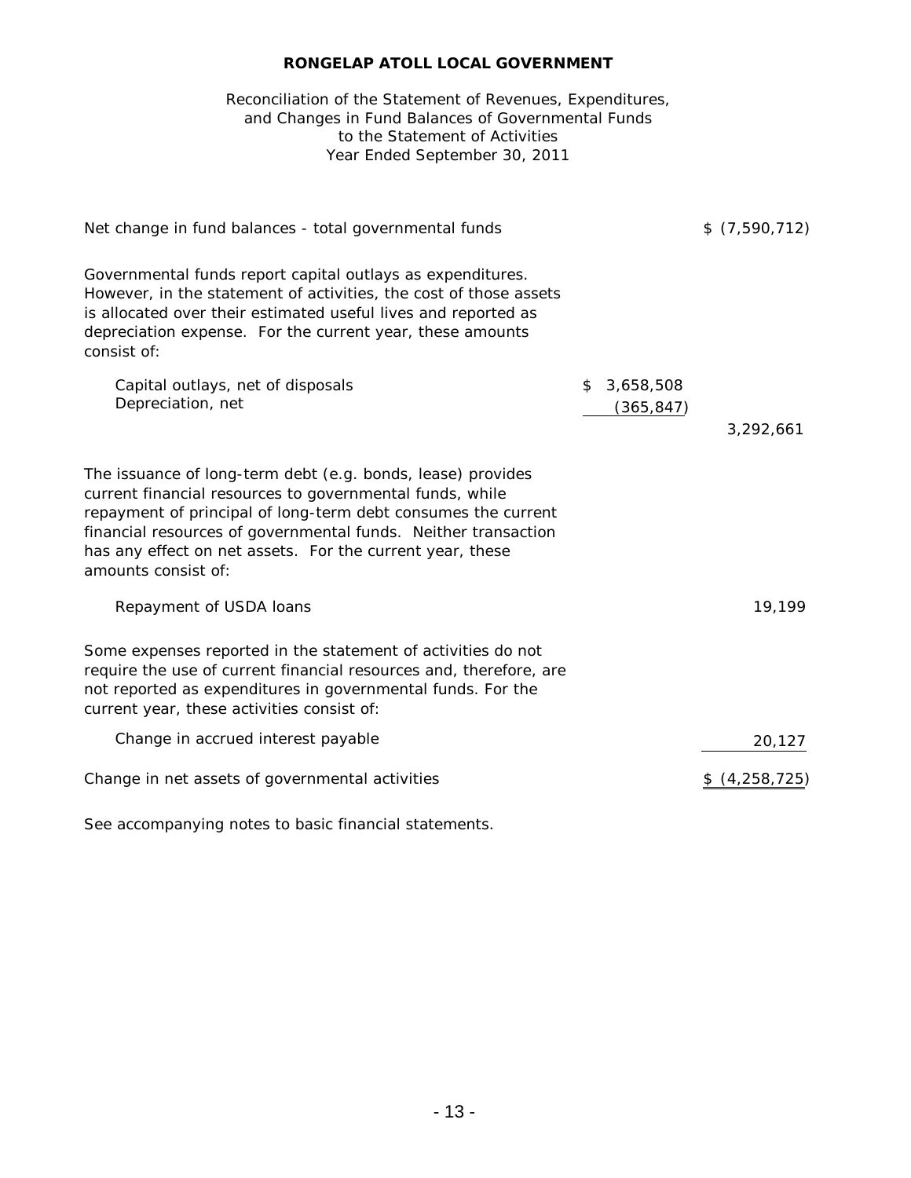# RONGELAP ATOLL LOCAL GOVERNMENT

Reconciliation of the Statement of Revenues, Expenditures, and Changes in Fund Balances of Governmental Funds to the Statement of Activities
Year Ended September 30, 2011

| | | |
|---|---|---|
| Net change in fund balances - total governmental funds | | $ (7,590,712) |
| Governmental funds report capital outlays as expenditures. However, in the statement of activities, the cost of those assets is allocated over their estimated useful lives and reported as depreciation expense. For the current year, these amounts consist of: | | |
| Capital outlays, net of disposals | $ 3,658,508 | |
| Depreciation, net | (365,847) | |
| | | 3,292,661 |
| The issuance of long-term debt (e.g. bonds, lease) provides current financial resources to governmental funds, while repayment of principal of long-term debt consumes the current financial resources of governmental funds. Neither transaction has any effect on net assets. For the current year, these amounts consist of: | | |
| Repayment of USDA loans | | 19,199 |
| Some expenses reported in the statement of activities do not require the use of current financial resources and, therefore, are not reported as expenditures in governmental funds. For the current year, these activities consist of: | | |
| Change in accrued interest payable | | 20,127 |
| Change in net assets of governmental activities | | $ (4,258,725) |

See accompanying notes to basic financial statements.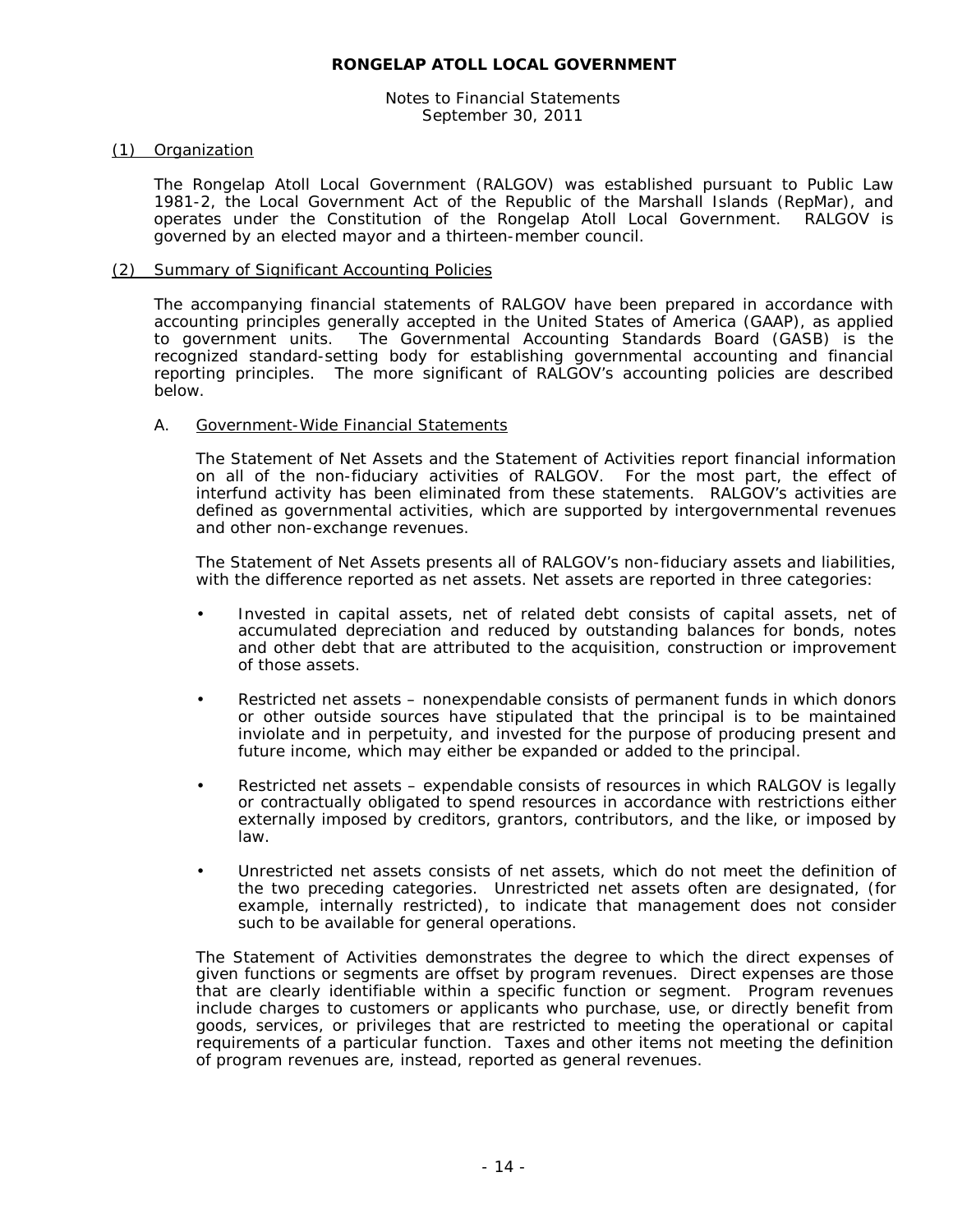# RONGELAP ATOLL LOCAL GOVERNMENT

Notes to Financial Statements
September 30, 2011

## (1) Organization

The Rongelap Atoll Local Government (RALGOV) was established pursuant to Public Law 1981-2, the Local Government Act of the Republic of the Marshall Islands (RepMar), and operates under the Constitution of the Rongelap Atoll Local Government. RALGOV is governed by an elected mayor and a thirteen-member council.

## (2) Summary of Significant Accounting Policies

The accompanying financial statements of RALGOV have been prepared in accordance with accounting principles generally accepted in the United States of America (GAAP), as applied to government units. The Governmental Accounting Standards Board (GASB) is the recognized standard-setting body for establishing governmental accounting and financial reporting principles. The more significant of RALGOV's accounting policies are described below.

### A. Government-Wide Financial Statements

The Statement of Net Assets and the Statement of Activities report financial information on all of the non-fiduciary activities of RALGOV. For the most part, the effect of interfund activity has been eliminated from these statements. RALGOV's activities are defined as governmental activities, which are supported by intergovernmental revenues and other non-exchange revenues.

The Statement of Net Assets presents all of RALGOV's non-fiduciary assets and liabilities, with the difference reported as net assets. Net assets are reported in three categories:

- Invested in capital assets, net of related debt consists of capital assets, net of accumulated depreciation and reduced by outstanding balances for bonds, notes and other debt that are attributed to the acquisition, construction or improvement of those assets.
- Restricted net assets – nonexpendable consists of permanent funds in which donors or other outside sources have stipulated that the principal is to be maintained inviolate and in perpetuity, and invested for the purpose of producing present and future income, which may either be expanded or added to the principal.
- Restricted net assets – expendable consists of resources in which RALGOV is legally or contractually obligated to spend resources in accordance with restrictions either externally imposed by creditors, grantors, contributors, and the like, or imposed by law.
- Unrestricted net assets consists of net assets, which do not meet the definition of the two preceding categories. Unrestricted net assets often are designated, (for example, internally restricted), to indicate that management does not consider such to be available for general operations.

The Statement of Activities demonstrates the degree to which the direct expenses of given functions or segments are offset by program revenues. Direct expenses are those that are clearly identifiable within a specific function or segment. Program revenues include charges to customers or applicants who purchase, use, or directly benefit from goods, services, or privileges that are restricted to meeting the operational or capital requirements of a particular function. Taxes and other items not meeting the definition of program revenues are, instead, reported as general revenues.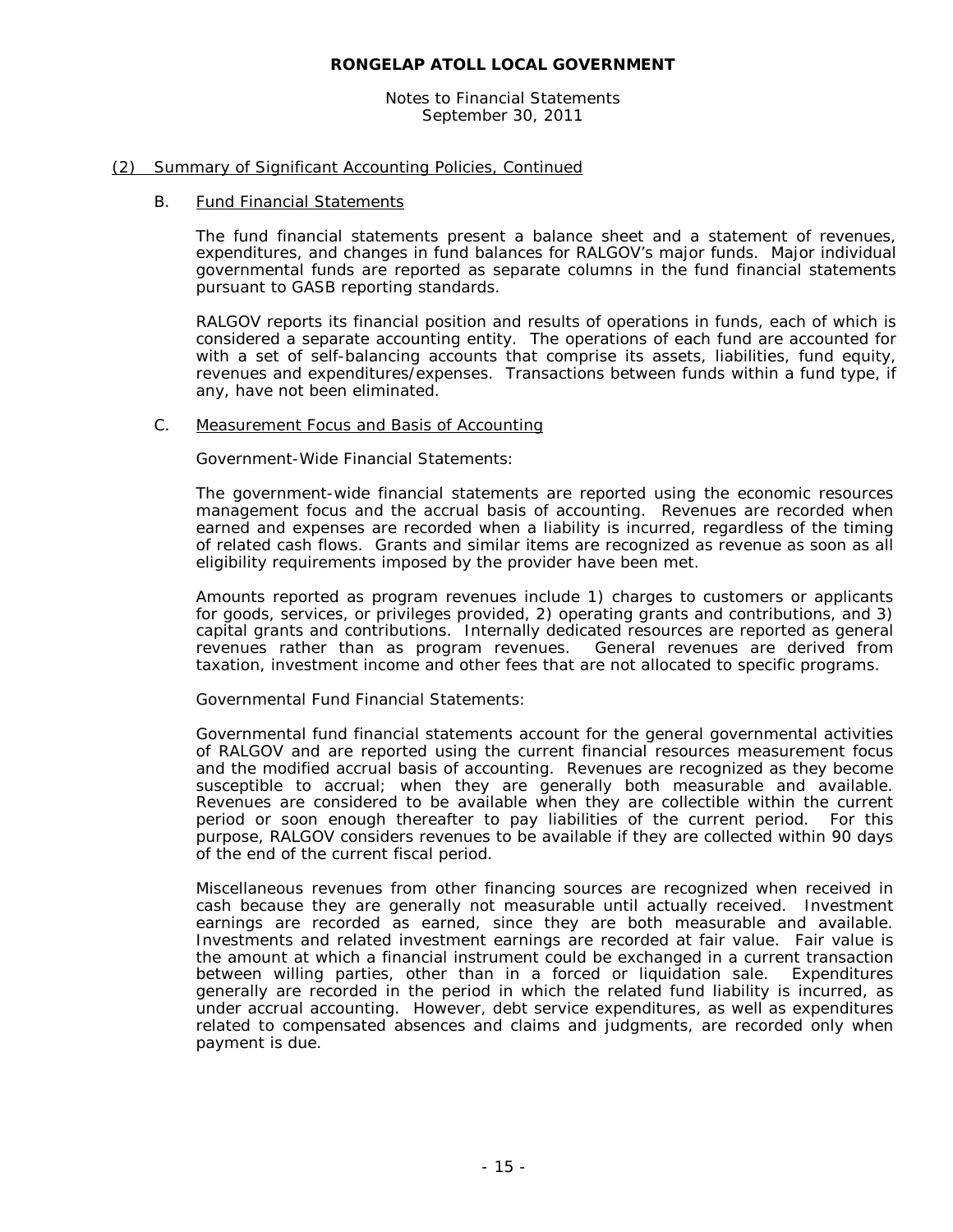### (2) Summary of Significant Accounting Policies, Continued

#### B. Fund Financial Statements

The fund financial statements present a balance sheet and a statement of revenues, expenditures, and changes in fund balances for RALGOV's major funds. Major individual governmental funds are reported as separate columns in the fund financial statements pursuant to GASB reporting standards.

RALGOV reports its financial position and results of operations in funds, each of which is considered a separate accounting entity. The operations of each fund are accounted for with a set of self-balancing accounts that comprise its assets, liabilities, fund equity, revenues and expenditures/expenses. Transactions between funds within a fund type, if any, have not been eliminated.

#### C. Measurement Focus and Basis of Accounting

Government-Wide Financial Statements:

The government-wide financial statements are reported using the economic resources management focus and the accrual basis of accounting. Revenues are recorded when earned and expenses are recorded when a liability is incurred, regardless of the timing of related cash flows. Grants and similar items are recognized as revenue as soon as all eligibility requirements imposed by the provider have been met.

Amounts reported as program revenues include 1) charges to customers or applicants for goods, services, or privileges provided, 2) operating grants and contributions, and 3) capital grants and contributions. Internally dedicated resources are reported as general revenues rather than as program revenues. General revenues are derived from taxation, investment income and other fees that are not allocated to specific programs.

Governmental Fund Financial Statements:

Governmental fund financial statements account for the general governmental activities of RALGOV and are reported using the current financial resources measurement focus and the modified accrual basis of accounting. Revenues are recognized as they become susceptible to accrual; when they are generally both measurable and available. Revenues are considered to be available when they are collectible within the current period or soon enough thereafter to pay liabilities of the current period. For this purpose, RALGOV considers revenues to be available if they are collected within 90 days of the end of the current fiscal period.

Miscellaneous revenues from other financing sources are recognized when received in cash because they are generally not measurable until actually received. Investment earnings are recorded as earned, since they are both measurable and available. Investments and related investment earnings are recorded at fair value. Fair value is the amount at which a financial instrument could be exchanged in a current transaction between willing parties, other than in a forced or liquidation sale. Expenditures generally are recorded in the period in which the related fund liability is incurred, as under accrual accounting. However, debt service expenditures, as well as expenditures related to compensated absences and claims and judgments, are recorded only when payment is due.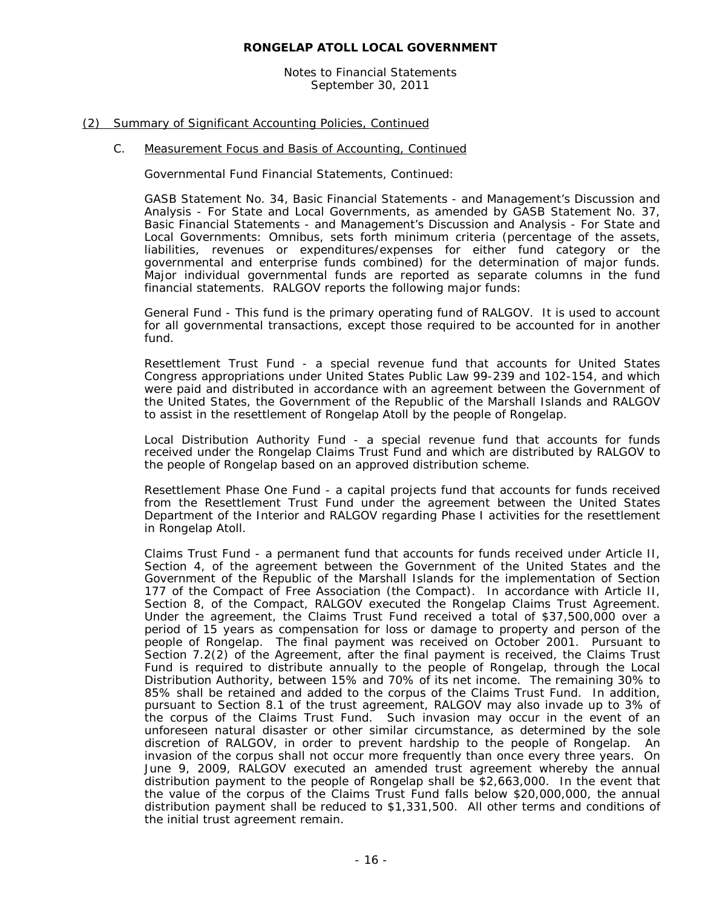## (2) Summary of Significant Accounting Policies, Continued

### C. Measurement Focus and Basis of Accounting, Continued

Governmental Fund Financial Statements, Continued:

GASB Statement No. 34, Basic Financial Statements - and Management's Discussion and Analysis - For State and Local Governments, as amended by GASB Statement No. 37, Basic Financial Statements - and Management's Discussion and Analysis - For State and Local Governments: Omnibus, sets forth minimum criteria (percentage of the assets, liabilities, revenues or expenditures/expenses for either fund category or the governmental and enterprise funds combined) for the determination of major funds. Major individual governmental funds are reported as separate columns in the fund financial statements. RALGOV reports the following major funds:

General Fund - This fund is the primary operating fund of RALGOV. It is used to account for all governmental transactions, except those required to be accounted for in another fund.

Resettlement Trust Fund - a special revenue fund that accounts for United States Congress appropriations under United States Public Law 99-239 and 102-154, and which were paid and distributed in accordance with an agreement between the Government of the United States, the Government of the Republic of the Marshall Islands and RALGOV to assist in the resettlement of Rongelap Atoll by the people of Rongelap.

Local Distribution Authority Fund - a special revenue fund that accounts for funds received under the Rongelap Claims Trust Fund and which are distributed by RALGOV to the people of Rongelap based on an approved distribution scheme.

Resettlement Phase One Fund - a capital projects fund that accounts for funds received from the Resettlement Trust Fund under the agreement between the United States Department of the Interior and RALGOV regarding Phase I activities for the resettlement in Rongelap Atoll.

Claims Trust Fund - a permanent fund that accounts for funds received under Article II, Section 4, of the agreement between the Government of the United States and the Government of the Republic of the Marshall Islands for the implementation of Section 177 of the Compact of Free Association (the Compact). In accordance with Article II, Section 8, of the Compact, RALGOV executed the Rongelap Claims Trust Agreement. Under the agreement, the Claims Trust Fund received a total of $37,500,000 over a period of 15 years as compensation for loss or damage to property and person of the people of Rongelap. The final payment was received on October 2001. Pursuant to Section 7.2(2) of the Agreement, after the final payment is received, the Claims Trust Fund is required to distribute annually to the people of Rongelap, through the Local Distribution Authority, between 15% and 70% of its net income. The remaining 30% to 85% shall be retained and added to the corpus of the Claims Trust Fund. In addition, pursuant to Section 8.1 of the trust agreement, RALGOV may also invade up to 3% of the corpus of the Claims Trust Fund. Such invasion may occur in the event of an unforeseen natural disaster or other similar circumstance, as determined by the sole discretion of RALGOV, in order to prevent hardship to the people of Rongelap. An invasion of the corpus shall not occur more frequently than once every three years. On June 9, 2009, RALGOV executed an amended trust agreement whereby the annual distribution payment to the people of Rongelap shall be $2,663,000. In the event that the value of the corpus of the Claims Trust Fund falls below $20,000,000, the annual distribution payment shall be reduced to $1,331,500. All other terms and conditions of the initial trust agreement remain.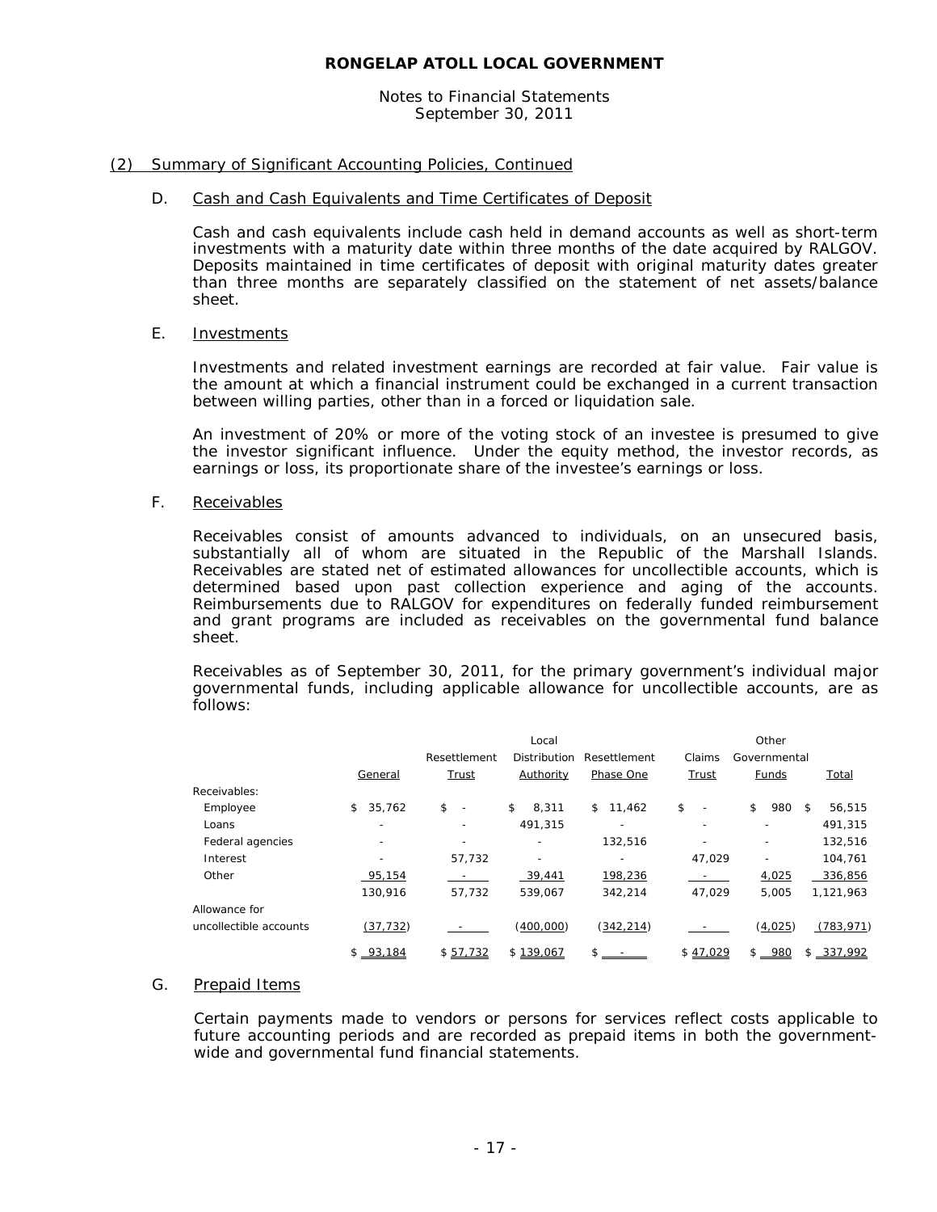**RONGELAP ATOLL LOCAL GOVERNMENT**

Notes to Financial Statements
September 30, 2011

## (2) Summary of Significant Accounting Policies, Continued

### D. Cash and Cash Equivalents and Time Certificates of Deposit

Cash and cash equivalents include cash held in demand accounts as well as short-term investments with a maturity date within three months of the date acquired by RALGOV. Deposits maintained in time certificates of deposit with original maturity dates greater than three months are separately classified on the statement of net assets/balance sheet.

### E. Investments

Investments and related investment earnings are recorded at fair value. Fair value is the amount at which a financial instrument could be exchanged in a current transaction between willing parties, other than in a forced or liquidation sale.

An investment of 20% or more of the voting stock of an investee is presumed to give the investor significant influence. Under the equity method, the investor records, as earnings or loss, its proportionate share of the investee's earnings or loss.

### F. Receivables

Receivables consist of amounts advanced to individuals, on an unsecured basis, substantially all of whom are situated in the Republic of the Marshall Islands. Receivables are stated net of estimated allowances for uncollectible accounts, which is determined based upon past collection experience and aging of the accounts. Reimbursements due to RALGOV for expenditures on federally funded reimbursement and grant programs are included as receivables on the governmental fund balance sheet.

Receivables as of September 30, 2011, for the primary government's individual major governmental funds, including applicable allowance for uncollectible accounts, are as follows:

| | General | Resettlement Trust | Local Distribution Authority | Resettlement Phase One | Claims Trust | Other Governmental Funds | Total |
|---|---|---|---|---|---|---|---|
| Receivables: | | | | | | | |
| Employee | $ 35,762 | $ - | $ 8,311 | $ 11,462 | $ - | $ 980 | $ 56,515 |
| Loans | - | - | 491,315 | - | - | - | 491,315 |
| Federal agencies | - | - | - | 132,516 | - | - | 132,516 |
| Interest | - | 57,732 | - | - | 47,029 | - | 104,761 |
| Other | 95,154 | - | 39,441 | 198,236 | - | 4,025 | 336,856 |
| | 130,916 | 57,732 | 539,067 | 342,214 | 47,029 | 5,005 | 1,121,963 |
| Allowance for uncollectible accounts | (37,732) | - | (400,000) | (342,214) | - | (4,025) | (783,971) |
| | $ 93,184 | $ 57,732 | $ 139,067 | $ - | $ 47,029 | $ 980 | $ 337,992 |

### G. Prepaid Items

Certain payments made to vendors or persons for services reflect costs applicable to future accounting periods and are recorded as prepaid items in both the government-wide and governmental fund financial statements.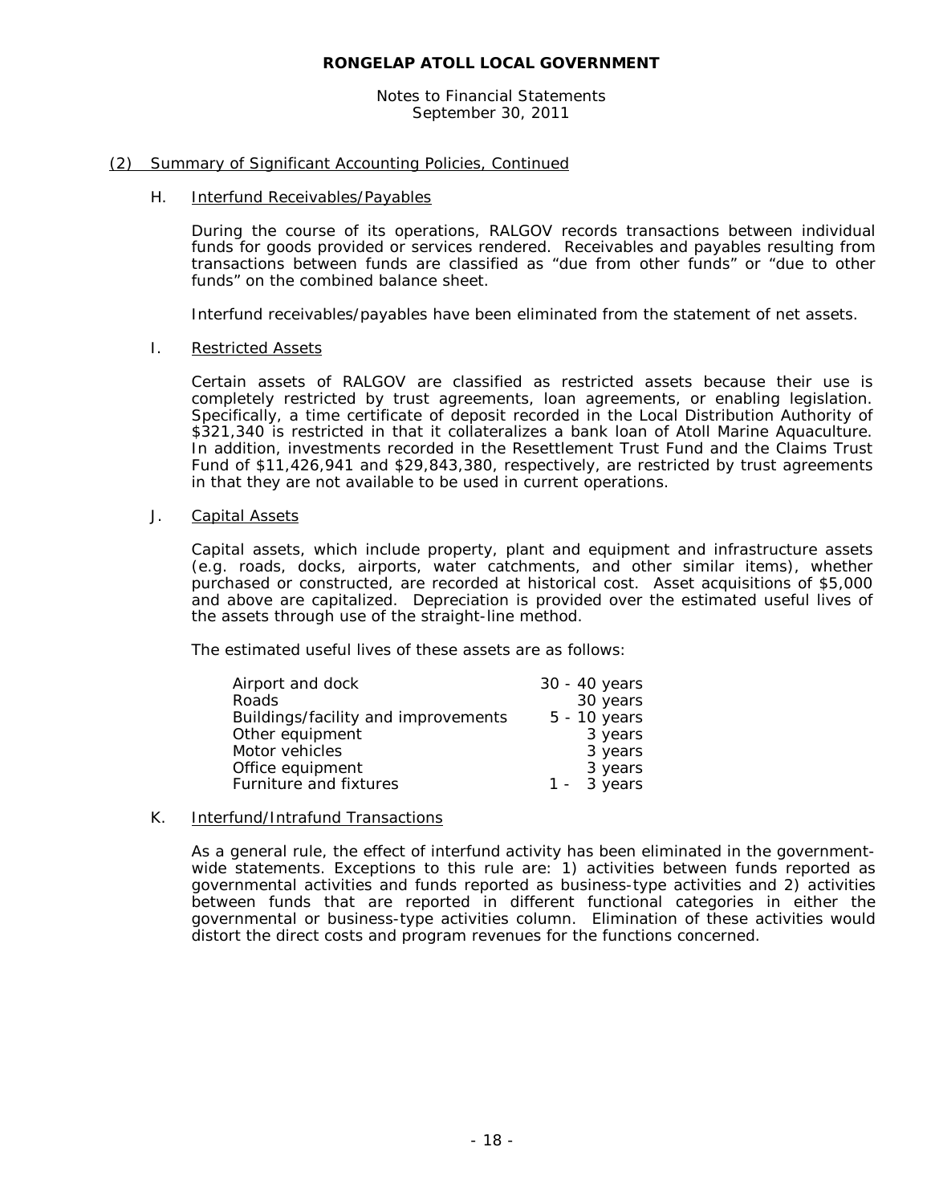**RONGELAP ATOLL LOCAL GOVERNMENT**

Notes to Financial Statements
September 30, 2011

## (2) Summary of Significant Accounting Policies, Continued

### H. Interfund Receivables/Payables

During the course of its operations, RALGOV records transactions between individual funds for goods provided or services rendered. Receivables and payables resulting from transactions between funds are classified as "due from other funds" or "due to other funds" on the combined balance sheet.

Interfund receivables/payables have been eliminated from the statement of net assets.

### I. Restricted Assets

Certain assets of RALGOV are classified as restricted assets because their use is completely restricted by trust agreements, loan agreements, or enabling legislation. Specifically, a time certificate of deposit recorded in the Local Distribution Authority of $321,340 is restricted in that it collateralizes a bank loan of Atoll Marine Aquaculture. In addition, investments recorded in the Resettlement Trust Fund and the Claims Trust Fund of $11,426,941 and $29,843,380, respectively, are restricted by trust agreements in that they are not available to be used in current operations.

### J. Capital Assets

Capital assets, which include property, plant and equipment and infrastructure assets (e.g. roads, docks, airports, water catchments, and other similar items), whether purchased or constructed, are recorded at historical cost. Asset acquisitions of $5,000 and above are capitalized. Depreciation is provided over the estimated useful lives of the assets through use of the straight-line method.

The estimated useful lives of these assets are as follows:

| | |
|---|---|
| Airport and dock | 30 - 40 years |
| Roads | 30 years |
| Buildings/facility and improvements | 5 - 10 years |
| Other equipment | 3 years |
| Motor vehicles | 3 years |
| Office equipment | 3 years |
| Furniture and fixtures | 1 - 3 years |

### K. Interfund/Intrafund Transactions

As a general rule, the effect of interfund activity has been eliminated in the government-wide statements. Exceptions to this rule are: 1) activities between funds reported as governmental activities and funds reported as business-type activities and 2) activities between funds that are reported in different functional categories in either the governmental or business-type activities column. Elimination of these activities would distort the direct costs and program revenues for the functions concerned.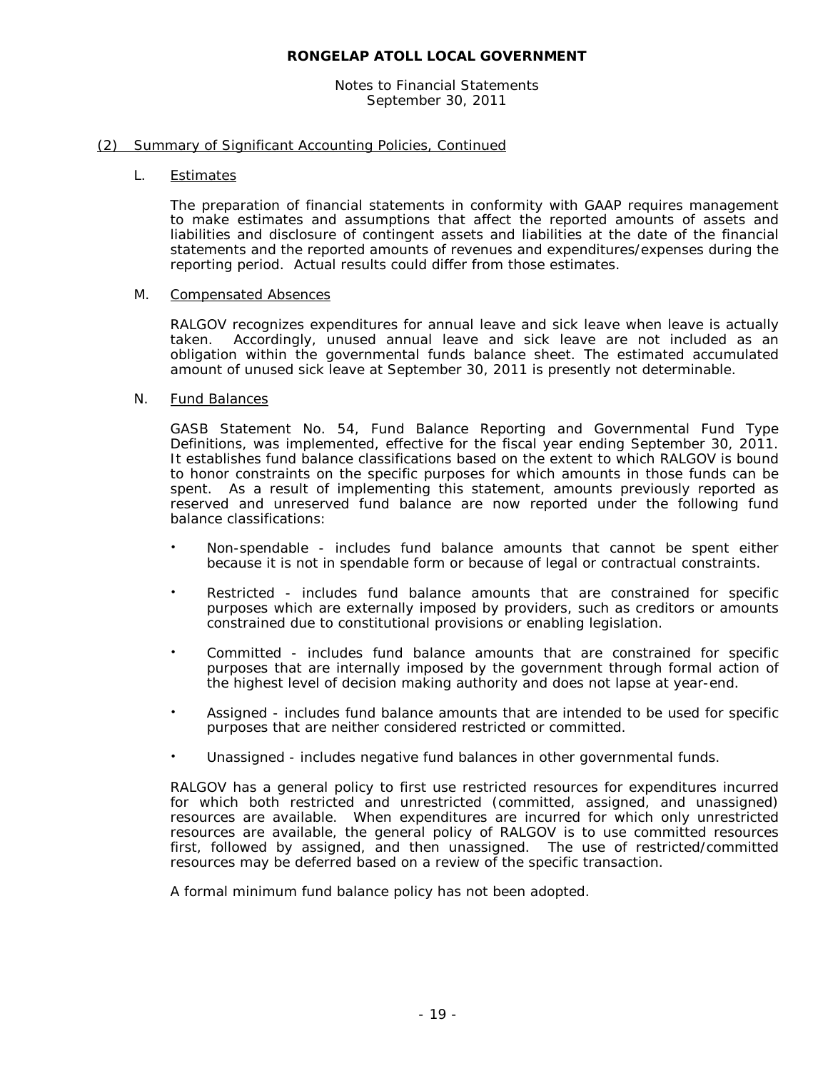## (2) Summary of Significant Accounting Policies, Continued

### L. Estimates

The preparation of financial statements in conformity with GAAP requires management to make estimates and assumptions that affect the reported amounts of assets and liabilities and disclosure of contingent assets and liabilities at the date of the financial statements and the reported amounts of revenues and expenditures/expenses during the reporting period. Actual results could differ from those estimates.

### M. Compensated Absences

RALGOV recognizes expenditures for annual leave and sick leave when leave is actually taken. Accordingly, unused annual leave and sick leave are not included as an obligation within the governmental funds balance sheet. The estimated accumulated amount of unused sick leave at September 30, 2011 is presently not determinable.

### N. Fund Balances

GASB Statement No. 54, Fund Balance Reporting and Governmental Fund Type Definitions, was implemented, effective for the fiscal year ending September 30, 2011. It establishes fund balance classifications based on the extent to which RALGOV is bound to honor constraints on the specific purposes for which amounts in those funds can be spent. As a result of implementing this statement, amounts previously reported as reserved and unreserved fund balance are now reported under the following fund balance classifications:

- Non-spendable - includes fund balance amounts that cannot be spent either because it is not in spendable form or because of legal or contractual constraints.
- Restricted - includes fund balance amounts that are constrained for specific purposes which are externally imposed by providers, such as creditors or amounts constrained due to constitutional provisions or enabling legislation.
- Committed - includes fund balance amounts that are constrained for specific purposes that are internally imposed by the government through formal action of the highest level of decision making authority and does not lapse at year-end.
- Assigned - includes fund balance amounts that are intended to be used for specific purposes that are neither considered restricted or committed.
- Unassigned - includes negative fund balances in other governmental funds.

RALGOV has a general policy to first use restricted resources for expenditures incurred for which both restricted and unrestricted (committed, assigned, and unassigned) resources are available. When expenditures are incurred for which only unrestricted resources are available, the general policy of RALGOV is to use committed resources first, followed by assigned, and then unassigned. The use of restricted/committed resources may be deferred based on a review of the specific transaction.

A formal minimum fund balance policy has not been adopted.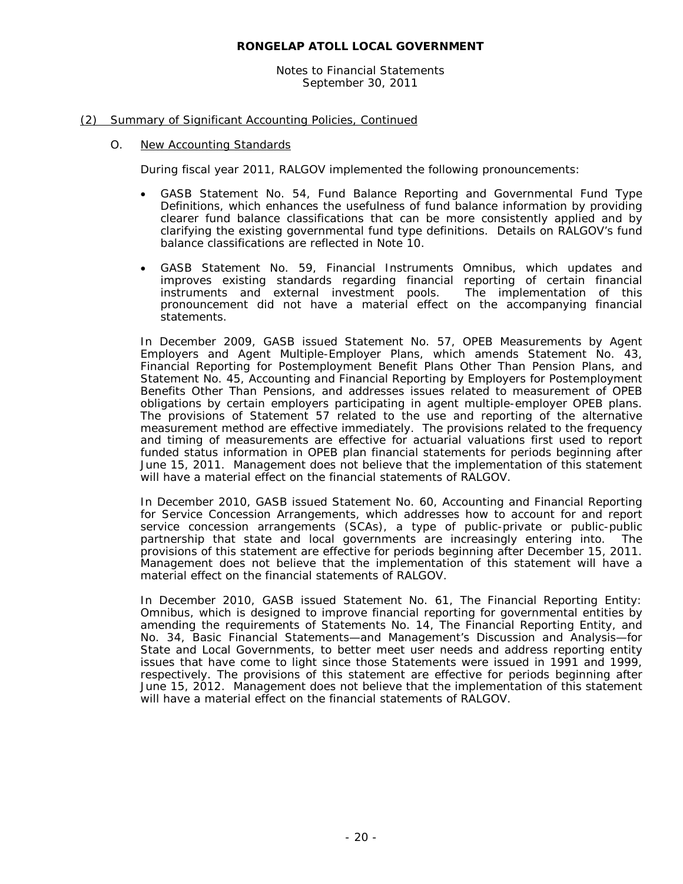# RONGELAP ATOLL LOCAL GOVERNMENT

Notes to Financial Statements
September 30, 2011

## (2) Summary of Significant Accounting Policies, Continued

### O. New Accounting Standards

During fiscal year 2011, RALGOV implemented the following pronouncements:

- GASB Statement No. 54, Fund Balance Reporting and Governmental Fund Type Definitions, which enhances the usefulness of fund balance information by providing clearer fund balance classifications that can be more consistently applied and by clarifying the existing governmental fund type definitions. Details on RALGOV's fund balance classifications are reflected in Note 10.

- GASB Statement No. 59, Financial Instruments Omnibus, which updates and improves existing standards regarding financial reporting of certain financial instruments and external investment pools. The implementation of this pronouncement did not have a material effect on the accompanying financial statements.

In December 2009, GASB issued Statement No. 57, OPEB Measurements by Agent Employers and Agent Multiple-Employer Plans, which amends Statement No. 43, Financial Reporting for Postemployment Benefit Plans Other Than Pension Plans, and Statement No. 45, Accounting and Financial Reporting by Employers for Postemployment Benefits Other Than Pensions, and addresses issues related to measurement of OPEB obligations by certain employers participating in agent multiple-employer OPEB plans. The provisions of Statement 57 related to the use and reporting of the alternative measurement method are effective immediately. The provisions related to the frequency and timing of measurements are effective for actuarial valuations first used to report funded status information in OPEB plan financial statements for periods beginning after June 15, 2011. Management does not believe that the implementation of this statement will have a material effect on the financial statements of RALGOV.

In December 2010, GASB issued Statement No. 60, Accounting and Financial Reporting for Service Concession Arrangements, which addresses how to account for and report service concession arrangements (SCAs), a type of public-private or public-public partnership that state and local governments are increasingly entering into. The provisions of this statement are effective for periods beginning after December 15, 2011. Management does not believe that the implementation of this statement will have a material effect on the financial statements of RALGOV.

In December 2010, GASB issued Statement No. 61, The Financial Reporting Entity: Omnibus, which is designed to improve financial reporting for governmental entities by amending the requirements of Statements No. 14, The Financial Reporting Entity, and No. 34, Basic Financial Statements—and Management's Discussion and Analysis—for State and Local Governments, to better meet user needs and address reporting entity issues that have come to light since those Statements were issued in 1991 and 1999, respectively. The provisions of this statement are effective for periods beginning after June 15, 2012. Management does not believe that the implementation of this statement will have a material effect on the financial statements of RALGOV.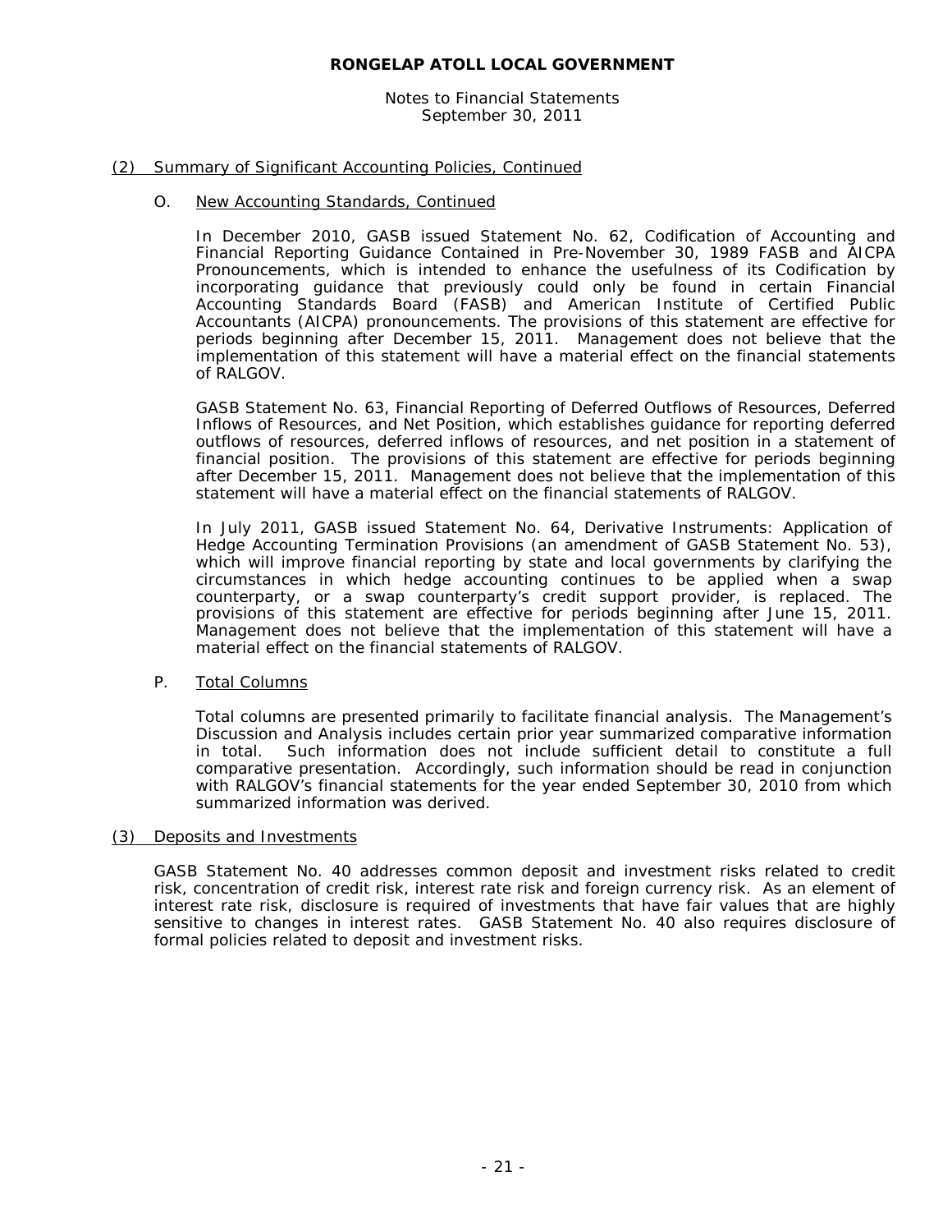# RONGELAP ATOLL LOCAL GOVERNMENT

Notes to Financial Statements
September 30, 2011

## (2) Summary of Significant Accounting Policies, Continued

### O. New Accounting Standards, Continued

In December 2010, GASB issued Statement No. 62, Codification of Accounting and Financial Reporting Guidance Contained in Pre-November 30, 1989 FASB and AICPA Pronouncements, which is intended to enhance the usefulness of its Codification by incorporating guidance that previously could only be found in certain Financial Accounting Standards Board (FASB) and American Institute of Certified Public Accountants (AICPA) pronouncements. The provisions of this statement are effective for periods beginning after December 15, 2011. Management does not believe that the implementation of this statement will have a material effect on the financial statements of RALGOV.

GASB Statement No. 63, Financial Reporting of Deferred Outflows of Resources, Deferred Inflows of Resources, and Net Position, which establishes guidance for reporting deferred outflows of resources, deferred inflows of resources, and net position in a statement of financial position. The provisions of this statement are effective for periods beginning after December 15, 2011. Management does not believe that the implementation of this statement will have a material effect on the financial statements of RALGOV.

In July 2011, GASB issued Statement No. 64, Derivative Instruments: Application of Hedge Accounting Termination Provisions (an amendment of GASB Statement No. 53), which will improve financial reporting by state and local governments by clarifying the circumstances in which hedge accounting continues to be applied when a swap counterparty, or a swap counterparty's credit support provider, is replaced. The provisions of this statement are effective for periods beginning after June 15, 2011. Management does not believe that the implementation of this statement will have a material effect on the financial statements of RALGOV.

### P. Total Columns

Total columns are presented primarily to facilitate financial analysis. The Management's Discussion and Analysis includes certain prior year summarized comparative information in total. Such information does not include sufficient detail to constitute a full comparative presentation. Accordingly, such information should be read in conjunction with RALGOV's financial statements for the year ended September 30, 2010 from which summarized information was derived.

## (3) Deposits and Investments

GASB Statement No. 40 addresses common deposit and investment risks related to credit risk, concentration of credit risk, interest rate risk and foreign currency risk. As an element of interest rate risk, disclosure is required of investments that have fair values that are highly sensitive to changes in interest rates. GASB Statement No. 40 also requires disclosure of formal policies related to deposit and investment risks.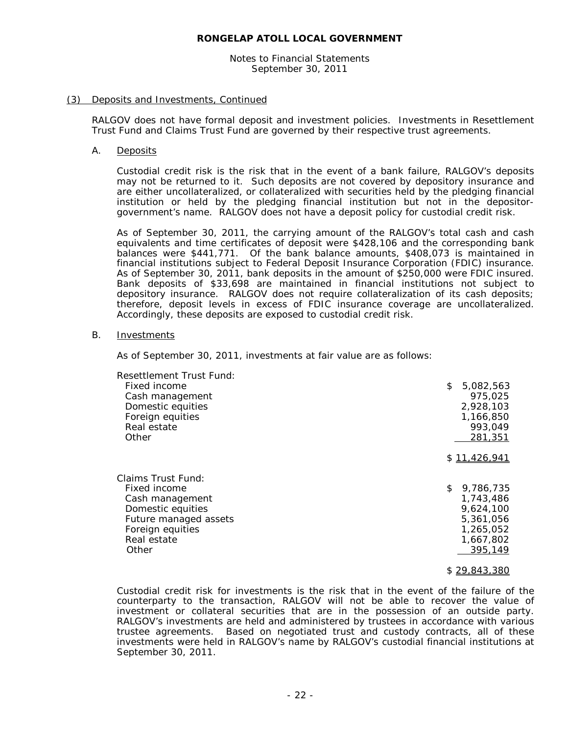**RONGELAP ATOLL LOCAL GOVERNMENT**

Notes to Financial Statements
September 30, 2011

(3) Deposits and Investments, Continued

RALGOV does not have formal deposit and investment policies. Investments in Resettlement Trust Fund and Claims Trust Fund are governed by their respective trust agreements.

A. Deposits

Custodial credit risk is the risk that in the event of a bank failure, RALGOV's deposits may not be returned to it. Such deposits are not covered by depository insurance and are either uncollateralized, or collateralized with securities held by the pledging financial institution or held by the pledging financial institution but not in the depositor-government's name. RALGOV does not have a deposit policy for custodial credit risk.

As of September 30, 2011, the carrying amount of the RALGOV's total cash and cash equivalents and time certificates of deposit were $428,106 and the corresponding bank balances were $441,771. Of the bank balance amounts, $408,073 is maintained in financial institutions subject to Federal Deposit Insurance Corporation (FDIC) insurance. As of September 30, 2011, bank deposits in the amount of $250,000 were FDIC insured. Bank deposits of $33,698 are maintained in financial institutions not subject to depository insurance. RALGOV does not require collateralization of its cash deposits; therefore, deposit levels in excess of FDIC insurance coverage are uncollateralized. Accordingly, these deposits are exposed to custodial credit risk.

B. Investments

As of September 30, 2011, investments at fair value are as follows:

| | |
|---|---|
| Resettlement Trust Fund: | |
| Fixed income | $ 5,082,563 |
| Cash management | 975,025 |
| Domestic equities | 2,928,103 |
| Foreign equities | 1,166,850 |
| Real estate | 993,049 |
| Other | 281,351 |
| | $ 11,426,941 |
| Claims Trust Fund: | |
| Fixed income | $ 9,786,735 |
| Cash management | 1,743,486 |
| Domestic equities | 9,624,100 |
| Future managed assets | 5,361,056 |
| Foreign equities | 1,265,052 |
| Real estate | 1,667,802 |
| Other | 395,149 |
| | $ 29,843,380 |

Custodial credit risk for investments is the risk that in the event of the failure of the counterparty to the transaction, RALGOV will not be able to recover the value of investment or collateral securities that are in the possession of an outside party. RALGOV's investments are held and administered by trustees in accordance with various trustee agreements. Based on negotiated trust and custody contracts, all of these investments were held in RALGOV's name by RALGOV's custodial financial institutions at September 30, 2011.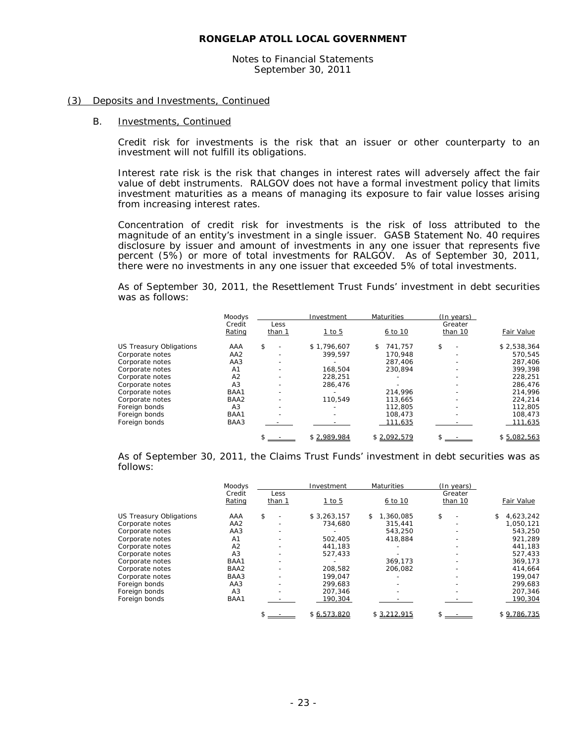## (3) Deposits and Investments, Continued

### B. Investments, Continued

Credit risk for investments is the risk that an issuer or other counterparty to an investment will not fulfill its obligations.

Interest rate risk is the risk that changes in interest rates will adversely affect the fair value of debt instruments. RALGOV does not have a formal investment policy that limits investment maturities as a means of managing its exposure to fair value losses arising from increasing interest rates.

Concentration of credit risk for investments is the risk of loss attributed to the magnitude of an entity's investment in a single issuer. GASB Statement No. 40 requires disclosure by issuer and amount of investments in any one issuer that represents five percent (5%) or more of total investments for RALGOV. As of September 30, 2011, there were no investments in any one issuer that exceeded 5% of total investments.

As of September 30, 2011, the Resettlement Trust Funds' investment in debt securities was as follows:

| | Moodys Credit Rating | Investment Maturities (In years) | | | | |
|---|---|---|---|---|---|---|
| | | Less than 1 | 1 to 5 | 6 to 10 | Greater than 10 | Fair Value |
| US Treasury Obligations | AAA | $ - | $ 1,796,607 | $ 741,757 | $ - | $ 2,538,364 |
| Corporate notes | AA2 | - | 399,597 | 170,948 | - | 570,545 |
| Corporate notes | AA3 | - | - | 287,406 | - | 287,406 |
| Corporate notes | A1 | - | 168,504 | 230,894 | - | 399,398 |
| Corporate notes | A2 | - | 228,251 | - | - | 228,251 |
| Corporate notes | A3 | - | 286,476 | - | - | 286,476 |
| Corporate notes | BAA1 | - | - | 214,996 | - | 214,996 |
| Corporate notes | BAA2 | - | 110,549 | 113,665 | - | 224,214 |
| Foreign bonds | A3 | - | - | 112,805 | - | 112,805 |
| Foreign bonds | BAA1 | - | - | 108,473 | - | 108,473 |
| Foreign bonds | BAA3 | - | - | 111,635 | - | 111,635 |
| | | $ - | $ 2,989,984 | $ 2,092,579 | $ - | $ 5,082,563 |

As of September 30, 2011, the Claims Trust Funds' investment in debt securities was as follows:

| | Moodys Credit Rating | Investment Maturities (In years) | | | | |
|---|---|---|---|---|---|---|
| | | Less than 1 | 1 to 5 | 6 to 10 | Greater than 10 | Fair Value |
| US Treasury Obligations | AAA | $ - | $ 3,263,157 | $ 1,360,085 | $ - | $ 4,623,242 |
| Corporate notes | AA2 | - | 734,680 | 315,441 | - | 1,050,121 |
| Corporate notes | AA3 | - | - | 543,250 | - | 543,250 |
| Corporate notes | A1 | - | 502,405 | 418,884 | - | 921,289 |
| Corporate notes | A2 | - | 441,183 | - | - | 441,183 |
| Corporate notes | A3 | - | 527,433 | - | - | 527,433 |
| Corporate notes | BAA1 | - | - | 369,173 | - | 369,173 |
| Corporate notes | BAA2 | - | 208,582 | 206,082 | - | 414,664 |
| Corporate notes | BAA3 | - | 199,047 | - | - | 199,047 |
| Foreign bonds | AA3 | - | 299,683 | - | - | 299,683 |
| Foreign bonds | A3 | - | 207,346 | - | - | 207,346 |
| Foreign bonds | BAA1 | - | 190,304 | - | - | 190,304 |
| | | $ - | $ 6,573,820 | $ 3,212,915 | $ - | $ 9,786,735 |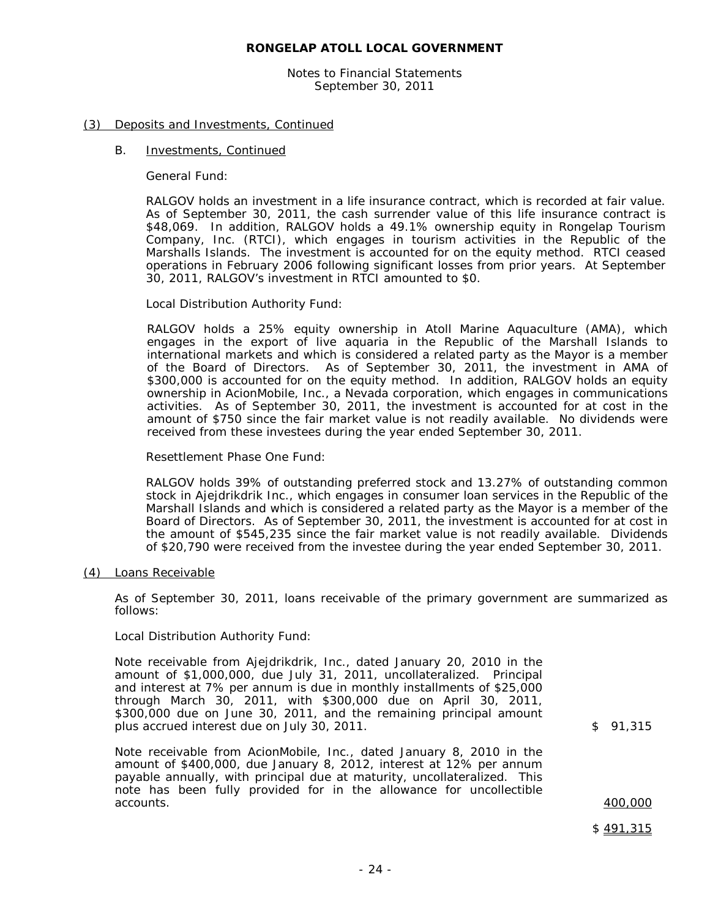**RONGELAP ATOLL LOCAL GOVERNMENT**

Notes to Financial Statements
September 30, 2011

## (3) Deposits and Investments, Continued

### B. Investments, Continued

General Fund:

RALGOV holds an investment in a life insurance contract, which is recorded at fair value. As of September 30, 2011, the cash surrender value of this life insurance contract is \$48,069. In addition, RALGOV holds a 49.1% ownership equity in Rongelap Tourism Company, Inc. (RTCI), which engages in tourism activities in the Republic of the Marshalls Islands. The investment is accounted for on the equity method. RTCI ceased operations in February 2006 following significant losses from prior years. At September 30, 2011, RALGOV's investment in RTCI amounted to \$0.

Local Distribution Authority Fund:

RALGOV holds a 25% equity ownership in Atoll Marine Aquaculture (AMA), which engages in the export of live aquaria in the Republic of the Marshall Islands to international markets and which is considered a related party as the Mayor is a member of the Board of Directors. As of September 30, 2011, the investment in AMA of \$300,000 is accounted for on the equity method. In addition, RALGOV holds an equity ownership in AcionMobile, Inc., a Nevada corporation, which engages in communications activities. As of September 30, 2011, the investment is accounted for at cost in the amount of \$750 since the fair market value is not readily available. No dividends were received from these investees during the year ended September 30, 2011.

Resettlement Phase One Fund:

RALGOV holds 39% of outstanding preferred stock and 13.27% of outstanding common stock in Ajejdrikdrik Inc., which engages in consumer loan services in the Republic of the Marshall Islands and which is considered a related party as the Mayor is a member of the Board of Directors. As of September 30, 2011, the investment is accounted for at cost in the amount of \$545,235 since the fair market value is not readily available. Dividends of \$20,790 were received from the investee during the year ended September 30, 2011.

## (4) Loans Receivable

As of September 30, 2011, loans receivable of the primary government are summarized as follows:

Local Distribution Authority Fund:

| | |
|---|---|
| Note receivable from Ajejdrikdrik, Inc., dated January 20, 2010 in the amount of \$1,000,000, due July 31, 2011, uncollateralized. Principal and interest at 7% per annum is due in monthly installments of \$25,000 through March 30, 2011, with \$300,000 due on April 30, 2011, \$300,000 due on June 30, 2011, and the remaining principal amount plus accrued interest due on July 30, 2011. | \$ 91,315 |
| Note receivable from AcionMobile, Inc., dated January 8, 2010 in the amount of \$400,000, due January 8, 2012, interest at 12% per annum payable annually, with principal due at maturity, uncollateralized. This note has been fully provided for in the allowance for uncollectible accounts. | 400,000 |
| | \$ 491,315 |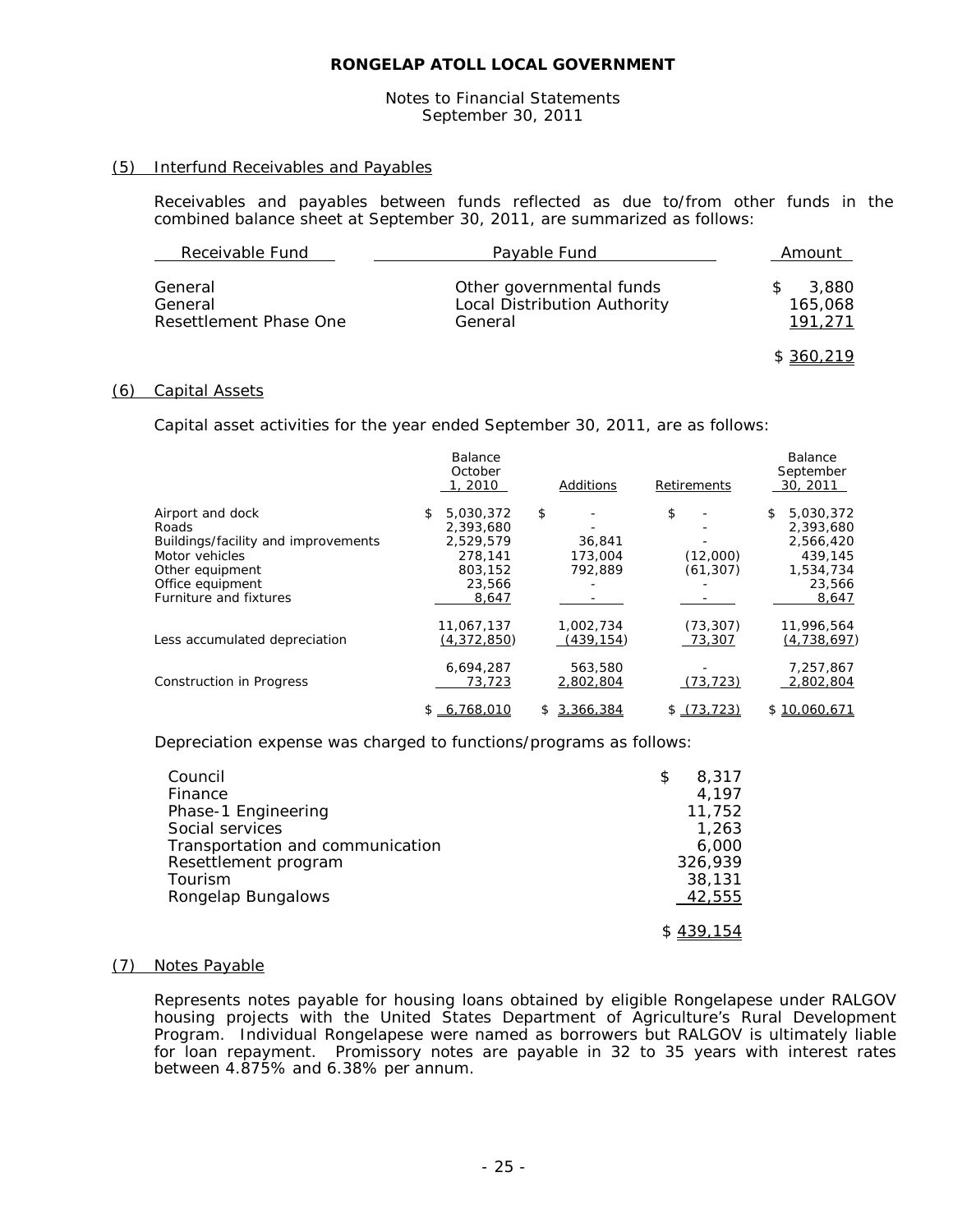RONGELAP ATOLL LOCAL GOVERNMENT

Notes to Financial Statements
September 30, 2011

## (5) Interfund Receivables and Payables

Receivables and payables between funds reflected as due to/from other funds in the combined balance sheet at September 30, 2011, are summarized as follows:

| Receivable Fund | Payable Fund | Amount |
|---|---|---|
| General | Other governmental funds | $ 3,880 |
| General | Local Distribution Authority | 165,068 |
| Resettlement Phase One | General | 191,271 |
| | | $ 360,219 |

## (6) Capital Assets

Capital asset activities for the year ended September 30, 2011, are as follows:

| | Balance October 1, 2010 | Additions | Retirements | Balance September 30, 2011 |
|---|---|---|---|---|
| Airport and dock | $ 5,030,372 | $ - | $ - | $ 5,030,372 |
| Roads | 2,393,680 | - | - | 2,393,680 |
| Buildings/facility and improvements | 2,529,579 | 36,841 | - | 2,566,420 |
| Motor vehicles | 278,141 | 173,004 | (12,000) | 439,145 |
| Other equipment | 803,152 | 792,889 | (61,307) | 1,534,734 |
| Office equipment | 23,566 | - | - | 23,566 |
| Furniture and fixtures | 8,647 | - | - | 8,647 |
| | 11,067,137 | 1,002,734 | (73,307) | 11,996,564 |
| Less accumulated depreciation | (4,372,850) | (439,154) | 73,307 | (4,738,697) |
| | 6,694,287 | 563,580 | - | 7,257,867 |
| Construction in Progress | 73,723 | 2,802,804 | (73,723) | 2,802,804 |
| | $ 6,768,010 | $ 3,366,384 | $ (73,723) | $ 10,060,671 |

Depreciation expense was charged to functions/programs as follows:

| | |
|---|---|
| Council | $ 8,317 |
| Finance | 4,197 |
| Phase-1 Engineering | 11,752 |
| Social services | 1,263 |
| Transportation and communication | 6,000 |
| Resettlement program | 326,939 |
| Tourism | 38,131 |
| Rongelap Bungalows | 42,555 |
| | $ 439,154 |

## (7) Notes Payable

Represents notes payable for housing loans obtained by eligible Rongelapese under RALGOV housing projects with the United States Department of Agriculture's Rural Development Program. Individual Rongelapese were named as borrowers but RALGOV is ultimately liable for loan repayment. Promissory notes are payable in 32 to 35 years with interest rates between 4.875% and 6.38% per annum.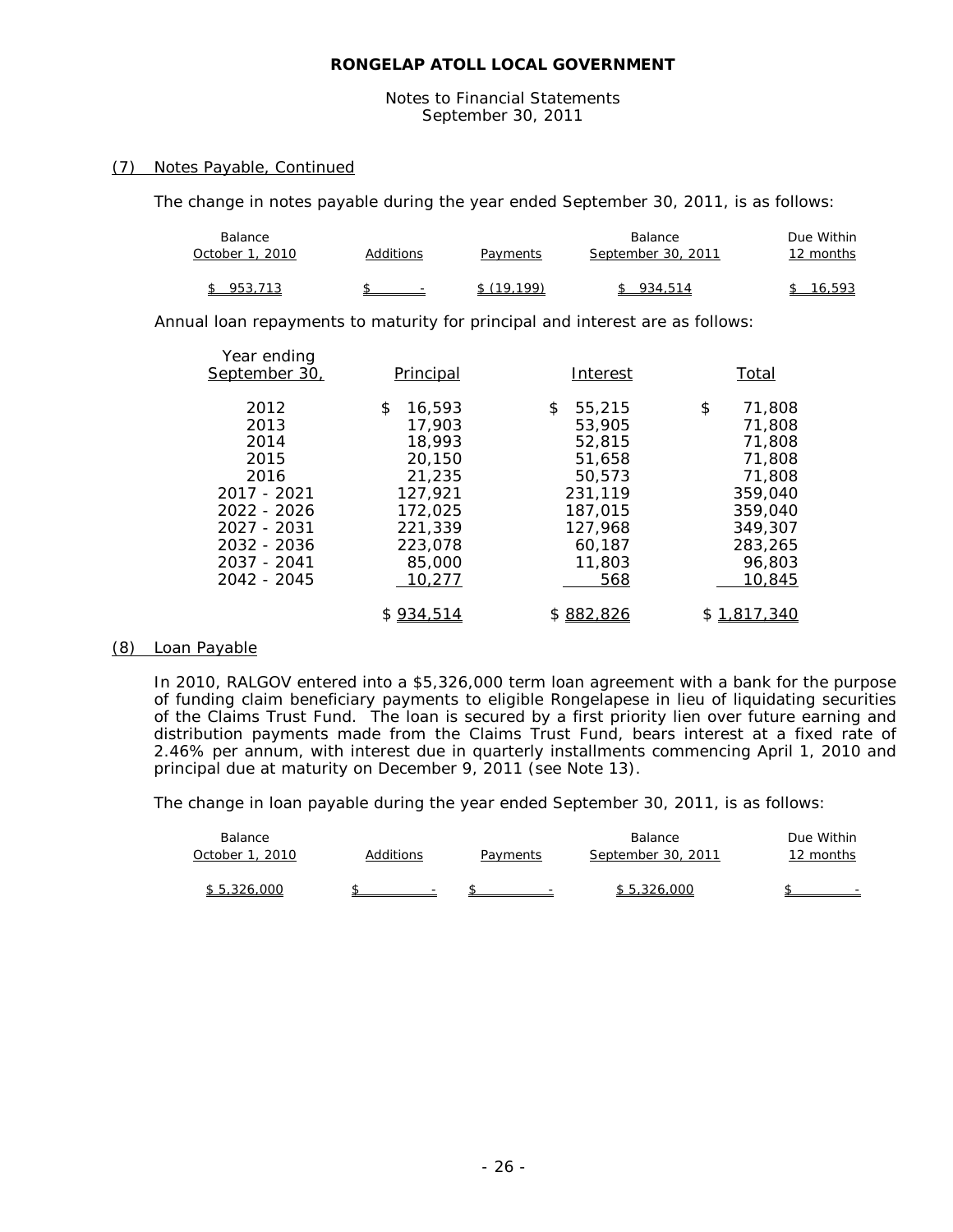**RONGELAP ATOLL LOCAL GOVERNMENT**

Notes to Financial Statements
September 30, 2011

## (7) Notes Payable, Continued

The change in notes payable during the year ended September 30, 2011, is as follows:

| Balance October 1, 2010 | Additions | Payments | Balance September 30, 2011 | Due Within 12 months |
|---|---|---|---|---|
| $ 953,713 | $ - | $ (19,199) | $ 934,514 | $ 16,593 |

Annual loan repayments to maturity for principal and interest are as follows:

| Year ending September 30, | Principal | Interest | Total |
|---|---|---|---|
| 2012 | $ 16,593 | $ 55,215 | $ 71,808 |
| 2013 | 17,903 | 53,905 | 71,808 |
| 2014 | 18,993 | 52,815 | 71,808 |
| 2015 | 20,150 | 51,658 | 71,808 |
| 2016 | 21,235 | 50,573 | 71,808 |
| 2017 - 2021 | 127,921 | 231,119 | 359,040 |
| 2022 - 2026 | 172,025 | 187,015 | 359,040 |
| 2027 - 2031 | 221,339 | 127,968 | 349,307 |
| 2032 - 2036 | 223,078 | 60,187 | 283,265 |
| 2037 - 2041 | 85,000 | 11,803 | 96,803 |
| 2042 - 2045 | 10,277 | 568 | 10,845 |
| | $ 934,514 | $ 882,826 | $ 1,817,340 |

## (8) Loan Payable

In 2010, RALGOV entered into a $5,326,000 term loan agreement with a bank for the purpose of funding claim beneficiary payments to eligible Rongelapese in lieu of liquidating securities of the Claims Trust Fund. The loan is secured by a first priority lien over future earning and distribution payments made from the Claims Trust Fund, bears interest at a fixed rate of 2.46% per annum, with interest due in quarterly installments commencing April 1, 2010 and principal due at maturity on December 9, 2011 (see Note 13).

The change in loan payable during the year ended September 30, 2011, is as follows:

| Balance October 1, 2010 | Additions | Payments | Balance September 30, 2011 | Due Within 12 months |
|---|---|---|---|---|
| $ 5,326,000 | $ - | $ - | $ 5,326,000 | $ - |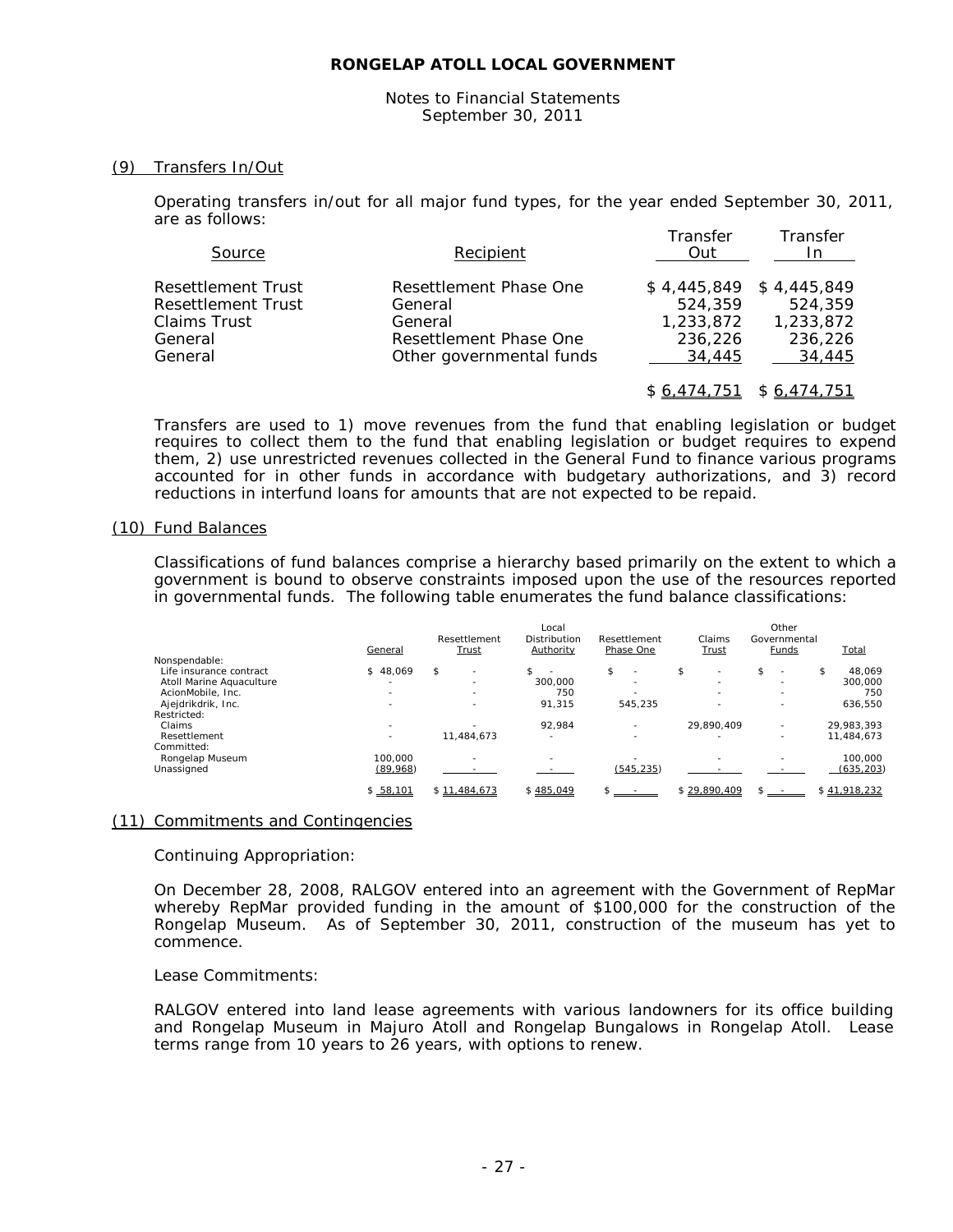# RONGELAP ATOLL LOCAL GOVERNMENT

Notes to Financial Statements
September 30, 2011

## (9) Transfers In/Out

Operating transfers in/out for all major fund types, for the year ended September 30, 2011, are as follows:

| Source | Recipient | Transfer Out | Transfer In |
|---|---|---|---|
| Resettlement Trust | Resettlement Phase One | $ 4,445,849 | $ 4,445,849 |
| Resettlement Trust | General | 524,359 | 524,359 |
| Claims Trust | General | 1,233,872 | 1,233,872 |
| General | Resettlement Phase One | 236,226 | 236,226 |
| General | Other governmental funds | 34,445 | 34,445 |
| | | $ 6,474,751 | $ 6,474,751 |

Transfers are used to 1) move revenues from the fund that enabling legislation or budget requires to collect them to the fund that enabling legislation or budget requires to expend them, 2) use unrestricted revenues collected in the General Fund to finance various programs accounted for in other funds in accordance with budgetary authorizations, and 3) record reductions in interfund loans for amounts that are not expected to be repaid.

## (10) Fund Balances

Classifications of fund balances comprise a hierarchy based primarily on the extent to which a government is bound to observe constraints imposed upon the use of the resources reported in governmental funds. The following table enumerates the fund balance classifications:

| | General | Resettlement Trust | Local Distribution Authority | Resettlement Phase One | Claims Trust | Other Governmental Funds | Total |
|---|---|---|---|---|---|---|---|
| Nonspendable: | | | | | | | |
| Life insurance contract | $ 48,069 | $ - | $ - | $ - | $ - | $ - | $ 48,069 |
| Atoll Marine Aquaculture | - | - | 300,000 | - | - | - | 300,000 |
| AcionMobile, Inc. | - | - | 750 | - | - | - | 750 |
| Ajejdrikdrik, Inc. | - | - | 91,315 | 545,235 | - | - | 636,550 |
| Restricted: | | | | | | | |
| Claims | - | - | 92,984 | - | 29,890,409 | - | 29,983,393 |
| Resettlement | - | 11,484,673 | - | - | - | - | 11,484,673 |
| Committed: | | | | | | | |
| Rongelap Museum | 100,000 | - | - | - | - | - | 100,000 |
| Unassigned | (89,968) | - | - | (545,235) | - | - | (635,203) |
| | $ 58,101 | $ 11,484,673 | $ 485,049 | $ - | $ 29,890,409 | $ - | $ 41,918,232 |

## (11) Commitments and Contingencies

Continuing Appropriation:

On December 28, 2008, RALGOV entered into an agreement with the Government of RepMar whereby RepMar provided funding in the amount of $100,000 for the construction of the Rongelap Museum. As of September 30, 2011, construction of the museum has yet to commence.

Lease Commitments:

RALGOV entered into land lease agreements with various landowners for its office building and Rongelap Museum in Majuro Atoll and Rongelap Bungalows in Rongelap Atoll. Lease terms range from 10 years to 26 years, with options to renew.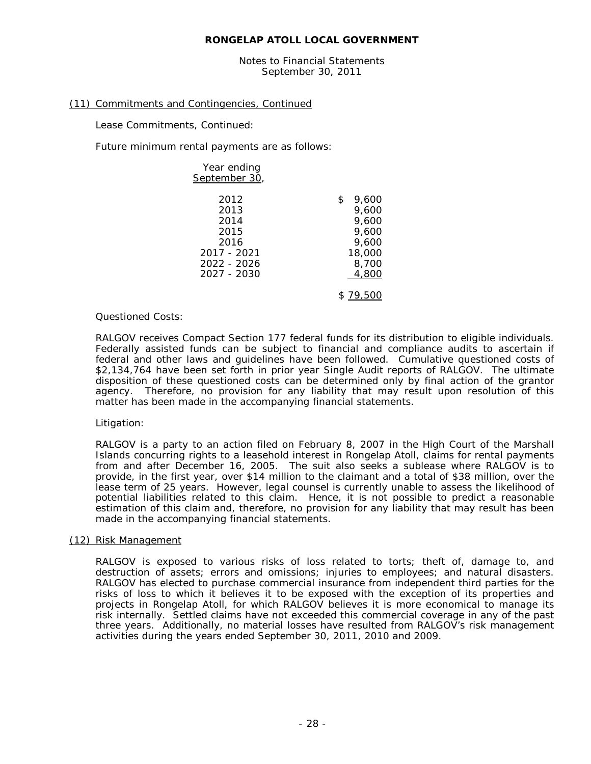**RONGELAP ATOLL LOCAL GOVERNMENT**

Notes to Financial Statements
September 30, 2011

(11) Commitments and Contingencies, Continued

Lease Commitments, Continued:

Future minimum rental payments are as follows:

| Year ending September 30, | |
|---|---|
| 2012 | $ 9,600 |
| 2013 | 9,600 |
| 2014 | 9,600 |
| 2015 | 9,600 |
| 2016 | 9,600 |
| 2017 - 2021 | 18,000 |
| 2022 - 2026 | 8,700 |
| 2027 - 2030 | 4,800 |
| | $ 79,500 |

Questioned Costs:

RALGOV receives Compact Section 177 federal funds for its distribution to eligible individuals. Federally assisted funds can be subject to financial and compliance audits to ascertain if federal and other laws and guidelines have been followed. Cumulative questioned costs of $2,134,764 have been set forth in prior year Single Audit reports of RALGOV. The ultimate disposition of these questioned costs can be determined only by final action of the grantor agency. Therefore, no provision for any liability that may result upon resolution of this matter has been made in the accompanying financial statements.

Litigation:

RALGOV is a party to an action filed on February 8, 2007 in the High Court of the Marshall Islands concurring rights to a leasehold interest in Rongelap Atoll, claims for rental payments from and after December 16, 2005. The suit also seeks a sublease where RALGOV is to provide, in the first year, over $14 million to the claimant and a total of $38 million, over the lease term of 25 years. However, legal counsel is currently unable to assess the likelihood of potential liabilities related to this claim. Hence, it is not possible to predict a reasonable estimation of this claim and, therefore, no provision for any liability that may result has been made in the accompanying financial statements.

(12) Risk Management

RALGOV is exposed to various risks of loss related to torts; theft of, damage to, and destruction of assets; errors and omissions; injuries to employees; and natural disasters. RALGOV has elected to purchase commercial insurance from independent third parties for the risks of loss to which it believes it to be exposed with the exception of its properties and projects in Rongelap Atoll, for which RALGOV believes it is more economical to manage its risk internally. Settled claims have not exceeded this commercial coverage in any of the past three years. Additionally, no material losses have resulted from RALGOV's risk management activities during the years ended September 30, 2011, 2010 and 2009.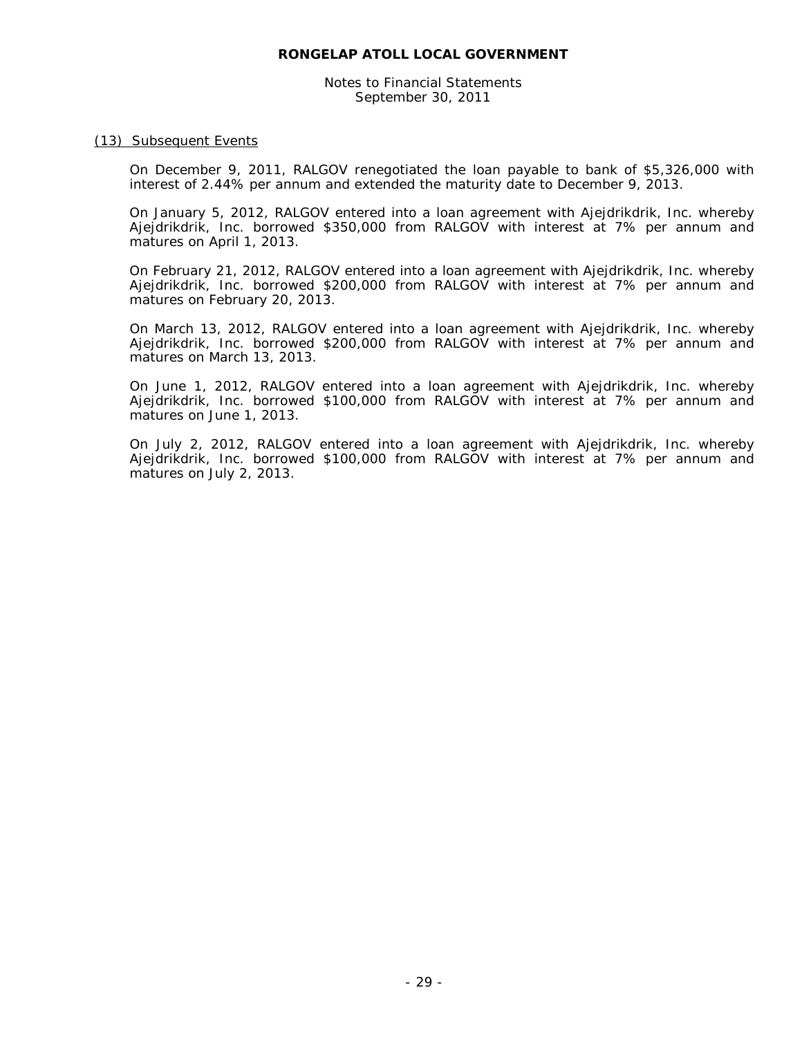# RONGELAP ATOLL LOCAL GOVERNMENT

Notes to Financial Statements
September 30, 2011

## (13) Subsequent Events

On December 9, 2011, RALGOV renegotiated the loan payable to bank of $5,326,000 with interest of 2.44% per annum and extended the maturity date to December 9, 2013.

On January 5, 2012, RALGOV entered into a loan agreement with Ajejdrikdrik, Inc. whereby Ajejdrikdrik, Inc. borrowed $350,000 from RALGOV with interest at 7% per annum and matures on April 1, 2013.

On February 21, 2012, RALGOV entered into a loan agreement with Ajejdrikdrik, Inc. whereby Ajejdrikdrik, Inc. borrowed $200,000 from RALGOV with interest at 7% per annum and matures on February 20, 2013.

On March 13, 2012, RALGOV entered into a loan agreement with Ajejdrikdrik, Inc. whereby Ajejdrikdrik, Inc. borrowed $200,000 from RALGOV with interest at 7% per annum and matures on March 13, 2013.

On June 1, 2012, RALGOV entered into a loan agreement with Ajejdrikdrik, Inc. whereby Ajejdrikdrik, Inc. borrowed $100,000 from RALGOV with interest at 7% per annum and matures on June 1, 2013.

On July 2, 2012, RALGOV entered into a loan agreement with Ajejdrikdrik, Inc. whereby Ajejdrikdrik, Inc. borrowed $100,000 from RALGOV with interest at 7% per annum and matures on July 2, 2013.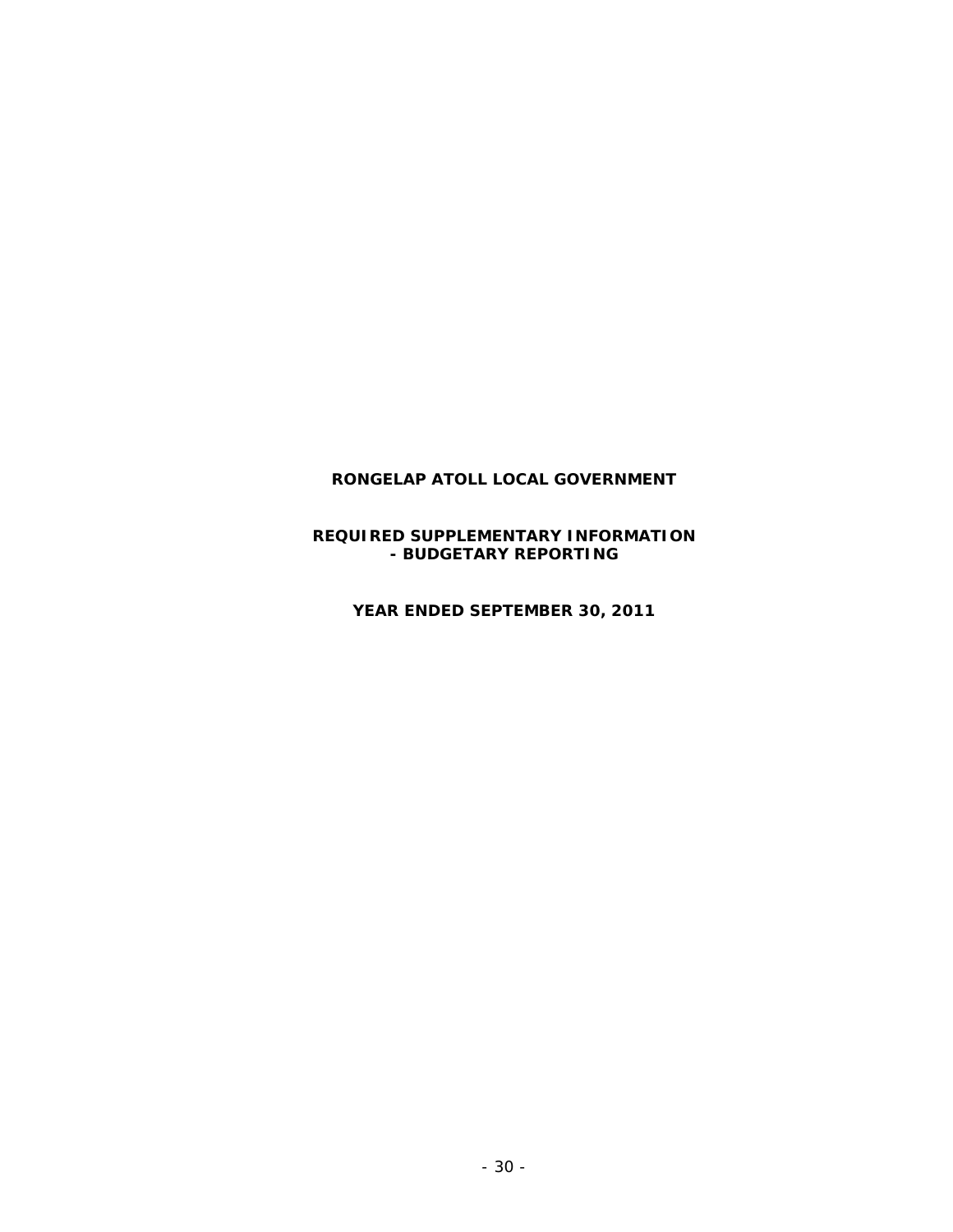**RONGELAP ATOLL LOCAL GOVERNMENT**

**REQUIRED SUPPLEMENTARY INFORMATION**
**- BUDGETARY REPORTING**

**YEAR ENDED SEPTEMBER 30, 2011**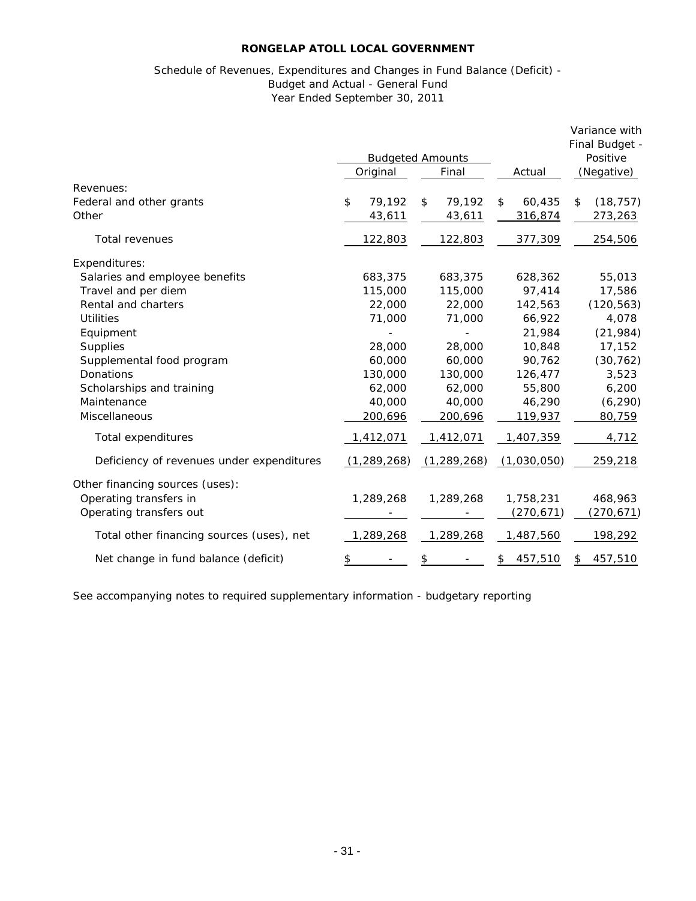**RONGELAP ATOLL LOCAL GOVERNMENT**

Schedule of Revenues, Expenditures and Changes in Fund Balance (Deficit) -
Budget and Actual - General Fund
Year Ended September 30, 2011

| | Budgeted Amounts | | | Variance with Final Budget - Positive |
|---|---|---|---|---|
| | Original | Final | Actual | (Negative) |
| Revenues: | | | | |
| Federal and other grants | $ 79,192 | $ 79,192 | $ 60,435 | $ (18,757) |
| Other | 43,611 | 43,611 | 316,874 | 273,263 |
| Total revenues | 122,803 | 122,803 | 377,309 | 254,506 |
| Expenditures: | | | | |
| Salaries and employee benefits | 683,375 | 683,375 | 628,362 | 55,013 |
| Travel and per diem | 115,000 | 115,000 | 97,414 | 17,586 |
| Rental and charters | 22,000 | 22,000 | 142,563 | (120,563) |
| Utilities | 71,000 | 71,000 | 66,922 | 4,078 |
| Equipment | - | - | 21,984 | (21,984) |
| Supplies | 28,000 | 28,000 | 10,848 | 17,152 |
| Supplemental food program | 60,000 | 60,000 | 90,762 | (30,762) |
| Donations | 130,000 | 130,000 | 126,477 | 3,523 |
| Scholarships and training | 62,000 | 62,000 | 55,800 | 6,200 |
| Maintenance | 40,000 | 40,000 | 46,290 | (6,290) |
| Miscellaneous | 200,696 | 200,696 | 119,937 | 80,759 |
| Total expenditures | 1,412,071 | 1,412,071 | 1,407,359 | 4,712 |
| Deficiency of revenues under expenditures | (1,289,268) | (1,289,268) | (1,030,050) | 259,218 |
| Other financing sources (uses): | | | | |
| Operating transfers in | 1,289,268 | 1,289,268 | 1,758,231 | 468,963 |
| Operating transfers out | - | - | (270,671) | (270,671) |
| Total other financing sources (uses), net | 1,289,268 | 1,289,268 | 1,487,560 | 198,292 |
| Net change in fund balance (deficit) | $ - | $ - | $ 457,510 | $ 457,510 |

See accompanying notes to required supplementary information - budgetary reporting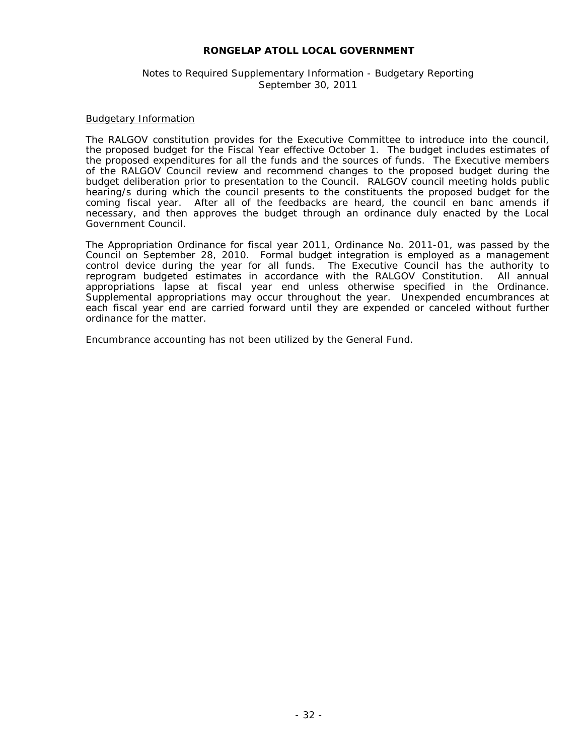# RONGELAP ATOLL LOCAL GOVERNMENT

Notes to Required Supplementary Information - Budgetary Reporting
September 30, 2011

## Budgetary Information

The RALGOV constitution provides for the Executive Committee to introduce into the council, the proposed budget for the Fiscal Year effective October 1. The budget includes estimates of the proposed expenditures for all the funds and the sources of funds. The Executive members of the RALGOV Council review and recommend changes to the proposed budget during the budget deliberation prior to presentation to the Council. RALGOV council meeting holds public hearing/s during which the council presents to the constituents the proposed budget for the coming fiscal year. After all of the feedbacks are heard, the council en banc amends if necessary, and then approves the budget through an ordinance duly enacted by the Local Government Council.

The Appropriation Ordinance for fiscal year 2011, Ordinance No. 2011-01, was passed by the Council on September 28, 2010. Formal budget integration is employed as a management control device during the year for all funds. The Executive Council has the authority to reprogram budgeted estimates in accordance with the RALGOV Constitution. All annual appropriations lapse at fiscal year end unless otherwise specified in the Ordinance. Supplemental appropriations may occur throughout the year. Unexpended encumbrances at each fiscal year end are carried forward until they are expended or canceled without further ordinance for the matter.

Encumbrance accounting has not been utilized by the General Fund.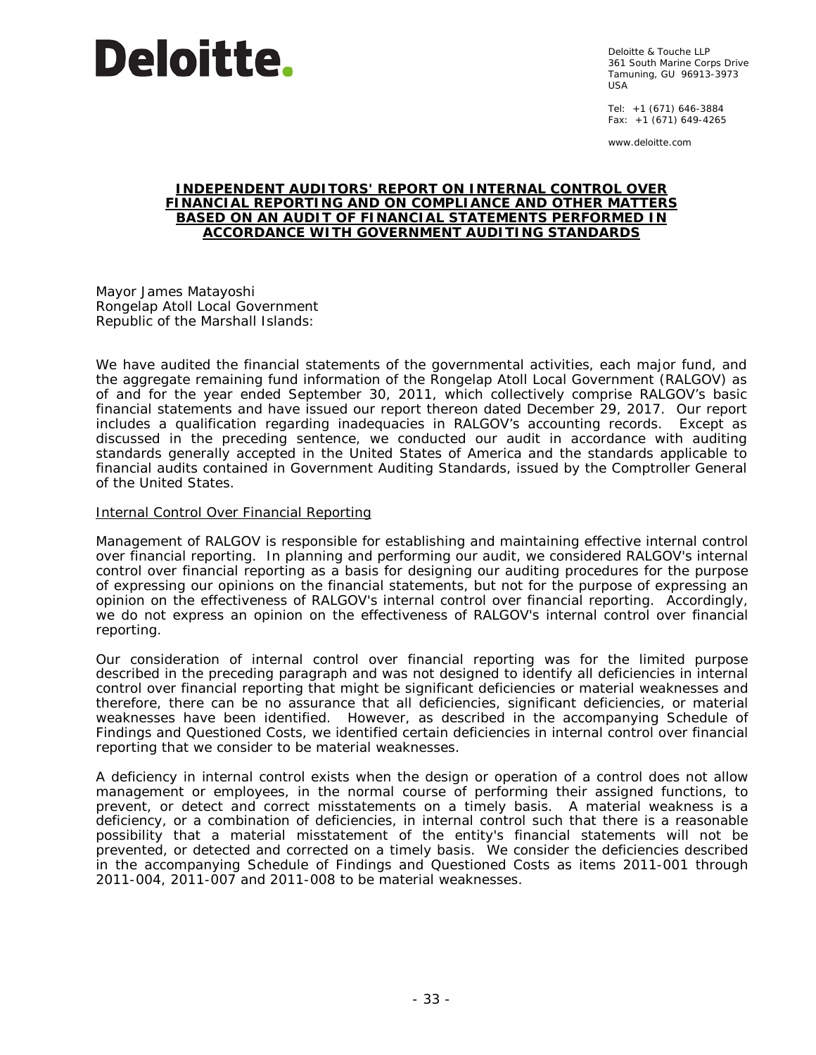Deloitte.

Deloitte & Touche LLP
361 South Marine Corps Drive
Tamuning, GU 96913-3973
USA

Tel: +1 (671) 646-3884
Fax: +1 (671) 649-4265

www.deloitte.com

# INDEPENDENT AUDITORS' REPORT ON INTERNAL CONTROL OVER FINANCIAL REPORTING AND ON COMPLIANCE AND OTHER MATTERS BASED ON AN AUDIT OF FINANCIAL STATEMENTS PERFORMED IN ACCORDANCE WITH GOVERNMENT AUDITING STANDARDS

Mayor James Matayoshi
Rongelap Atoll Local Government
Republic of the Marshall Islands:

We have audited the financial statements of the governmental activities, each major fund, and the aggregate remaining fund information of the Rongelap Atoll Local Government (RALGOV) as of and for the year ended September 30, 2011, which collectively comprise RALGOV's basic financial statements and have issued our report thereon dated December 29, 2017. Our report includes a qualification regarding inadequacies in RALGOV's accounting records. Except as discussed in the preceding sentence, we conducted our audit in accordance with auditing standards generally accepted in the United States of America and the standards applicable to financial audits contained in Government Auditing Standards, issued by the Comptroller General of the United States.

## Internal Control Over Financial Reporting

Management of RALGOV is responsible for establishing and maintaining effective internal control over financial reporting. In planning and performing our audit, we considered RALGOV's internal control over financial reporting as a basis for designing our auditing procedures for the purpose of expressing our opinions on the financial statements, but not for the purpose of expressing an opinion on the effectiveness of RALGOV's internal control over financial reporting. Accordingly, we do not express an opinion on the effectiveness of RALGOV's internal control over financial reporting.

Our consideration of internal control over financial reporting was for the limited purpose described in the preceding paragraph and was not designed to identify all deficiencies in internal control over financial reporting that might be significant deficiencies or material weaknesses and therefore, there can be no assurance that all deficiencies, significant deficiencies, or material weaknesses have been identified. However, as described in the accompanying Schedule of Findings and Questioned Costs, we identified certain deficiencies in internal control over financial reporting that we consider to be material weaknesses.

A deficiency in internal control exists when the design or operation of a control does not allow management or employees, in the normal course of performing their assigned functions, to prevent, or detect and correct misstatements on a timely basis. A material weakness is a deficiency, or a combination of deficiencies, in internal control such that there is a reasonable possibility that a material misstatement of the entity's financial statements will not be prevented, or detected and corrected on a timely basis. We consider the deficiencies described in the accompanying Schedule of Findings and Questioned Costs as items 2011-001 through 2011-004, 2011-007 and 2011-008 to be material weaknesses.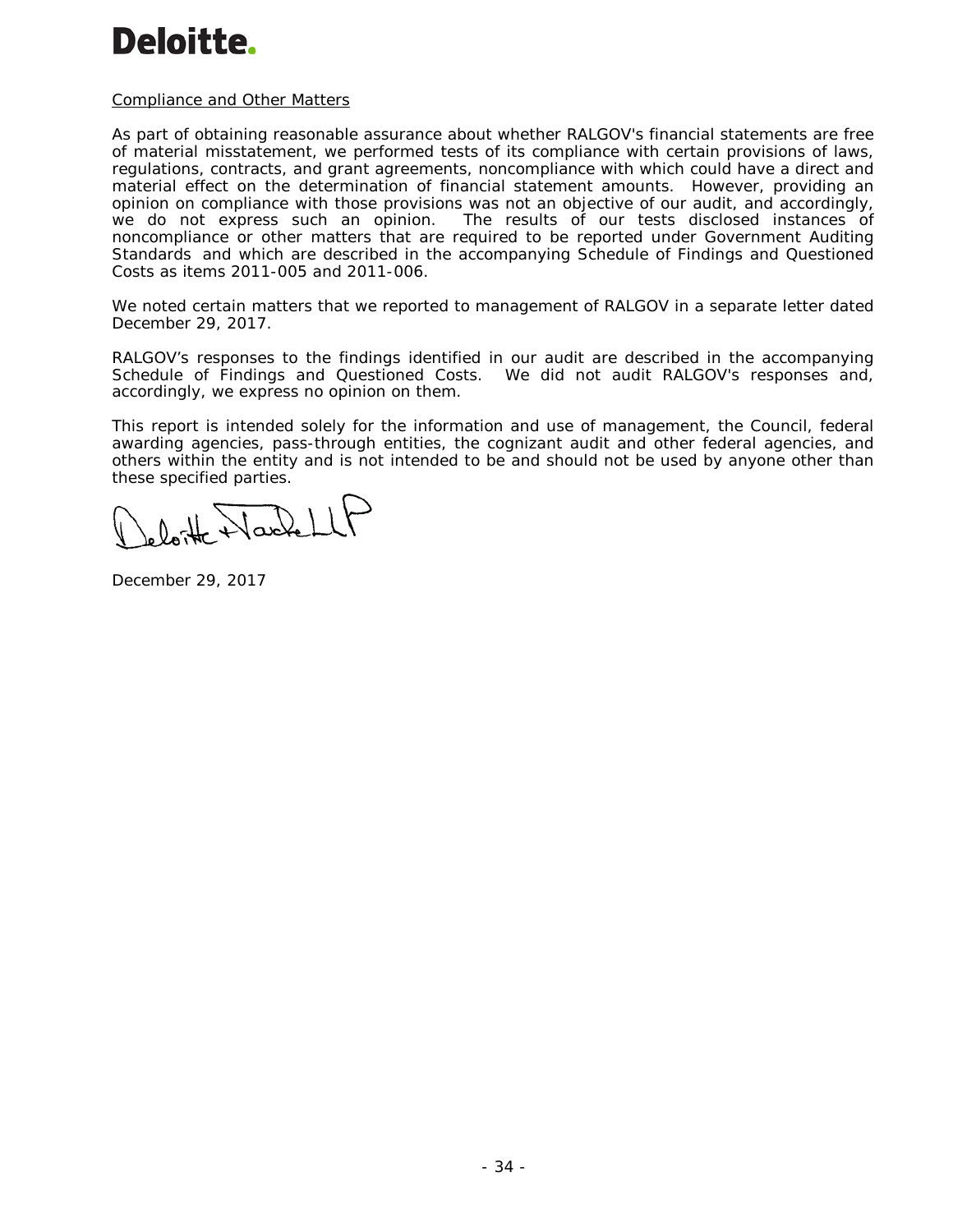Deloitte.

Compliance and Other Matters

As part of obtaining reasonable assurance about whether RALGOV's financial statements are free of material misstatement, we performed tests of its compliance with certain provisions of laws, regulations, contracts, and grant agreements, noncompliance with which could have a direct and material effect on the determination of financial statement amounts. However, providing an opinion on compliance with those provisions was not an objective of our audit, and accordingly, we do not express such an opinion. The results of our tests disclosed instances of noncompliance or other matters that are required to be reported under Government Auditing Standards and which are described in the accompanying Schedule of Findings and Questioned Costs as items 2011-005 and 2011-006.

We noted certain matters that we reported to management of RALGOV in a separate letter dated December 29, 2017.

RALGOV's responses to the findings identified in our audit are described in the accompanying Schedule of Findings and Questioned Costs. We did not audit RALGOV's responses and, accordingly, we express no opinion on them.

This report is intended solely for the information and use of management, the Council, federal awarding agencies, pass-through entities, the cognizant audit and other federal agencies, and others within the entity and is not intended to be and should not be used by anyone other than these specified parties.

Deloitte & Touche LLP

December 29, 2017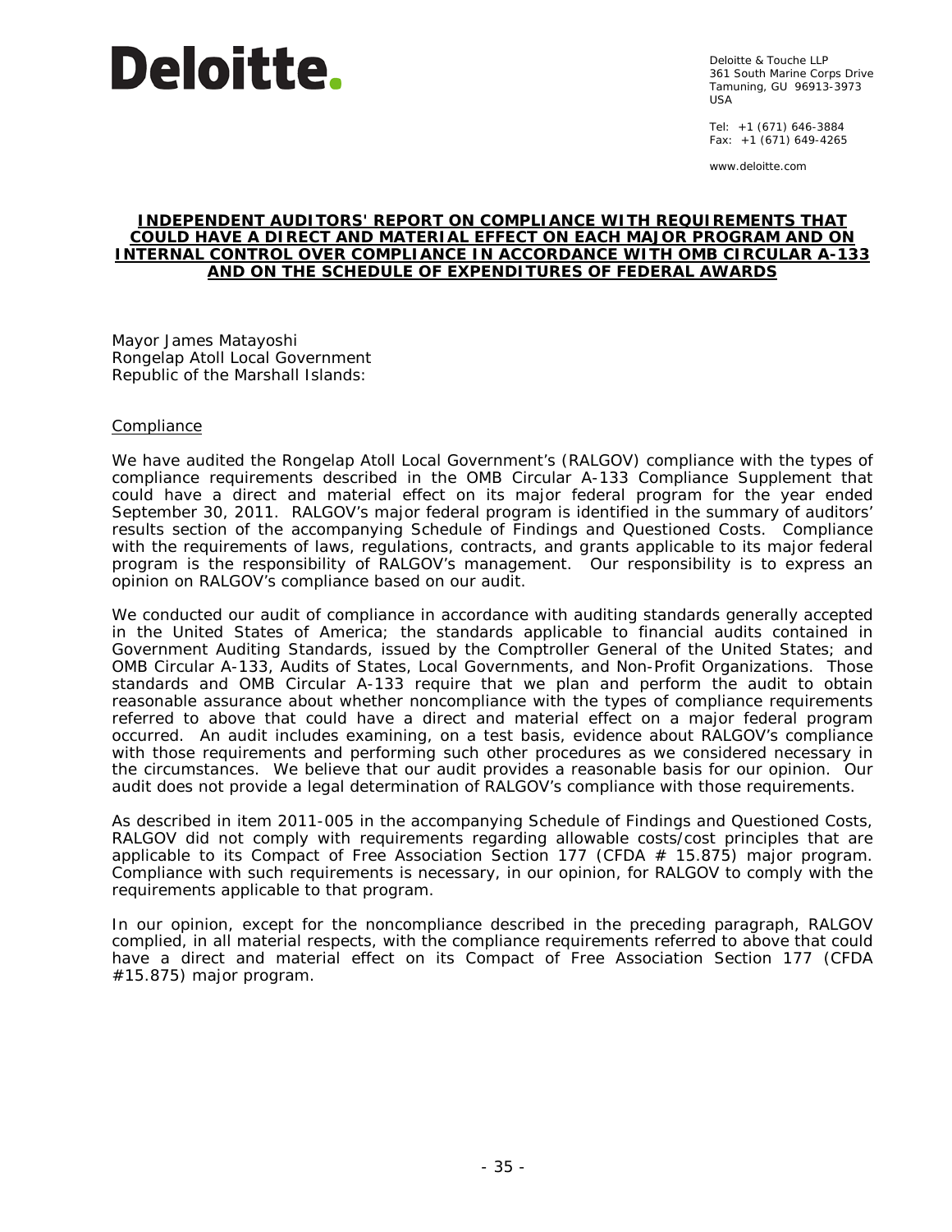**Deloitte.**

Deloitte & Touche LLP
361 South Marine Corps Drive
Tamuning, GU 96913-3973
USA

Tel: +1 (671) 646-3884
Fax: +1 (671) 649-4265

www.deloitte.com

# INDEPENDENT AUDITORS' REPORT ON COMPLIANCE WITH REQUIREMENTS THAT COULD HAVE A DIRECT AND MATERIAL EFFECT ON EACH MAJOR PROGRAM AND ON INTERNAL CONTROL OVER COMPLIANCE IN ACCORDANCE WITH OMB CIRCULAR A-133 AND ON THE SCHEDULE OF EXPENDITURES OF FEDERAL AWARDS

Mayor James Matayoshi
Rongelap Atoll Local Government
Republic of the Marshall Islands:

## Compliance

We have audited the Rongelap Atoll Local Government's (RALGOV) compliance with the types of compliance requirements described in the OMB Circular A-133 Compliance Supplement that could have a direct and material effect on its major federal program for the year ended September 30, 2011. RALGOV's major federal program is identified in the summary of auditors' results section of the accompanying Schedule of Findings and Questioned Costs. Compliance with the requirements of laws, regulations, contracts, and grants applicable to its major federal program is the responsibility of RALGOV's management. Our responsibility is to express an opinion on RALGOV's compliance based on our audit.

We conducted our audit of compliance in accordance with auditing standards generally accepted in the United States of America; the standards applicable to financial audits contained in Government Auditing Standards, issued by the Comptroller General of the United States; and OMB Circular A-133, Audits of States, Local Governments, and Non-Profit Organizations. Those standards and OMB Circular A-133 require that we plan and perform the audit to obtain reasonable assurance about whether noncompliance with the types of compliance requirements referred to above that could have a direct and material effect on a major federal program occurred. An audit includes examining, on a test basis, evidence about RALGOV's compliance with those requirements and performing such other procedures as we considered necessary in the circumstances. We believe that our audit provides a reasonable basis for our opinion. Our audit does not provide a legal determination of RALGOV's compliance with those requirements.

As described in item 2011-005 in the accompanying Schedule of Findings and Questioned Costs, RALGOV did not comply with requirements regarding allowable costs/cost principles that are applicable to its Compact of Free Association Section 177 (CFDA # 15.875) major program. Compliance with such requirements is necessary, in our opinion, for RALGOV to comply with the requirements applicable to that program.

In our opinion, except for the noncompliance described in the preceding paragraph, RALGOV complied, in all material respects, with the compliance requirements referred to above that could have a direct and material effect on its Compact of Free Association Section 177 (CFDA #15.875) major program.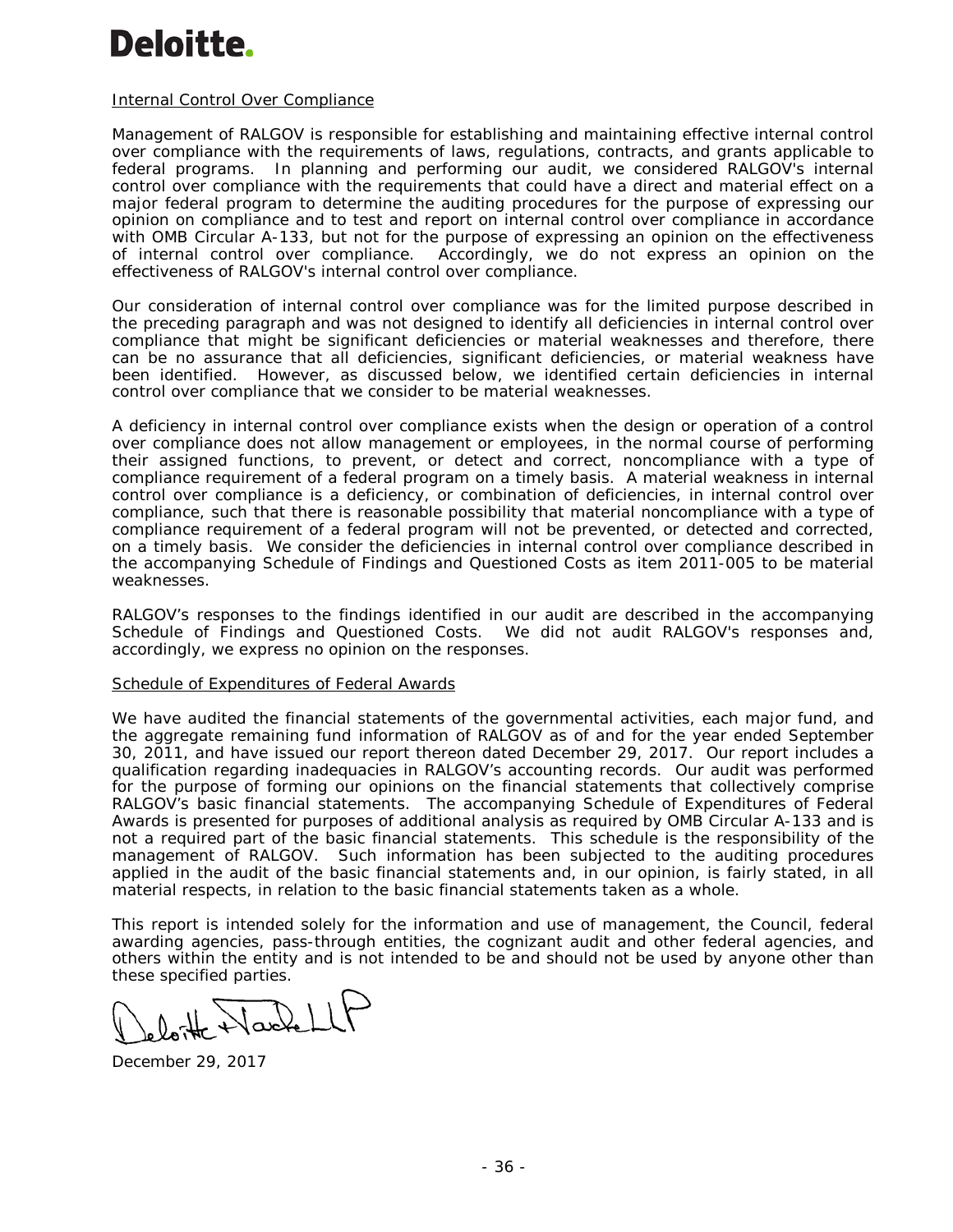Deloitte.

Internal Control Over Compliance

Management of RALGOV is responsible for establishing and maintaining effective internal control over compliance with the requirements of laws, regulations, contracts, and grants applicable to federal programs. In planning and performing our audit, we considered RALGOV's internal control over compliance with the requirements that could have a direct and material effect on a major federal program to determine the auditing procedures for the purpose of expressing our opinion on compliance and to test and report on internal control over compliance in accordance with OMB Circular A-133, but not for the purpose of expressing an opinion on the effectiveness of internal control over compliance. Accordingly, we do not express an opinion on the effectiveness of RALGOV's internal control over compliance.

Our consideration of internal control over compliance was for the limited purpose described in the preceding paragraph and was not designed to identify all deficiencies in internal control over compliance that might be significant deficiencies or material weaknesses and therefore, there can be no assurance that all deficiencies, significant deficiencies, or material weakness have been identified. However, as discussed below, we identified certain deficiencies in internal control over compliance that we consider to be material weaknesses.

A deficiency in internal control over compliance exists when the design or operation of a control over compliance does not allow management or employees, in the normal course of performing their assigned functions, to prevent, or detect and correct, noncompliance with a type of compliance requirement of a federal program on a timely basis. A material weakness in internal control over compliance is a deficiency, or combination of deficiencies, in internal control over compliance, such that there is reasonable possibility that material noncompliance with a type of compliance requirement of a federal program will not be prevented, or detected and corrected, on a timely basis. We consider the deficiencies in internal control over compliance described in the accompanying Schedule of Findings and Questioned Costs as item 2011-005 to be material weaknesses.

RALGOV's responses to the findings identified in our audit are described in the accompanying Schedule of Findings and Questioned Costs. We did not audit RALGOV's responses and, accordingly, we express no opinion on the responses.

Schedule of Expenditures of Federal Awards

We have audited the financial statements of the governmental activities, each major fund, and the aggregate remaining fund information of RALGOV as of and for the year ended September 30, 2011, and have issued our report thereon dated December 29, 2017. Our report includes a qualification regarding inadequacies in RALGOV's accounting records. Our audit was performed for the purpose of forming our opinions on the financial statements that collectively comprise RALGOV's basic financial statements. The accompanying Schedule of Expenditures of Federal Awards is presented for purposes of additional analysis as required by OMB Circular A-133 and is not a required part of the basic financial statements. This schedule is the responsibility of the management of RALGOV. Such information has been subjected to the auditing procedures applied in the audit of the basic financial statements and, in our opinion, is fairly stated, in all material respects, in relation to the basic financial statements taken as a whole.

This report is intended solely for the information and use of management, the Council, federal awarding agencies, pass-through entities, the cognizant audit and other federal agencies, and others within the entity and is not intended to be and should not be used by anyone other than these specified parties.

Deloitte & Touche LLP

December 29, 2017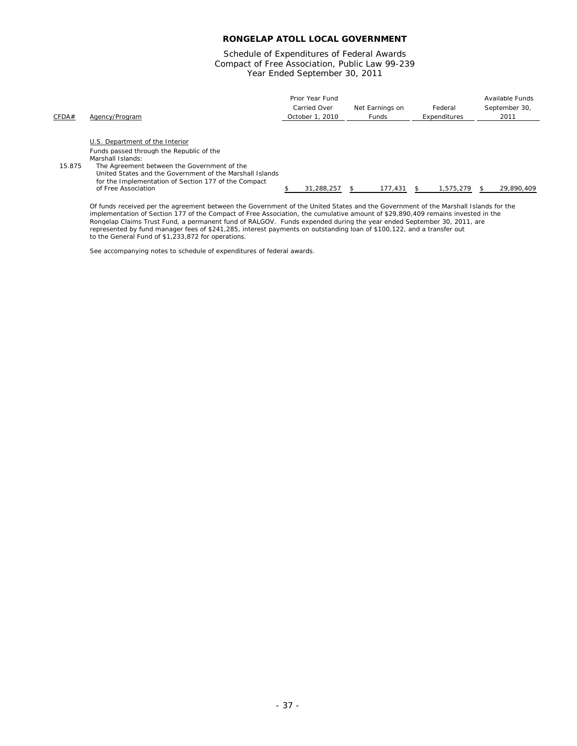**RONGELAP ATOLL LOCAL GOVERNMENT**

Schedule of Expenditures of Federal Awards
Compact of Free Association, Public Law 99-239
Year Ended September 30, 2011

| CFDA# | Agency/Program | Prior Year Fund Carried Over October 1, 2010 | Net Earnings on Funds | Federal Expenditures | Available Funds September 30, 2011 |
|---|---|---|---|---|---|
| | U.S. Department of the Interior | | | | |
| | Funds passed through the Republic of the Marshall Islands: | | | | |
| 15.875 | The Agreement between the Government of the United States and the Government of the Marshall Islands for the Implementation of Section 177 of the Compact of Free Association | $ 31,288,257 | $ 177,431 | $ 1,575,279 | $ 29,890,409 |

Of funds received per the agreement between the Government of the United States and the Government of the Marshall Islands for the implementation of Section 177 of the Compact of Free Association, the cumulative amount of $29,890,409 remains invested in the Rongelap Claims Trust Fund, a permanent fund of RALGOV. Funds expended during the year ended September 30, 2011, are represented by fund manager fees of $241,285, interest payments on outstanding loan of $100,122, and a transfer out to the General Fund of $1,233,872 for operations.

See accompanying notes to schedule of expenditures of federal awards.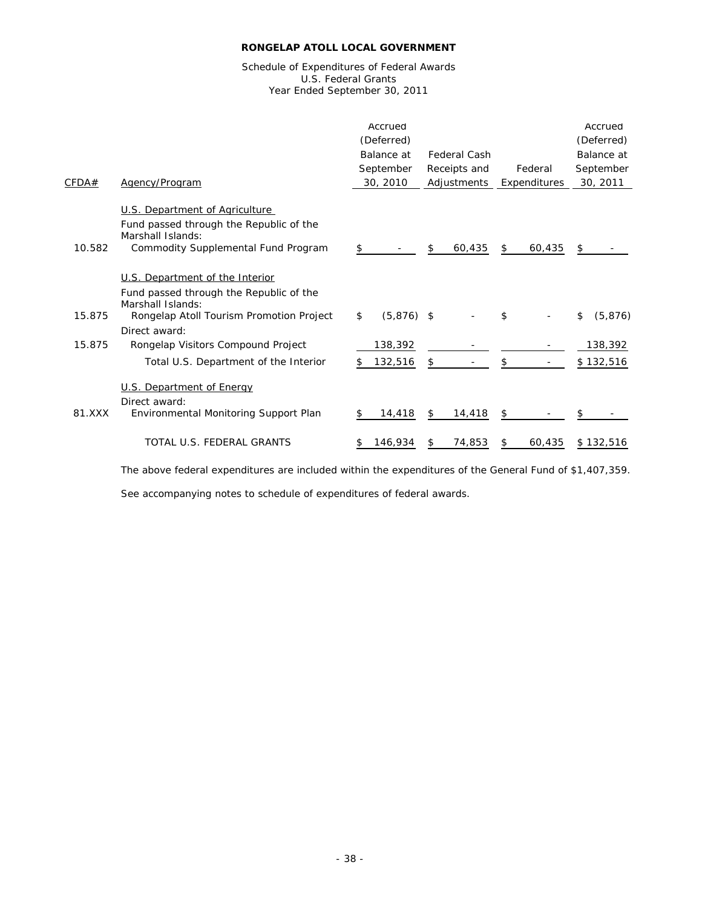**RONGELAP ATOLL LOCAL GOVERNMENT**

Schedule of Expenditures of Federal Awards
U.S. Federal Grants
Year Ended September 30, 2011

| CFDA# | Agency/Program | Accrued (Deferred) Balance at September 30, 2010 | Federal Cash Receipts and Adjustments | Federal Expenditures | Accrued (Deferred) Balance at September 30, 2011 |
|---|---|---|---|---|---|
| | U.S. Department of Agriculture | | | | |
| | Fund passed through the Republic of the Marshall Islands: | | | | |
| 10.582 | Commodity Supplemental Fund Program | $ - | $ 60,435 | $ 60,435 | $ - |
| | U.S. Department of the Interior | | | | |
| | Fund passed through the Republic of the Marshall Islands: | | | | |
| 15.875 | Rongelap Atoll Tourism Promotion Project | $ (5,876) | $ - | $ - | $ (5,876) |
| | Direct award: | | | | |
| 15.875 | Rongelap Visitors Compound Project | 138,392 | - | - | 138,392 |
| | Total U.S. Department of the Interior | $ 132,516 | $ - | $ - | $ 132,516 |
| | U.S. Department of Energy | | | | |
| | Direct award: | | | | |
| 81.XXX | Environmental Monitoring Support Plan | $ 14,418 | $ 14,418 | $ - | $ - |
| | TOTAL U.S. FEDERAL GRANTS | $ 146,934 | $ 74,853 | $ 60,435 | $ 132,516 |

The above federal expenditures are included within the expenditures of the General Fund of $1,407,359.

See accompanying notes to schedule of expenditures of federal awards.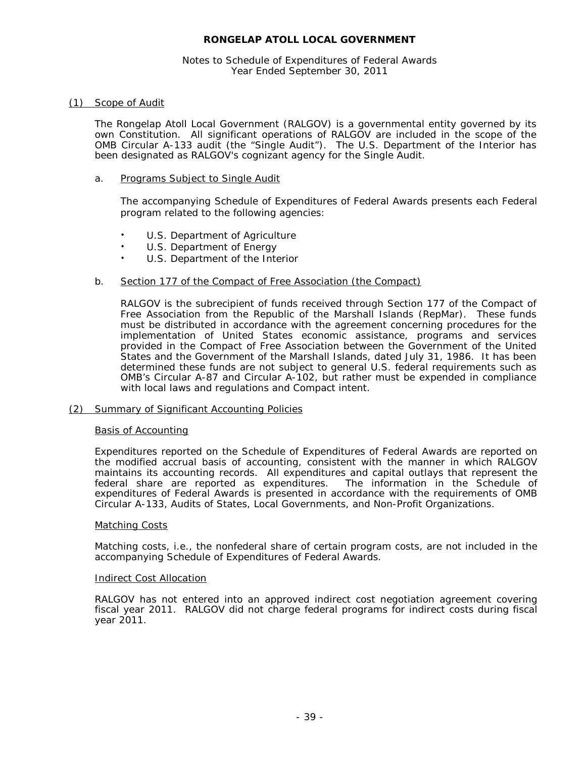# RONGELAP ATOLL LOCAL GOVERNMENT

Notes to Schedule of Expenditures of Federal Awards
Year Ended September 30, 2011

## (1) Scope of Audit

The Rongelap Atoll Local Government (RALGOV) is a governmental entity governed by its own Constitution. All significant operations of RALGOV are included in the scope of the OMB Circular A-133 audit (the "Single Audit"). The U.S. Department of the Interior has been designated as RALGOV's cognizant agency for the Single Audit.

### a. Programs Subject to Single Audit

The accompanying Schedule of Expenditures of Federal Awards presents each Federal program related to the following agencies:

- U.S. Department of Agriculture
- U.S. Department of Energy
- U.S. Department of the Interior

### b. Section 177 of the Compact of Free Association (the Compact)

RALGOV is the subrecipient of funds received through Section 177 of the Compact of Free Association from the Republic of the Marshall Islands (RepMar). These funds must be distributed in accordance with the agreement concerning procedures for the implementation of United States economic assistance, programs and services provided in the Compact of Free Association between the Government of the United States and the Government of the Marshall Islands, dated July 31, 1986. It has been determined these funds are not subject to general U.S. federal requirements such as OMB's Circular A-87 and Circular A-102, but rather must be expended in compliance with local laws and regulations and Compact intent.

## (2) Summary of Significant Accounting Policies

### Basis of Accounting

Expenditures reported on the Schedule of Expenditures of Federal Awards are reported on the modified accrual basis of accounting, consistent with the manner in which RALGOV maintains its accounting records. All expenditures and capital outlays that represent the federal share are reported as expenditures. The information in the Schedule of expenditures of Federal Awards is presented in accordance with the requirements of OMB Circular A-133, Audits of States, Local Governments, and Non-Profit Organizations.

### Matching Costs

Matching costs, i.e., the nonfederal share of certain program costs, are not included in the accompanying Schedule of Expenditures of Federal Awards.

### Indirect Cost Allocation

RALGOV has not entered into an approved indirect cost negotiation agreement covering fiscal year 2011. RALGOV did not charge federal programs for indirect costs during fiscal year 2011.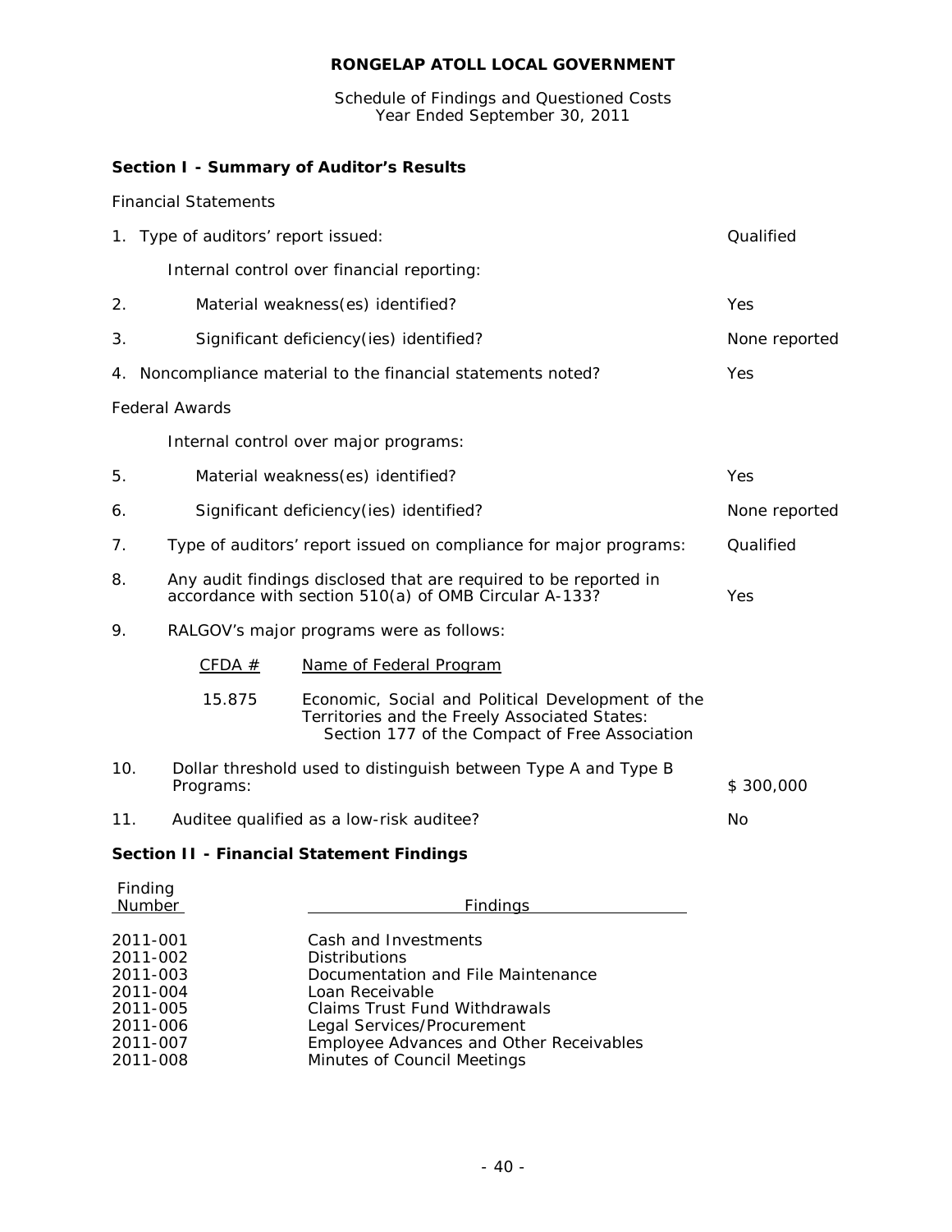**RONGELAP ATOLL LOCAL GOVERNMENT**

Schedule of Findings and Questioned Costs
Year Ended September 30, 2011

**Section I - Summary of Auditor's Results**

Financial Statements

1. Type of auditors' report issued: Qualified

Internal control over financial reporting:

2. Material weakness(es) identified? Yes

3. Significant deficiency(ies) identified? None reported

4. Noncompliance material to the financial statements noted? Yes

Federal Awards

Internal control over major programs:

5. Material weakness(es) identified? Yes

6. Significant deficiency(ies) identified? None reported

7. Type of auditors' report issued on compliance for major programs: Qualified

8. Any audit findings disclosed that are required to be reported in accordance with section 510(a) of OMB Circular A-133? Yes

9. RALGOV's major programs were as follows:

| CFDA # | Name of Federal Program |
|---|---|
| 15.875 | Economic, Social and Political Development of the Territories and the Freely Associated States: Section 177 of the Compact of Free Association |

10. Dollar threshold used to distinguish between Type A and Type B Programs: $ 300,000

11. Auditee qualified as a low-risk auditee? No

**Section II - Financial Statement Findings**

| Finding Number | Findings |
|---|---|
| 2011-001 | Cash and Investments |
| 2011-002 | Distributions |
| 2011-003 | Documentation and File Maintenance |
| 2011-004 | Loan Receivable |
| 2011-005 | Claims Trust Fund Withdrawals |
| 2011-006 | Legal Services/Procurement |
| 2011-007 | Employee Advances and Other Receivables |
| 2011-008 | Minutes of Council Meetings |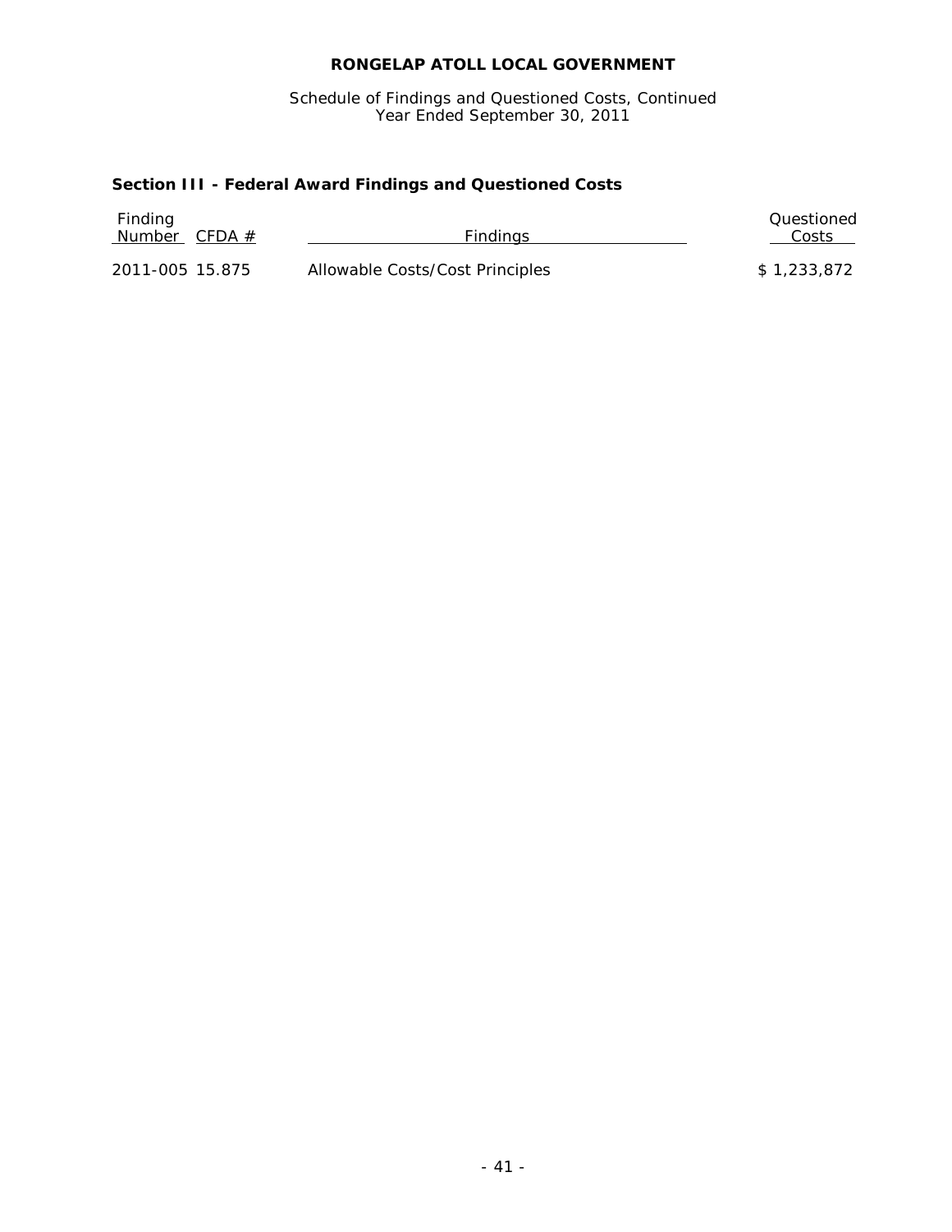# RONGELAP ATOLL LOCAL GOVERNMENT

Schedule of Findings and Questioned Costs, Continued
Year Ended September 30, 2011

## Section III - Federal Award Findings and Questioned Costs

| Finding Number | CFDA # | Findings | Questioned Costs |
|---|---|---|---|
| 2011-005 | 15.875 | Allowable Costs/Cost Principles | $ 1,233,872 |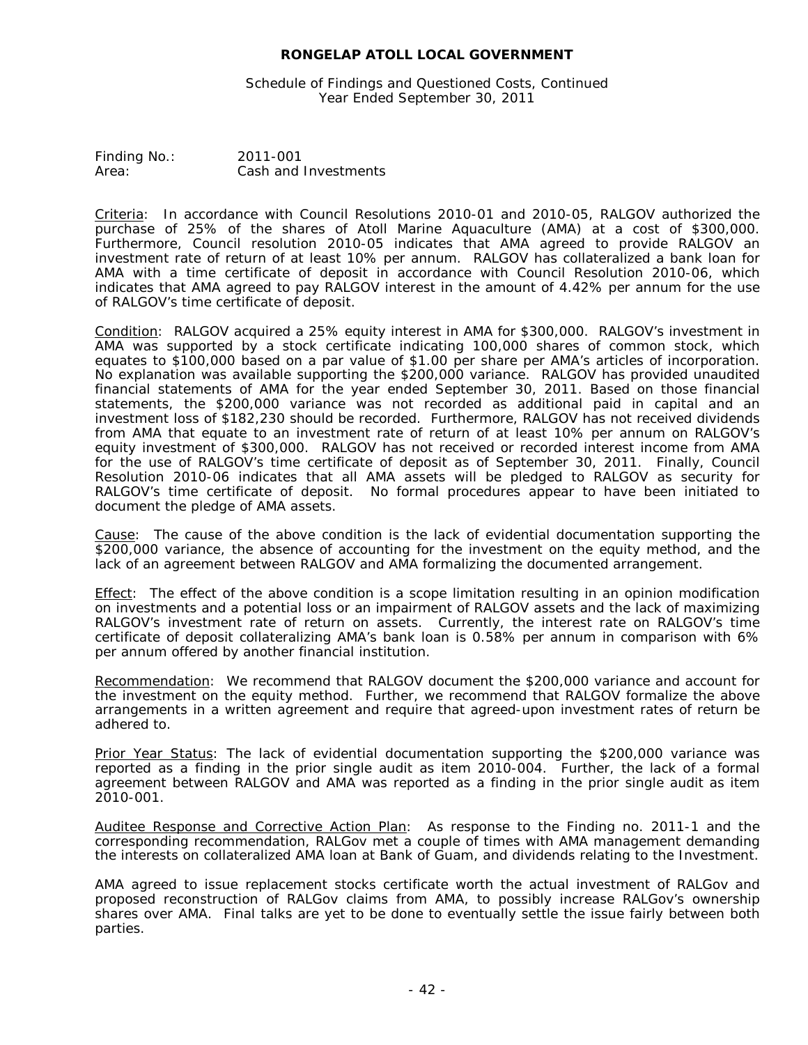**RONGELAP ATOLL LOCAL GOVERNMENT**

Schedule of Findings and Questioned Costs, Continued
Year Ended September 30, 2011

Finding No.: 2011-001
Area: Cash and Investments

Criteria: In accordance with Council Resolutions 2010-01 and 2010-05, RALGOV authorized the purchase of 25% of the shares of Atoll Marine Aquaculture (AMA) at a cost of $300,000. Furthermore, Council resolution 2010-05 indicates that AMA agreed to provide RALGOV an investment rate of return of at least 10% per annum. RALGOV has collateralized a bank loan for AMA with a time certificate of deposit in accordance with Council Resolution 2010-06, which indicates that AMA agreed to pay RALGOV interest in the amount of 4.42% per annum for the use of RALGOV's time certificate of deposit.

Condition: RALGOV acquired a 25% equity interest in AMA for $300,000. RALGOV's investment in AMA was supported by a stock certificate indicating 100,000 shares of common stock, which equates to $100,000 based on a par value of $1.00 per share per AMA's articles of incorporation. No explanation was available supporting the $200,000 variance. RALGOV has provided unaudited financial statements of AMA for the year ended September 30, 2011. Based on those financial statements, the $200,000 variance was not recorded as additional paid in capital and an investment loss of $182,230 should be recorded. Furthermore, RALGOV has not received dividends from AMA that equate to an investment rate of return of at least 10% per annum on RALGOV's equity investment of $300,000. RALGOV has not received or recorded interest income from AMA for the use of RALGOV's time certificate of deposit as of September 30, 2011. Finally, Council Resolution 2010-06 indicates that all AMA assets will be pledged to RALGOV as security for RALGOV's time certificate of deposit. No formal procedures appear to have been initiated to document the pledge of AMA assets.

Cause: The cause of the above condition is the lack of evidential documentation supporting the $200,000 variance, the absence of accounting for the investment on the equity method, and the lack of an agreement between RALGOV and AMA formalizing the documented arrangement.

Effect: The effect of the above condition is a scope limitation resulting in an opinion modification on investments and a potential loss or an impairment of RALGOV assets and the lack of maximizing RALGOV's investment rate of return on assets. Currently, the interest rate on RALGOV's time certificate of deposit collateralizing AMA's bank loan is 0.58% per annum in comparison with 6% per annum offered by another financial institution.

Recommendation: We recommend that RALGOV document the $200,000 variance and account for the investment on the equity method. Further, we recommend that RALGOV formalize the above arrangements in a written agreement and require that agreed-upon investment rates of return be adhered to.

Prior Year Status: The lack of evidential documentation supporting the $200,000 variance was reported as a finding in the prior single audit as item 2010-004. Further, the lack of a formal agreement between RALGOV and AMA was reported as a finding in the prior single audit as item 2010-001.

Auditee Response and Corrective Action Plan: As response to the Finding no. 2011-1 and the corresponding recommendation, RALGov met a couple of times with AMA management demanding the interests on collateralized AMA loan at Bank of Guam, and dividends relating to the Investment.

AMA agreed to issue replacement stocks certificate worth the actual investment of RALGov and proposed reconstruction of RALGov claims from AMA, to possibly increase RALGov's ownership shares over AMA. Final talks are yet to be done to eventually settle the issue fairly between both parties.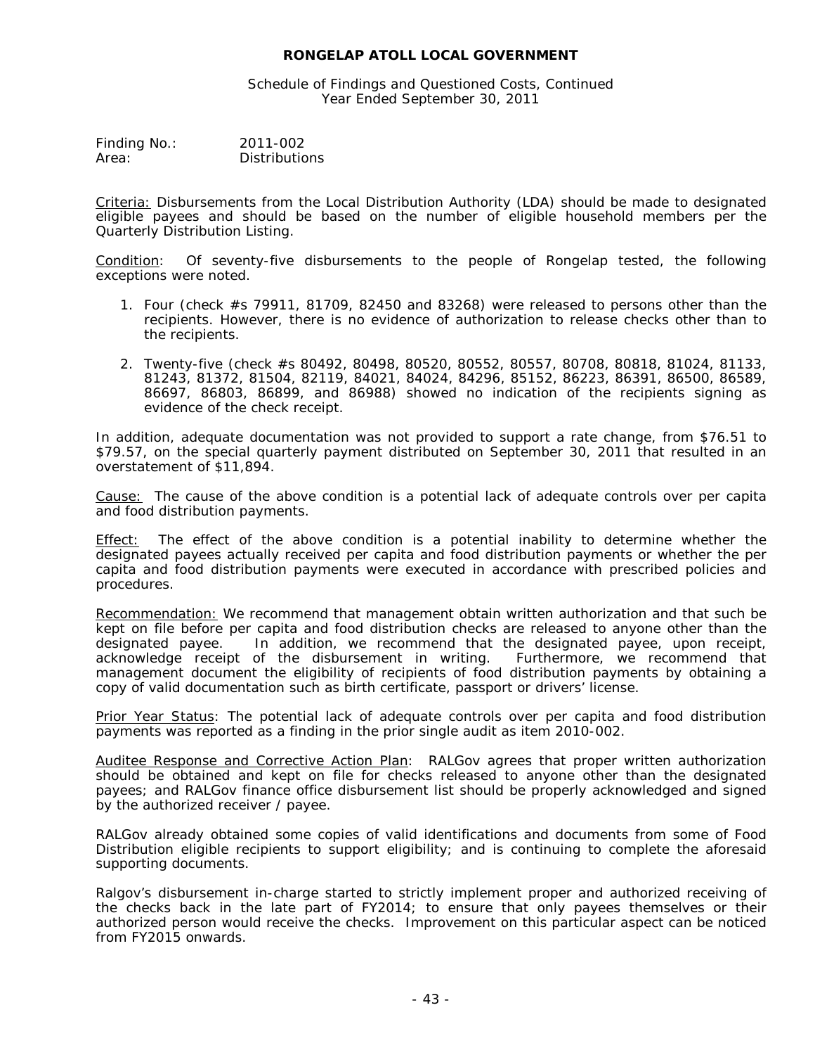**RONGELAP ATOLL LOCAL GOVERNMENT**

Schedule of Findings and Questioned Costs, Continued
Year Ended September 30, 2011

Finding No.: 2011-002
Area: Distributions

Criteria: Disbursements from the Local Distribution Authority (LDA) should be made to designated eligible payees and should be based on the number of eligible household members per the Quarterly Distribution Listing.

Condition: Of seventy-five disbursements to the people of Rongelap tested, the following exceptions were noted.

1. Four (check #s 79911, 81709, 82450 and 83268) were released to persons other than the recipients. However, there is no evidence of authorization to release checks other than to the recipients.
2. Twenty-five (check #s 80492, 80498, 80520, 80552, 80557, 80708, 80818, 81024, 81133, 81243, 81372, 81504, 82119, 84021, 84024, 84296, 85152, 86223, 86391, 86500, 86589, 86697, 86803, 86899, and 86988) showed no indication of the recipients signing as evidence of the check receipt.

In addition, adequate documentation was not provided to support a rate change, from $76.51 to $79.57, on the special quarterly payment distributed on September 30, 2011 that resulted in an overstatement of $11,894.

Cause: The cause of the above condition is a potential lack of adequate controls over per capita and food distribution payments.

Effect: The effect of the above condition is a potential inability to determine whether the designated payees actually received per capita and food distribution payments or whether the per capita and food distribution payments were executed in accordance with prescribed policies and procedures.

Recommendation: We recommend that management obtain written authorization and that such be kept on file before per capita and food distribution checks are released to anyone other than the designated payee. In addition, we recommend that the designated payee, upon receipt, acknowledge receipt of the disbursement in writing. Furthermore, we recommend that management document the eligibility of recipients of food distribution payments by obtaining a copy of valid documentation such as birth certificate, passport or drivers' license.

Prior Year Status: The potential lack of adequate controls over per capita and food distribution payments was reported as a finding in the prior single audit as item 2010-002.

Auditee Response and Corrective Action Plan: RALGov agrees that proper written authorization should be obtained and kept on file for checks released to anyone other than the designated payees; and RALGov finance office disbursement list should be properly acknowledged and signed by the authorized receiver / payee.

RALGov already obtained some copies of valid identifications and documents from some of Food Distribution eligible recipients to support eligibility; and is continuing to complete the aforesaid supporting documents.

Ralgov's disbursement in-charge started to strictly implement proper and authorized receiving of the checks back in the late part of FY2014; to ensure that only payees themselves or their authorized person would receive the checks. Improvement on this particular aspect can be noticed from FY2015 onwards.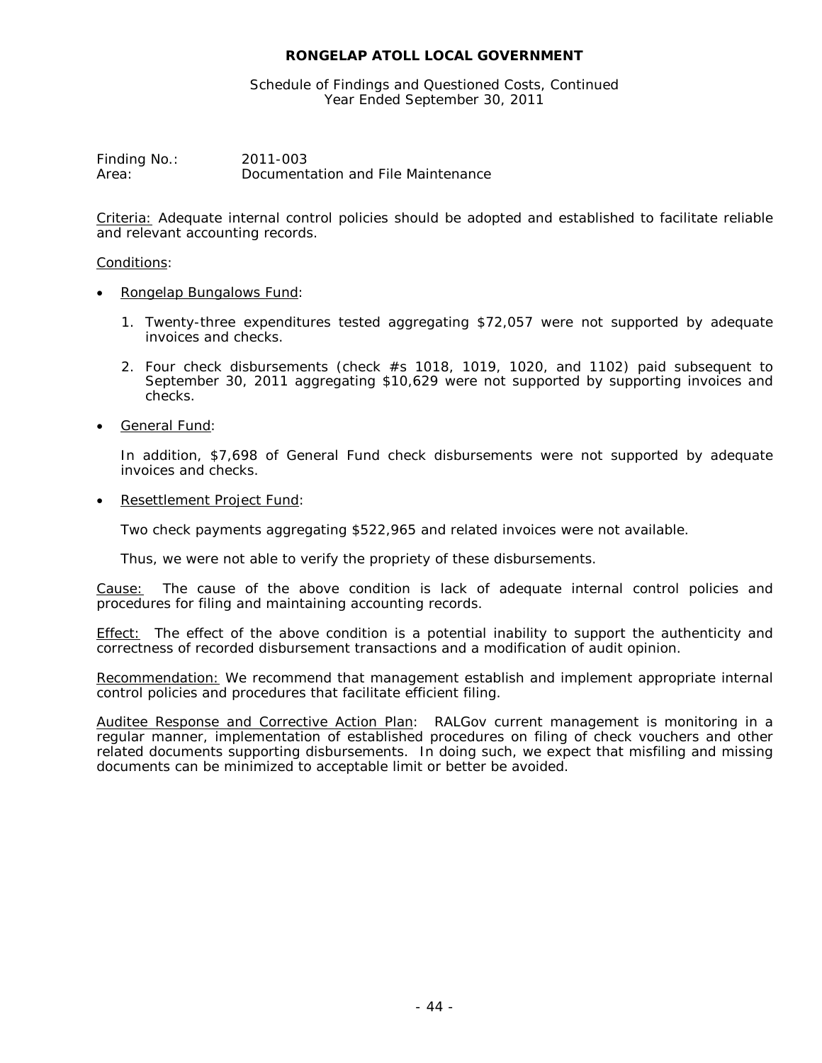**RONGELAP ATOLL LOCAL GOVERNMENT**

Schedule of Findings and Questioned Costs, Continued
Year Ended September 30, 2011

Finding No.: 2011-003
Area: Documentation and File Maintenance

Criteria: Adequate internal control policies should be adopted and established to facilitate reliable and relevant accounting records.

Conditions:

- Rongelap Bungalows Fund:

  1. Twenty-three expenditures tested aggregating $72,057 were not supported by adequate invoices and checks.

  2. Four check disbursements (check #s 1018, 1019, 1020, and 1102) paid subsequent to September 30, 2011 aggregating $10,629 were not supported by supporting invoices and checks.

- General Fund:

  In addition, $7,698 of General Fund check disbursements were not supported by adequate invoices and checks.

- Resettlement Project Fund:

  Two check payments aggregating $522,965 and related invoices were not available.

  Thus, we were not able to verify the propriety of these disbursements.

Cause: The cause of the above condition is lack of adequate internal control policies and procedures for filing and maintaining accounting records.

Effect: The effect of the above condition is a potential inability to support the authenticity and correctness of recorded disbursement transactions and a modification of audit opinion.

Recommendation: We recommend that management establish and implement appropriate internal control policies and procedures that facilitate efficient filing.

Auditee Response and Corrective Action Plan: RALGov current management is monitoring in a regular manner, implementation of established procedures on filing of check vouchers and other related documents supporting disbursements. In doing such, we expect that misfiling and missing documents can be minimized to acceptable limit or better be avoided.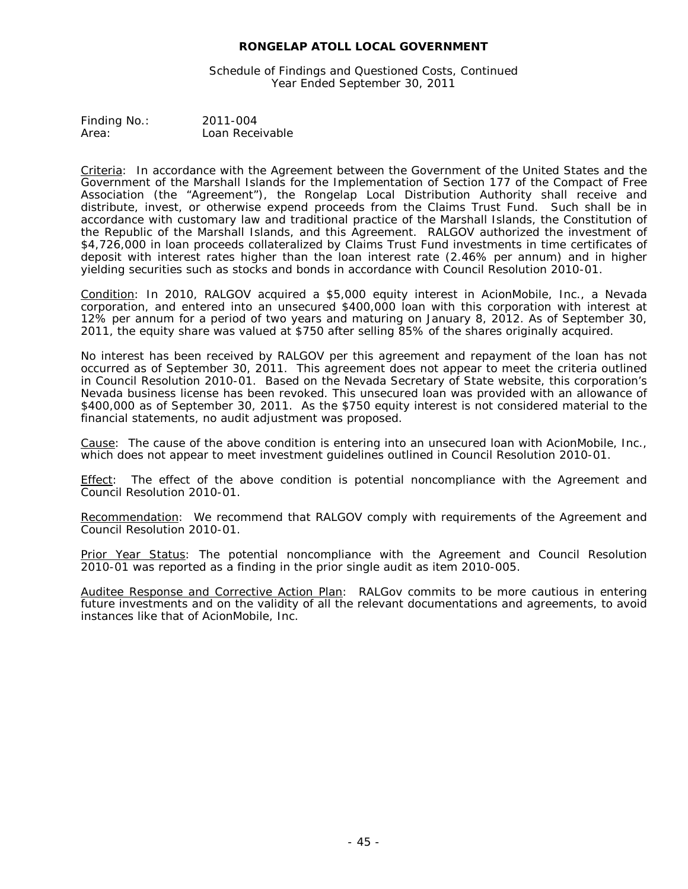**RONGELAP ATOLL LOCAL GOVERNMENT**

Schedule of Findings and Questioned Costs, Continued
Year Ended September 30, 2011

Finding No.: 2011-004
Area: Loan Receivable

Criteria: In accordance with the Agreement between the Government of the United States and the Government of the Marshall Islands for the Implementation of Section 177 of the Compact of Free Association (the "Agreement"), the Rongelap Local Distribution Authority shall receive and distribute, invest, or otherwise expend proceeds from the Claims Trust Fund. Such shall be in accordance with customary law and traditional practice of the Marshall Islands, the Constitution of the Republic of the Marshall Islands, and this Agreement. RALGOV authorized the investment of $4,726,000 in loan proceeds collateralized by Claims Trust Fund investments in time certificates of deposit with interest rates higher than the loan interest rate (2.46% per annum) and in higher yielding securities such as stocks and bonds in accordance with Council Resolution 2010-01.

Condition: In 2010, RALGOV acquired a $5,000 equity interest in AcionMobile, Inc., a Nevada corporation, and entered into an unsecured $400,000 loan with this corporation with interest at 12% per annum for a period of two years and maturing on January 8, 2012. As of September 30, 2011, the equity share was valued at $750 after selling 85% of the shares originally acquired.

No interest has been received by RALGOV per this agreement and repayment of the loan has not occurred as of September 30, 2011. This agreement does not appear to meet the criteria outlined in Council Resolution 2010-01. Based on the Nevada Secretary of State website, this corporation's Nevada business license has been revoked. This unsecured loan was provided with an allowance of $400,000 as of September 30, 2011. As the $750 equity interest is not considered material to the financial statements, no audit adjustment was proposed.

Cause: The cause of the above condition is entering into an unsecured loan with AcionMobile, Inc., which does not appear to meet investment guidelines outlined in Council Resolution 2010-01.

Effect: The effect of the above condition is potential noncompliance with the Agreement and Council Resolution 2010-01.

Recommendation: We recommend that RALGOV comply with requirements of the Agreement and Council Resolution 2010-01.

Prior Year Status: The potential noncompliance with the Agreement and Council Resolution 2010-01 was reported as a finding in the prior single audit as item 2010-005.

Auditee Response and Corrective Action Plan: RALGov commits to be more cautious in entering future investments and on the validity of all the relevant documentations and agreements, to avoid instances like that of AcionMobile, Inc.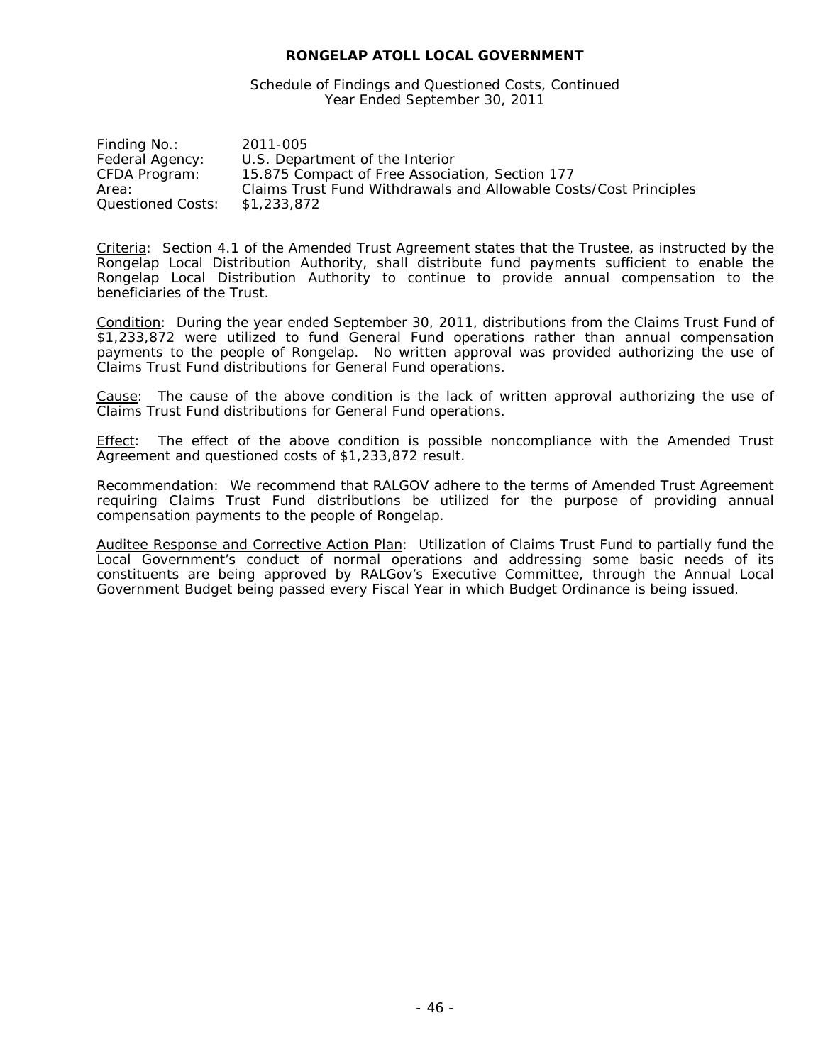**RONGELAP ATOLL LOCAL GOVERNMENT**

Schedule of Findings and Questioned Costs, Continued
Year Ended September 30, 2011

| | |
|---|---|
| Finding No.: | 2011-005 |
| Federal Agency: | U.S. Department of the Interior |
| CFDA Program: | 15.875 Compact of Free Association, Section 177 |
| Area: | Claims Trust Fund Withdrawals and Allowable Costs/Cost Principles |
| Questioned Costs: | $1,233,872 |

Criteria: Section 4.1 of the Amended Trust Agreement states that the Trustee, as instructed by the Rongelap Local Distribution Authority, shall distribute fund payments sufficient to enable the Rongelap Local Distribution Authority to continue to provide annual compensation to the beneficiaries of the Trust.

Condition: During the year ended September 30, 2011, distributions from the Claims Trust Fund of $1,233,872 were utilized to fund General Fund operations rather than annual compensation payments to the people of Rongelap. No written approval was provided authorizing the use of Claims Trust Fund distributions for General Fund operations.

Cause: The cause of the above condition is the lack of written approval authorizing the use of Claims Trust Fund distributions for General Fund operations.

Effect: The effect of the above condition is possible noncompliance with the Amended Trust Agreement and questioned costs of $1,233,872 result.

Recommendation: We recommend that RALGOV adhere to the terms of Amended Trust Agreement requiring Claims Trust Fund distributions be utilized for the purpose of providing annual compensation payments to the people of Rongelap.

Auditee Response and Corrective Action Plan: Utilization of Claims Trust Fund to partially fund the Local Government's conduct of normal operations and addressing some basic needs of its constituents are being approved by RALGov's Executive Committee, through the Annual Local Government Budget being passed every Fiscal Year in which Budget Ordinance is being issued.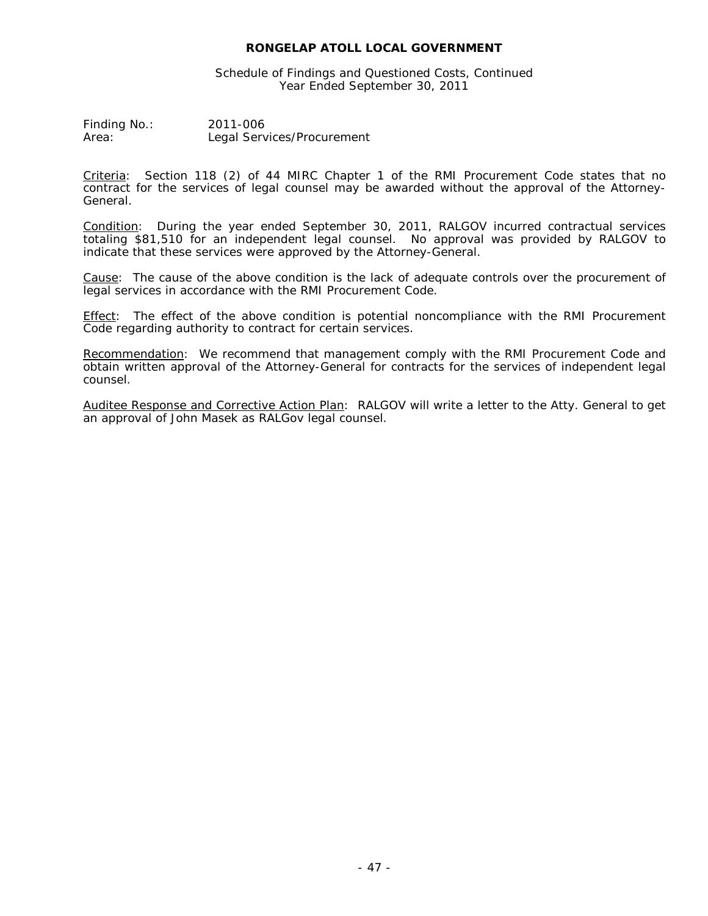**RONGELAP ATOLL LOCAL GOVERNMENT**

Schedule of Findings and Questioned Costs, Continued
Year Ended September 30, 2011

Finding No.: 2011-006
Area: Legal Services/Procurement

Criteria: Section 118 (2) of 44 MIRC Chapter 1 of the RMI Procurement Code states that no contract for the services of legal counsel may be awarded without the approval of the Attorney-General.

Condition: During the year ended September 30, 2011, RALGOV incurred contractual services totaling $81,510 for an independent legal counsel. No approval was provided by RALGOV to indicate that these services were approved by the Attorney-General.

Cause: The cause of the above condition is the lack of adequate controls over the procurement of legal services in accordance with the RMI Procurement Code.

Effect: The effect of the above condition is potential noncompliance with the RMI Procurement Code regarding authority to contract for certain services.

Recommendation: We recommend that management comply with the RMI Procurement Code and obtain written approval of the Attorney-General for contracts for the services of independent legal counsel.

Auditee Response and Corrective Action Plan: RALGOV will write a letter to the Atty. General to get an approval of John Masek as RALGov legal counsel.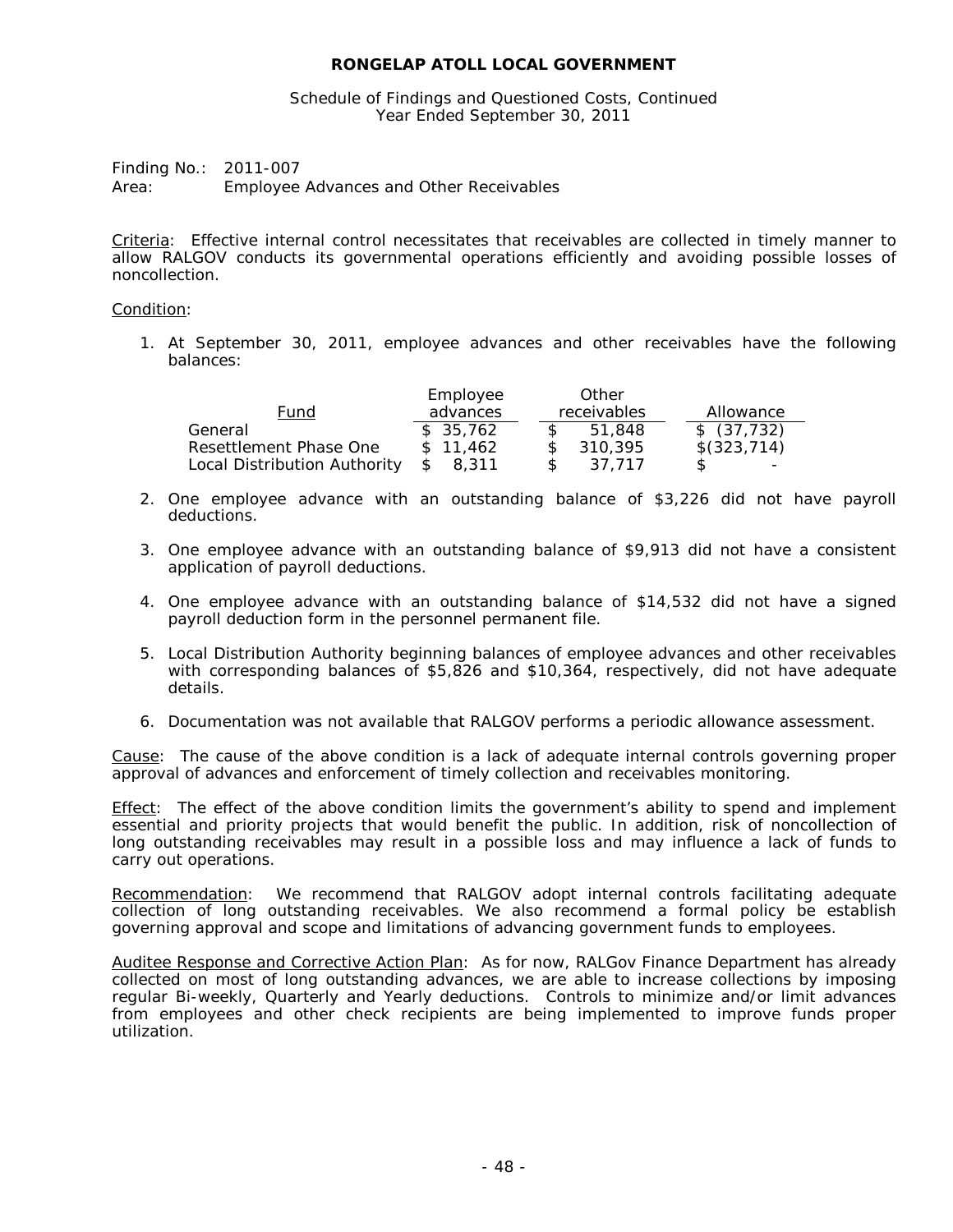**RONGELAP ATOLL LOCAL GOVERNMENT**

Schedule of Findings and Questioned Costs, Continued
Year Ended September 30, 2011

Finding No.: 2011-007
Area: Employee Advances and Other Receivables

Criteria: Effective internal control necessitates that receivables are collected in timely manner to allow RALGOV conducts its governmental operations efficiently and avoiding possible losses of noncollection.

Condition:

1. At September 30, 2011, employee advances and other receivables have the following balances:

| Fund | Employee advances | Other receivables | Allowance |
|---|---|---|---|
| General | $ 35,762 | $ 51,848 | $ (37,732) |
| Resettlement Phase One | $ 11,462 | $ 310,395 | $(323,714) |
| Local Distribution Authority | $ 8,311 | $ 37,717 | $ - |

2. One employee advance with an outstanding balance of $3,226 did not have payroll deductions.

3. One employee advance with an outstanding balance of $9,913 did not have a consistent application of payroll deductions.

4. One employee advance with an outstanding balance of $14,532 did not have a signed payroll deduction form in the personnel permanent file.

5. Local Distribution Authority beginning balances of employee advances and other receivables with corresponding balances of $5,826 and $10,364, respectively, did not have adequate details.

6. Documentation was not available that RALGOV performs a periodic allowance assessment.

Cause: The cause of the above condition is a lack of adequate internal controls governing proper approval of advances and enforcement of timely collection and receivables monitoring.

Effect: The effect of the above condition limits the government's ability to spend and implement essential and priority projects that would benefit the public. In addition, risk of noncollection of long outstanding receivables may result in a possible loss and may influence a lack of funds to carry out operations.

Recommendation: We recommend that RALGOV adopt internal controls facilitating adequate collection of long outstanding receivables. We also recommend a formal policy be establish governing approval and scope and limitations of advancing government funds to employees.

Auditee Response and Corrective Action Plan: As for now, RALGov Finance Department has already collected on most of long outstanding advances, we are able to increase collections by imposing regular Bi-weekly, Quarterly and Yearly deductions. Controls to minimize and/or limit advances from employees and other check recipients are being implemented to improve funds proper utilization.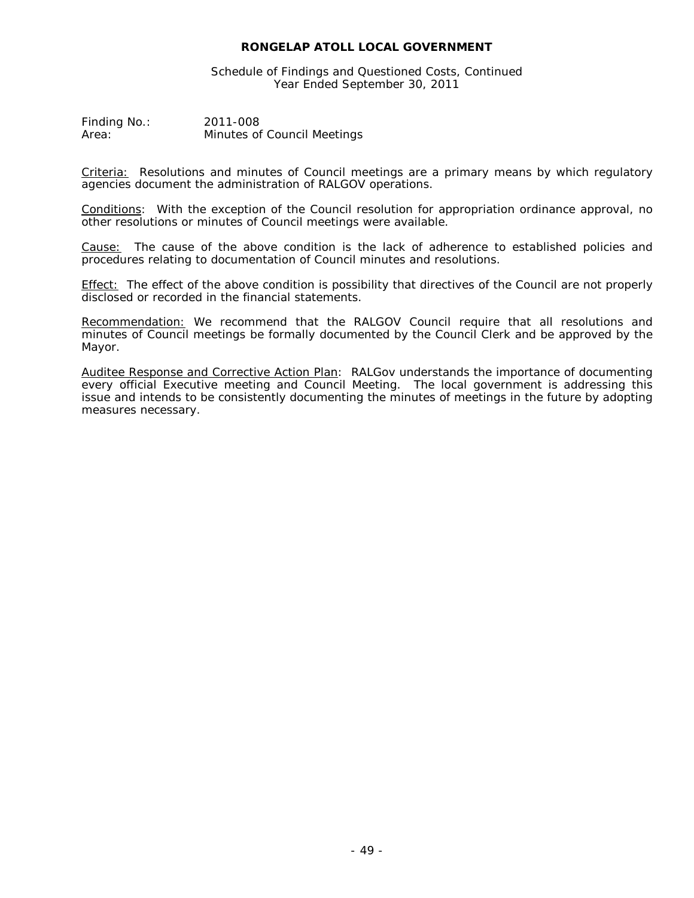**RONGELAP ATOLL LOCAL GOVERNMENT**

Schedule of Findings and Questioned Costs, Continued
Year Ended September 30, 2011

Finding No.: 2011-008
Area: Minutes of Council Meetings

Criteria: Resolutions and minutes of Council meetings are a primary means by which regulatory agencies document the administration of RALGOV operations.

Conditions: With the exception of the Council resolution for appropriation ordinance approval, no other resolutions or minutes of Council meetings were available.

Cause: The cause of the above condition is the lack of adherence to established policies and procedures relating to documentation of Council minutes and resolutions.

Effect: The effect of the above condition is possibility that directives of the Council are not properly disclosed or recorded in the financial statements.

Recommendation: We recommend that the RALGOV Council require that all resolutions and minutes of Council meetings be formally documented by the Council Clerk and be approved by the Mayor.

Auditee Response and Corrective Action Plan: RALGov understands the importance of documenting every official Executive meeting and Council Meeting. The local government is addressing this issue and intends to be consistently documenting the minutes of meetings in the future by adopting measures necessary.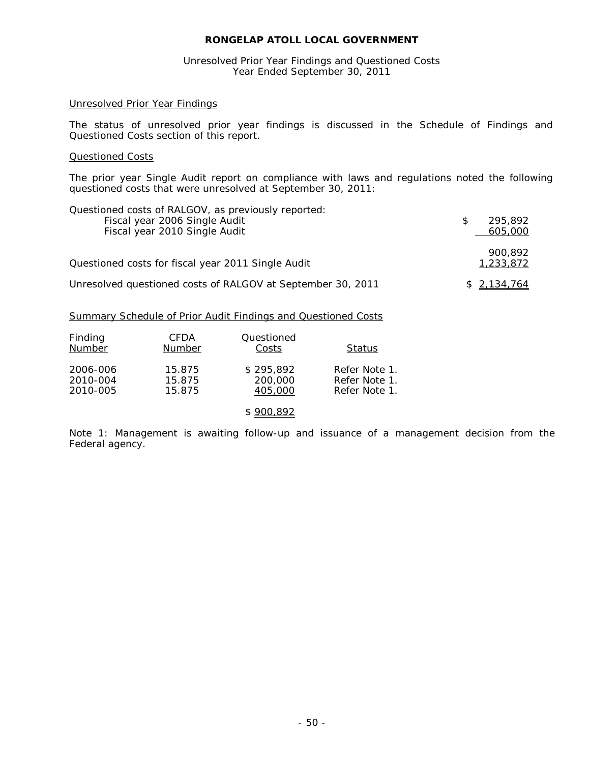**RONGELAP ATOLL LOCAL GOVERNMENT**

Unresolved Prior Year Findings and Questioned Costs
Year Ended September 30, 2011

Unresolved Prior Year Findings

The status of unresolved prior year findings is discussed in the Schedule of Findings and Questioned Costs section of this report.

Questioned Costs

The prior year Single Audit report on compliance with laws and regulations noted the following questioned costs that were unresolved at September 30, 2011:

| | |
|---|---|
| Questioned costs of RALGOV, as previously reported: | |
| Fiscal year 2006 Single Audit | $ 295,892 |
| Fiscal year 2010 Single Audit | 605,000 |
| | 900,892 |
| Questioned costs for fiscal year 2011 Single Audit | 1,233,872 |
| Unresolved questioned costs of RALGOV at September 30, 2011 | $ 2,134,764 |

Summary Schedule of Prior Audit Findings and Questioned Costs

| Finding Number | CFDA Number | Questioned Costs | Status |
|---|---|---|---|
| 2006-006 | 15.875 | $ 295,892 | Refer Note 1. |
| 2010-004 | 15.875 | 200,000 | Refer Note 1. |
| 2010-005 | 15.875 | 405,000 | Refer Note 1. |
| | | $ 900,892 | |

Note 1: Management is awaiting follow-up and issuance of a management decision from the Federal agency.